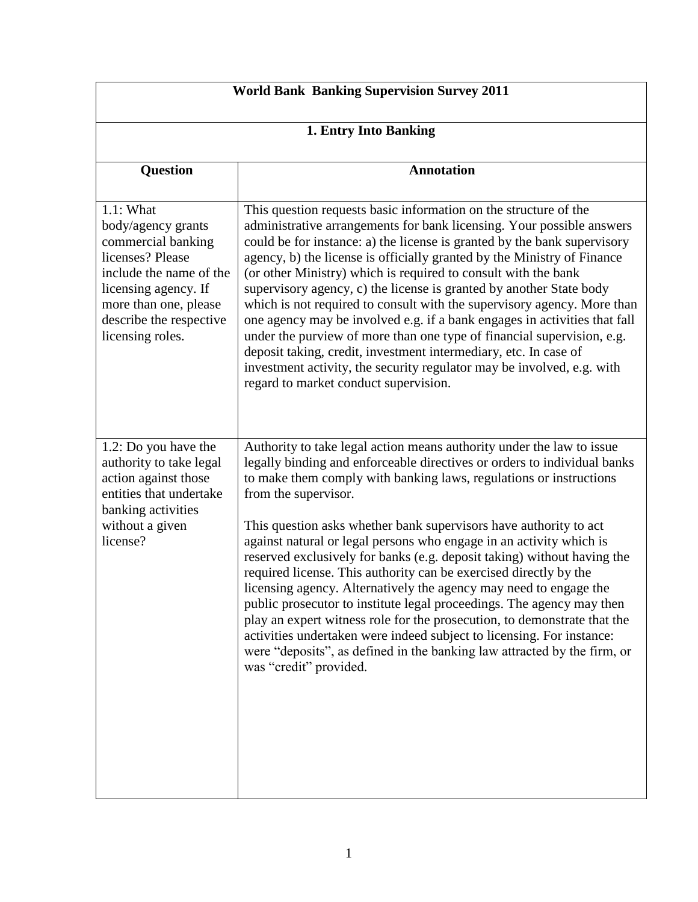# World Bank Banking Supervision Survey 2011

## 1. Entry Into Banking

| Question | Annotation |
|---|---|
| 1.1: What body/agency grants commercial banking licenses? Please include the name of the licensing agency. If more than one, please describe the respective licensing roles. | This question requests basic information on the structure of the administrative arrangements for bank licensing. Your possible answers could be for instance: a) the license is granted by the bank supervisory agency, b) the license is officially granted by the Ministry of Finance (or other Ministry) which is required to consult with the bank supervisory agency, c) the license is granted by another State body which is not required to consult with the supervisory agency. More than one agency may be involved e.g. if a bank engages in activities that fall under the purview of more than one type of financial supervision, e.g. deposit taking, credit, investment intermediary, etc. In case of investment activity, the security regulator may be involved, e.g. with regard to market conduct supervision. |
| 1.2: Do you have the authority to take legal action against those entities that undertake banking activities without a given license? | Authority to take legal action means authority under the law to issue legally binding and enforceable directives or orders to individual banks to make them comply with banking laws, regulations or instructions from the supervisor.<br><br>This question asks whether bank supervisors have authority to act against natural or legal persons who engage in an activity which is reserved exclusively for banks (e.g. deposit taking) without having the required license. This authority can be exercised directly by the licensing agency. Alternatively the agency may need to engage the public prosecutor to institute legal proceedings. The agency may then play an expert witness role for the prosecution, to demonstrate that the activities undertaken were indeed subject to licensing. For instance: were "deposits", as defined in the banking law attracted by the firm, or was "credit" provided. |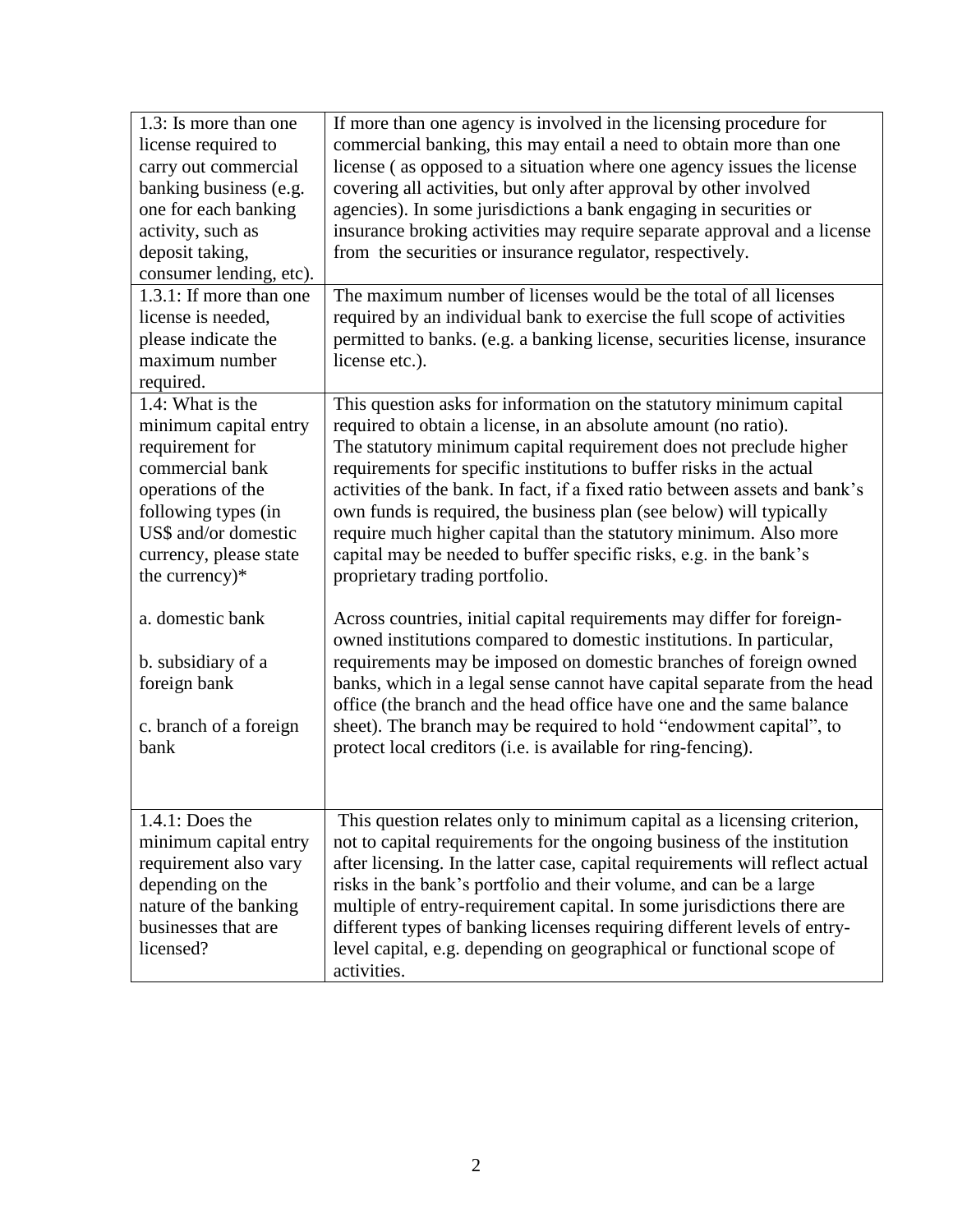| | |
|---|---|
| 1.3: Is more than one license required to carry out commercial banking business (e.g. one for each banking activity, such as deposit taking, consumer lending, etc). | If more than one agency is involved in the licensing procedure for commercial banking, this may entail a need to obtain more than one license ( as opposed to a situation where one agency issues the license covering all activities, but only after approval by other involved agencies). In some jurisdictions a bank engaging in securities or insurance broking activities may require separate approval and a license from the securities or insurance regulator, respectively. |
| 1.3.1: If more than one license is needed, please indicate the maximum number required. | The maximum number of licenses would be the total of all licenses required by an individual bank to exercise the full scope of activities permitted to banks. (e.g. a banking license, securities license, insurance license etc.). |
| 1.4: What is the minimum capital entry requirement for commercial bank operations of the following types (in US$ and/or domestic currency, please state the currency)*<br><br>a. domestic bank<br><br>b. subsidiary of a foreign bank<br><br>c. branch of a foreign bank | This question asks for information on the statutory minimum capital required to obtain a license, in an absolute amount (no ratio). The statutory minimum capital requirement does not preclude higher requirements for specific institutions to buffer risks in the actual activities of the bank. In fact, if a fixed ratio between assets and bank's own funds is required, the business plan (see below) will typically require much higher capital than the statutory minimum. Also more capital may be needed to buffer specific risks, e.g. in the bank's proprietary trading portfolio.<br><br>Across countries, initial capital requirements may differ for foreign-owned institutions compared to domestic institutions. In particular, requirements may be imposed on domestic branches of foreign owned banks, which in a legal sense cannot have capital separate from the head office (the branch and the head office have one and the same balance sheet). The branch may be required to hold "endowment capital", to protect local creditors (i.e. is available for ring-fencing). |
| 1.4.1: Does the minimum capital entry requirement also vary depending on the nature of the banking businesses that are licensed? | This question relates only to minimum capital as a licensing criterion, not to capital requirements for the ongoing business of the institution after licensing. In the latter case, capital requirements will reflect actual risks in the bank's portfolio and their volume, and can be a large multiple of entry-requirement capital. In some jurisdictions there are different types of banking licenses requiring different levels of entry-level capital, e.g. depending on geographical or functional scope of activities. |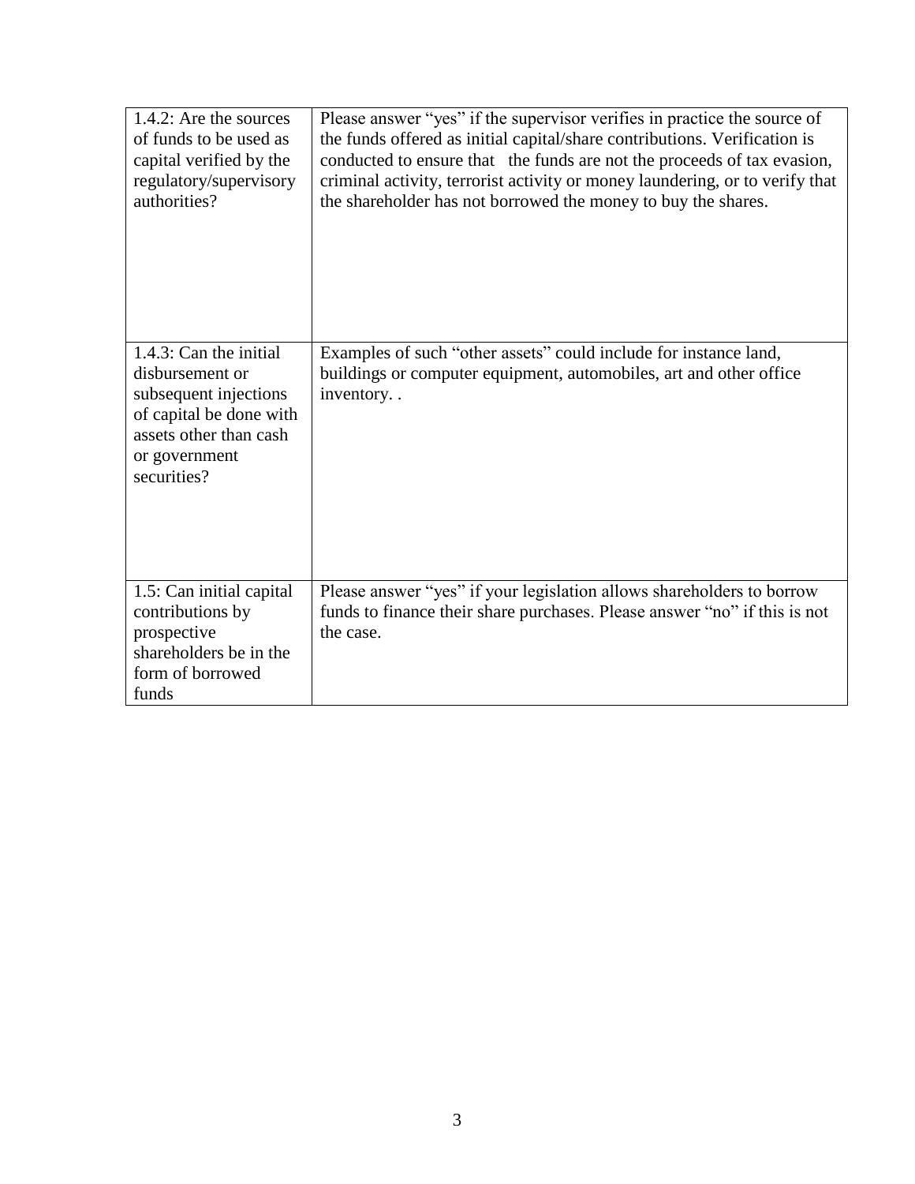| | |
|---|---|
| 1.4.2: Are the sources of funds to be used as capital verified by the regulatory/supervisory authorities? | Please answer “yes” if the supervisor verifies in practice the source of the funds offered as initial capital/share contributions. Verification is conducted to ensure that the funds are not the proceeds of tax evasion, criminal activity, terrorist activity or money laundering, or to verify that the shareholder has not borrowed the money to buy the shares. |
| 1.4.3: Can the initial disbursement or subsequent injections of capital be done with assets other than cash or government securities? | Examples of such “other assets” could include for instance land, buildings or computer equipment, automobiles, art and other office inventory. . |
| 1.5: Can initial capital contributions by prospective shareholders be in the form of borrowed funds | Please answer “yes” if your legislation allows shareholders to borrow funds to finance their share purchases. Please answer “no” if this is not the case. |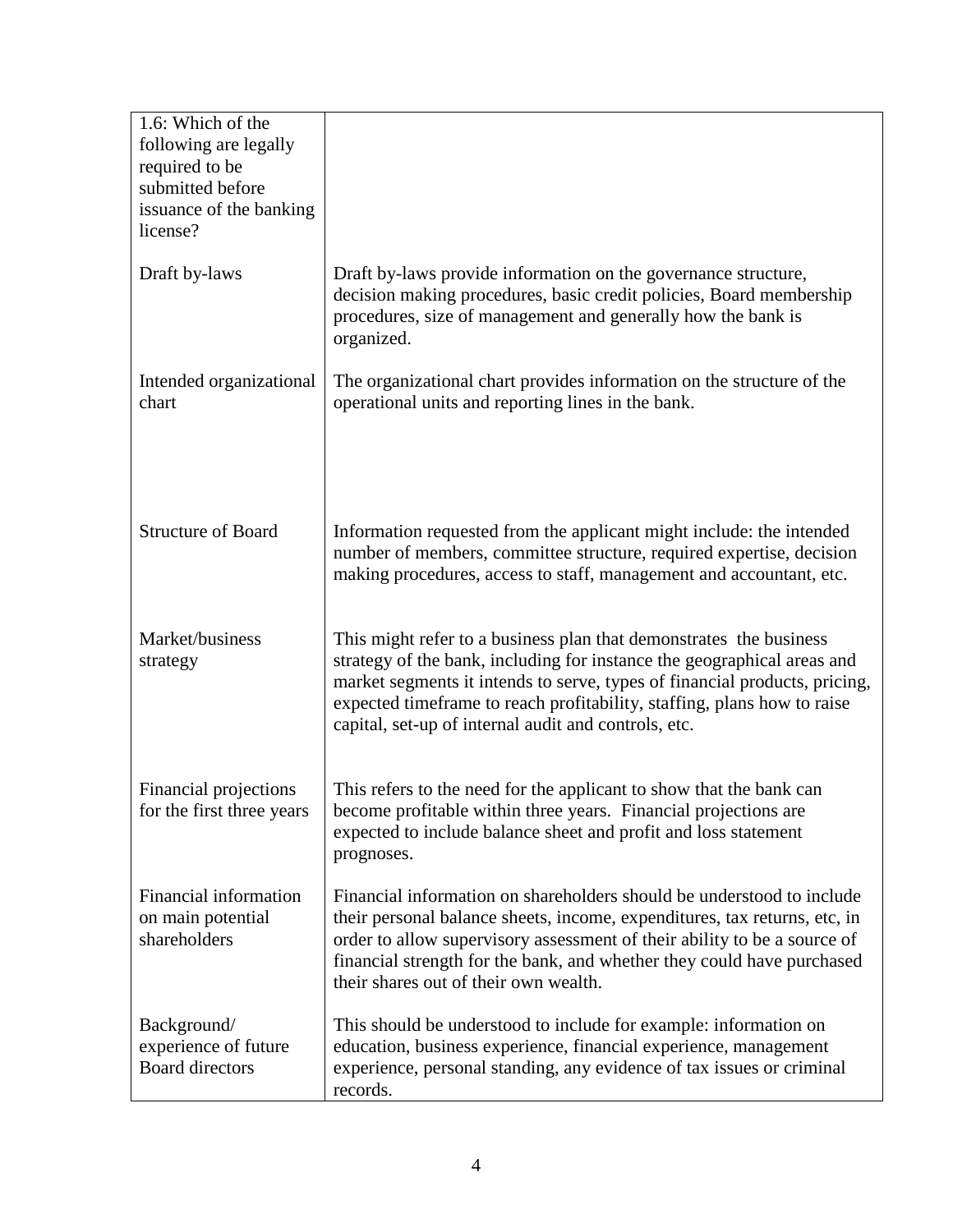| 1.6: Which of the following are legally required to be submitted before issuance of the banking license? | |
|---|---|
| Draft by-laws | Draft by-laws provide information on the governance structure, decision making procedures, basic credit policies, Board membership procedures, size of management and generally how the bank is organized. |
| Intended organizational chart | The organizational chart provides information on the structure of the operational units and reporting lines in the bank. |
| Structure of Board | Information requested from the applicant might include: the intended number of members, committee structure, required expertise, decision making procedures, access to staff, management and accountant, etc. |
| Market/business strategy | This might refer to a business plan that demonstrates the business strategy of the bank, including for instance the geographical areas and market segments it intends to serve, types of financial products, pricing, expected timeframe to reach profitability, staffing, plans how to raise capital, set-up of internal audit and controls, etc. |
| Financial projections for the first three years | This refers to the need for the applicant to show that the bank can become profitable within three years. Financial projections are expected to include balance sheet and profit and loss statement prognoses. |
| Financial information on main potential shareholders | Financial information on shareholders should be understood to include their personal balance sheets, income, expenditures, tax returns, etc, in order to allow supervisory assessment of their ability to be a source of financial strength for the bank, and whether they could have purchased their shares out of their own wealth. |
| Background/ experience of future Board directors | This should be understood to include for example: information on education, business experience, financial experience, management experience, personal standing, any evidence of tax issues or criminal records. |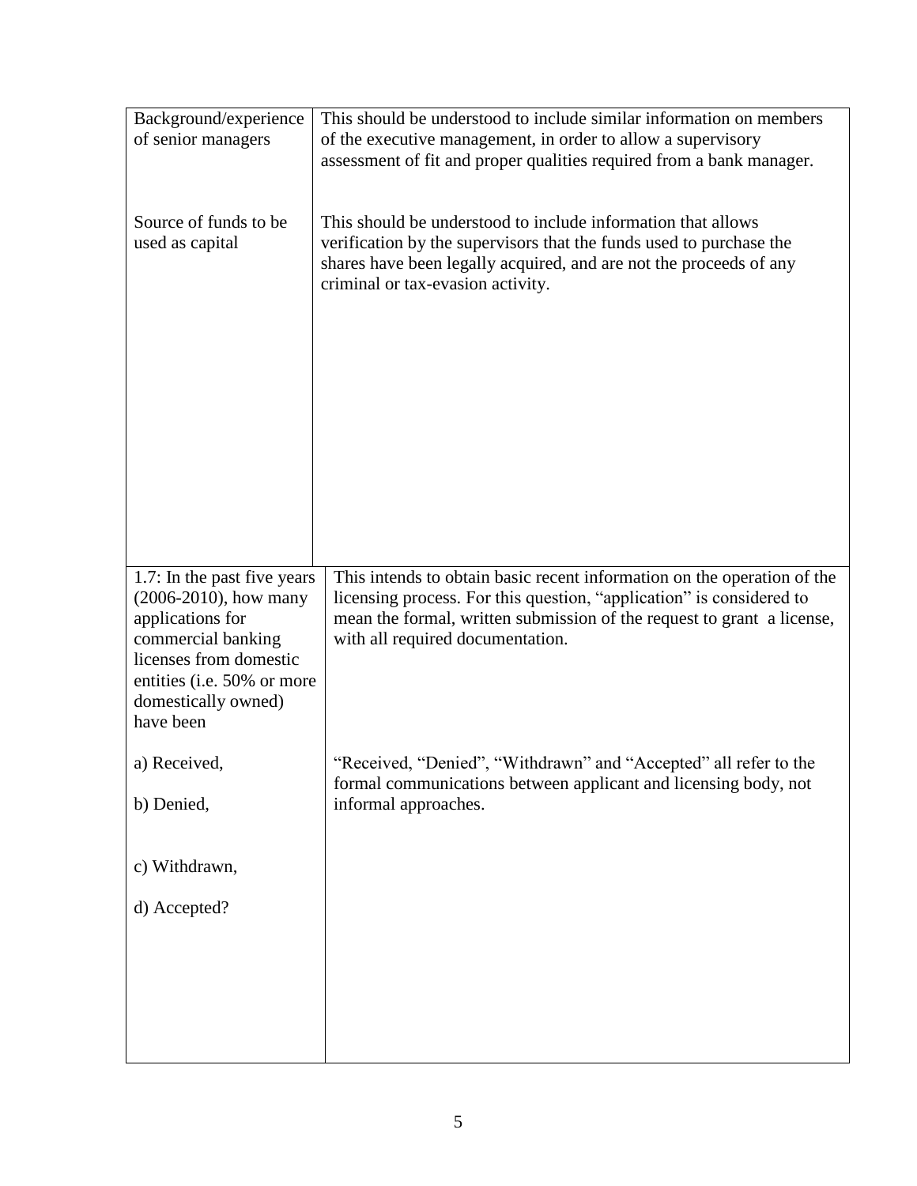| | |
|---|---|
| Background/experience of senior managers | This should be understood to include similar information on members of the executive management, in order to allow a supervisory assessment of fit and proper qualities required from a bank manager. |
| Source of funds to be used as capital | This should be understood to include information that allows verification by the supervisors that the funds used to purchase the shares have been legally acquired, and are not the proceeds of any criminal or tax-evasion activity. |

| | |
|---|---|
| 1.7: In the past five years (2006-2010), how many applications for commercial banking licenses from domestic entities (i.e. 50% or more domestically owned) have been<br><br>a) Received,<br><br>b) Denied,<br><br>c) Withdrawn,<br><br>d) Accepted? | This intends to obtain basic recent information on the operation of the licensing process. For this question, "application" is considered to mean the formal, written submission of the request to grant a license, with all required documentation.<br><br>"Received, "Denied", "Withdrawn" and "Accepted" all refer to the formal communications between applicant and licensing body, not informal approaches. |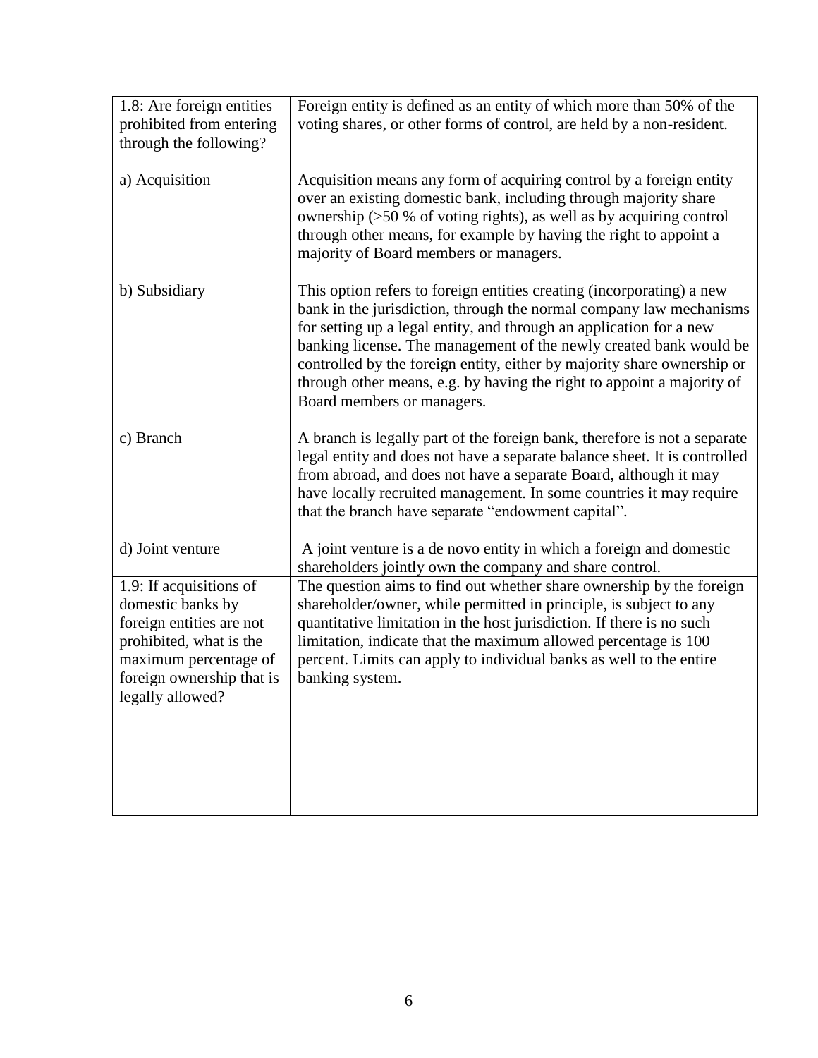| | |
|---|---|
| 1.8: Are foreign entities prohibited from entering through the following? | Foreign entity is defined as an entity of which more than 50% of the voting shares, or other forms of control, are held by a non-resident. |
| a) Acquisition | Acquisition means any form of acquiring control by a foreign entity over an existing domestic bank, including through majority share ownership (>50 % of voting rights), as well as by acquiring control through other means, for example by having the right to appoint a majority of Board members or managers. |
| b) Subsidiary | This option refers to foreign entities creating (incorporating) a new bank in the jurisdiction, through the normal company law mechanisms for setting up a legal entity, and through an application for a new banking license. The management of the newly created bank would be controlled by the foreign entity, either by majority share ownership or through other means, e.g. by having the right to appoint a majority of Board members or managers. |
| c) Branch | A branch is legally part of the foreign bank, therefore is not a separate legal entity and does not have a separate balance sheet. It is controlled from abroad, and does not have a separate Board, although it may have locally recruited management. In some countries it may require that the branch have separate "endowment capital". |
| d) Joint venture | A joint venture is a de novo entity in which a foreign and domestic shareholders jointly own the company and share control. |
| 1.9: If acquisitions of domestic banks by foreign entities are not prohibited, what is the maximum percentage of foreign ownership that is legally allowed? | The question aims to find out whether share ownership by the foreign shareholder/owner, while permitted in principle, is subject to any quantitative limitation in the host jurisdiction. If there is no such limitation, indicate that the maximum allowed percentage is 100 percent. Limits can apply to individual banks as well to the entire banking system. |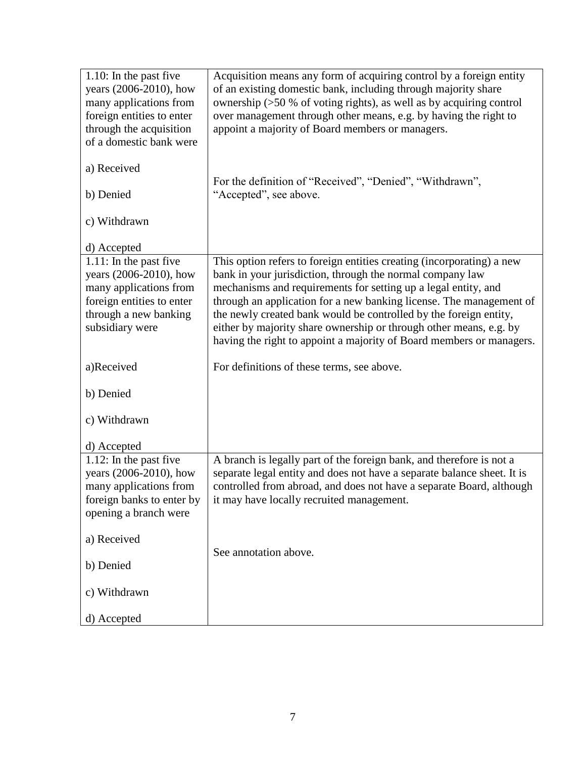| | |
|---|---|
| 1.10: In the past five years (2006-2010), how many applications from foreign entities to enter through the acquisition of a domestic bank were<br><br>a) Received<br><br>b) Denied<br><br>c) Withdrawn<br><br>d) Accepted | Acquisition means any form of acquiring control by a foreign entity of an existing domestic bank, including through majority share ownership (>50 % of voting rights), as well as by acquiring control over management through other means, e.g. by having the right to appoint a majority of Board members or managers.<br><br>For the definition of "Received", "Denied", "Withdrawn", "Accepted", see above. |
| 1.11: In the past five years (2006-2010), how many applications from foreign entities to enter through a new banking subsidiary were<br><br>a)Received<br><br>b) Denied<br><br>c) Withdrawn<br><br>d) Accepted | This option refers to foreign entities creating (incorporating) a new bank in your jurisdiction, through the normal company law mechanisms and requirements for setting up a legal entity, and through an application for a new banking license. The management of the newly created bank would be controlled by the foreign entity, either by majority share ownership or through other means, e.g. by having the right to appoint a majority of Board members or managers.<br><br>For definitions of these terms, see above. |
| 1.12: In the past five years (2006-2010), how many applications from foreign banks to enter by opening a branch were<br><br>a) Received<br><br>b) Denied<br><br>c) Withdrawn<br><br>d) Accepted | A branch is legally part of the foreign bank, and therefore is not a separate legal entity and does not have a separate balance sheet. It is controlled from abroad, and does not have a separate Board, although it may have locally recruited management.<br><br>See annotation above. |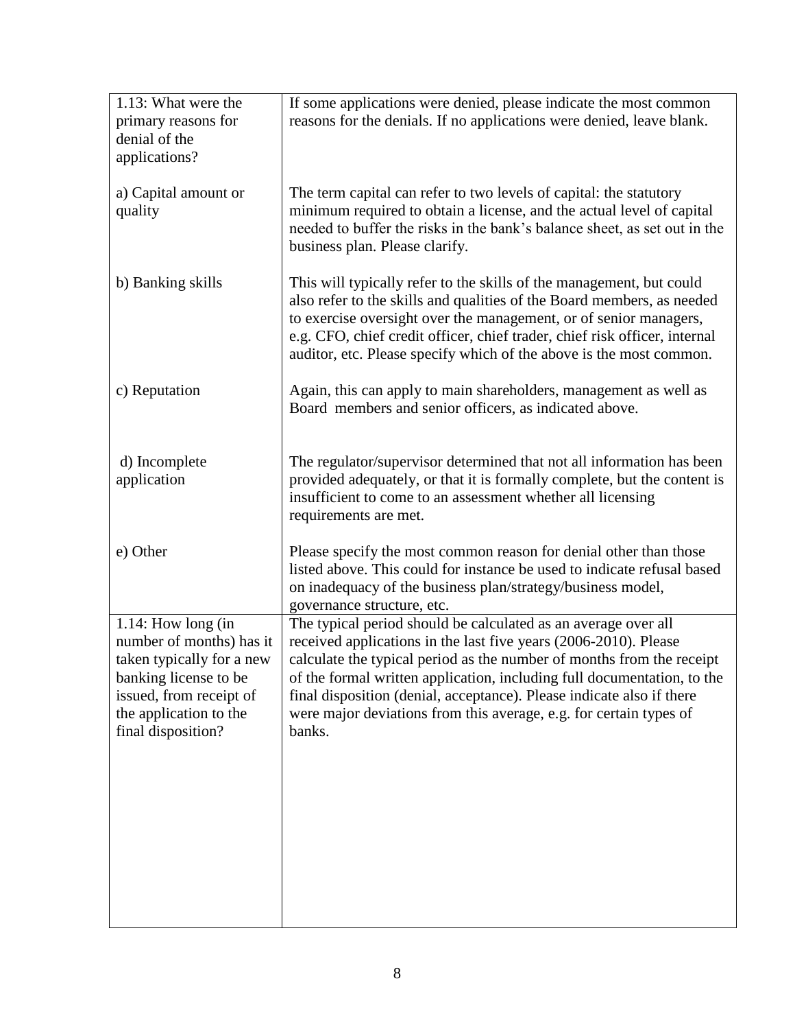| | |
|---|---|
| 1.13: What were the primary reasons for denial of the applications? | If some applications were denied, please indicate the most common reasons for the denials. If no applications were denied, leave blank. |
| a) Capital amount or quality | The term capital can refer to two levels of capital: the statutory minimum required to obtain a license, and the actual level of capital needed to buffer the risks in the bank's balance sheet, as set out in the business plan. Please clarify. |
| b) Banking skills | This will typically refer to the skills of the management, but could also refer to the skills and qualities of the Board members, as needed to exercise oversight over the management, or of senior managers, e.g. CFO, chief credit officer, chief trader, chief risk officer, internal auditor, etc. Please specify which of the above is the most common. |
| c) Reputation | Again, this can apply to main shareholders, management as well as Board members and senior officers, as indicated above. |
| d) Incomplete application | The regulator/supervisor determined that not all information has been provided adequately, or that it is formally complete, but the content is insufficient to come to an assessment whether all licensing requirements are met. |
| e) Other | Please specify the most common reason for denial other than those listed above. This could for instance be used to indicate refusal based on inadequacy of the business plan/strategy/business model, governance structure, etc. |
| 1.14: How long (in number of months) has it taken typically for a new banking license to be issued, from receipt of the application to the final disposition? | The typical period should be calculated as an average over all received applications in the last five years (2006-2010). Please calculate the typical period as the number of months from the receipt of the formal written application, including full documentation, to the final disposition (denial, acceptance). Please indicate also if there were major deviations from this average, e.g. for certain types of banks. |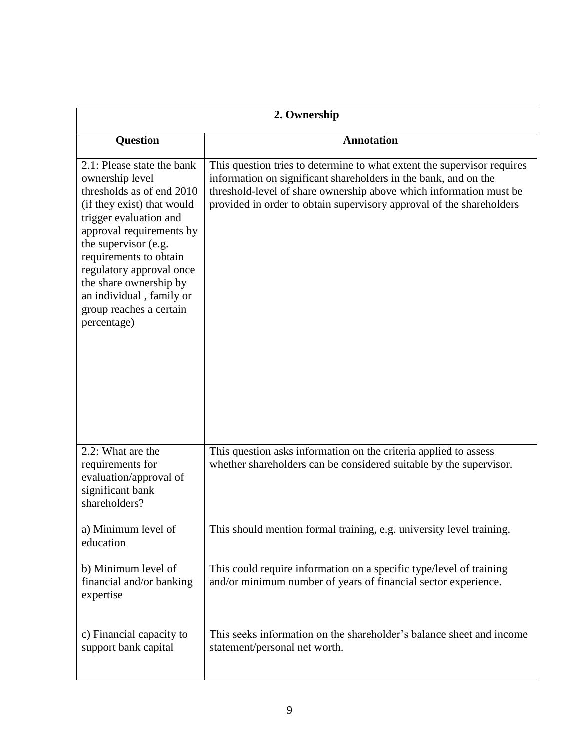| 2. Ownership | |
|---|---|
| **Question** | **Annotation** |
| 2.1: Please state the bank ownership level thresholds as of end 2010 (if they exist) that would trigger evaluation and approval requirements by the supervisor (e.g. requirements to obtain regulatory approval once the share ownership by an individual , family or group reaches a certain percentage) | This question tries to determine to what extent the supervisor requires information on significant shareholders in the bank, and on the threshold-level of share ownership above which information must be provided in order to obtain supervisory approval of the shareholders |
| 2.2: What are the requirements for evaluation/approval of significant bank shareholders?<br><br>a) Minimum level of education<br><br>b) Minimum level of financial and/or banking expertise<br><br>c) Financial capacity to support bank capital | This question asks information on the criteria applied to assess whether shareholders can be considered suitable by the supervisor.<br><br>This should mention formal training, e.g. university level training.<br><br>This could require information on a specific type/level of training and/or minimum number of years of financial sector experience.<br><br>This seeks information on the shareholder's balance sheet and income statement/personal net worth. |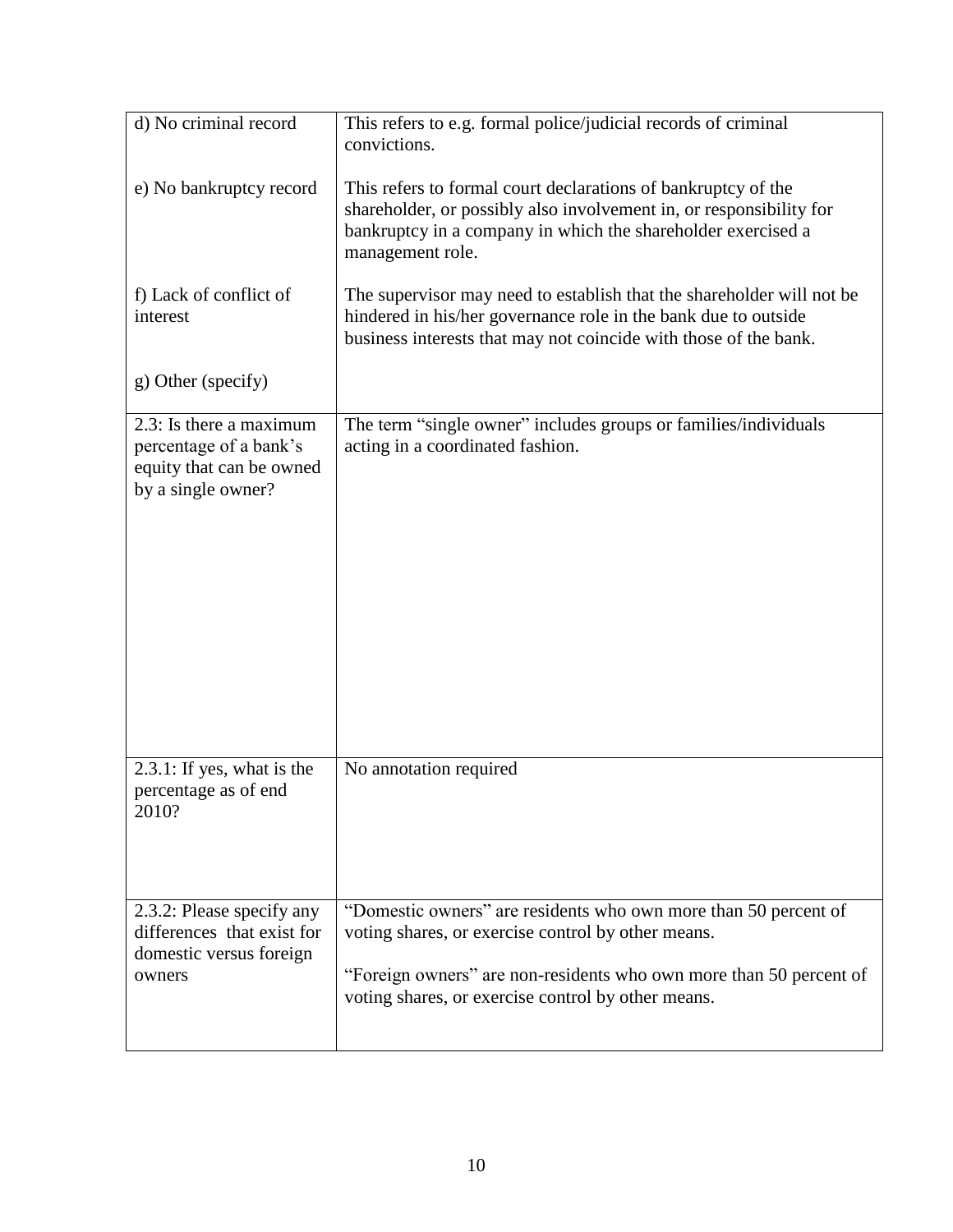| | |
|---|---|
| d) No criminal record | This refers to e.g. formal police/judicial records of criminal convictions. |
| e) No bankruptcy record | This refers to formal court declarations of bankruptcy of the shareholder, or possibly also involvement in, or responsibility for bankruptcy in a company in which the shareholder exercised a management role. |
| f) Lack of conflict of interest | The supervisor may need to establish that the shareholder will not be hindered in his/her governance role in the bank due to outside business interests that may not coincide with those of the bank. |
| g) Other (specify) | |
| 2.3: Is there a maximum percentage of a bank's equity that can be owned by a single owner? | The term "single owner" includes groups or families/individuals acting in a coordinated fashion. |
| 2.3.1: If yes, what is the percentage as of end 2010? | No annotation required |
| 2.3.2: Please specify any differences that exist for domestic versus foreign owners | "Domestic owners" are residents who own more than 50 percent of voting shares, or exercise control by other means.<br><br>"Foreign owners" are non-residents who own more than 50 percent of voting shares, or exercise control by other means. |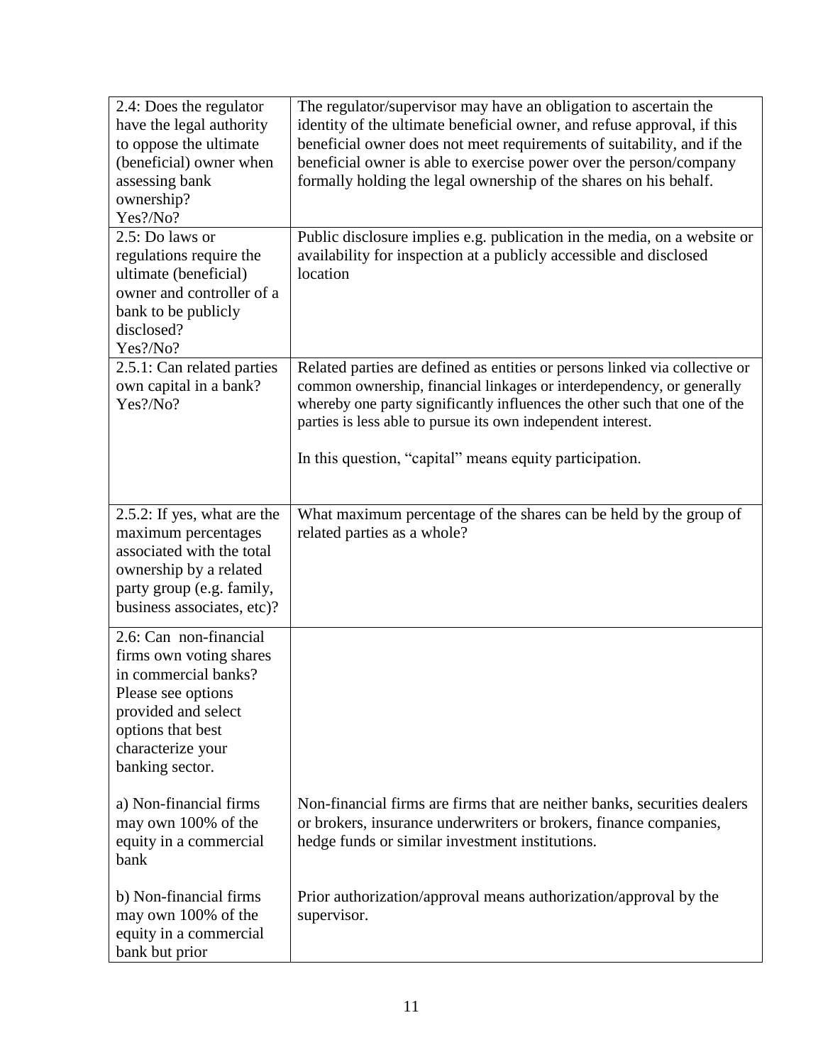| | |
|---|---|
| 2.4: Does the regulator have the legal authority to oppose the ultimate (beneficial) owner when assessing bank ownership? Yes?/No? | The regulator/supervisor may have an obligation to ascertain the identity of the ultimate beneficial owner, and refuse approval, if this beneficial owner does not meet requirements of suitability, and if the beneficial owner is able to exercise power over the person/company formally holding the legal ownership of the shares on his behalf. |
| 2.5: Do laws or regulations require the ultimate (beneficial) owner and controller of a bank to be publicly disclosed? Yes?/No? | Public disclosure implies e.g. publication in the media, on a website or availability for inspection at a publicly accessible and disclosed location |
| 2.5.1: Can related parties own capital in a bank? Yes?/No? | Related parties are defined as entities or persons linked via collective or common ownership, financial linkages or interdependency, or generally whereby one party significantly influences the other such that one of the parties is less able to pursue its own independent interest.<br><br>In this question, “capital” means equity participation. |
| 2.5.2: If yes, what are the maximum percentages associated with the total ownership by a related party group (e.g. family, business associates, etc)? | What maximum percentage of the shares can be held by the group of related parties as a whole? |
| 2.6: Can non-financial firms own voting shares in commercial banks? Please see options provided and select options that best characterize your banking sector.<br><br>a) Non-financial firms may own 100% of the equity in a commercial bank<br><br>b) Non-financial firms may own 100% of the equity in a commercial bank but prior | <br><br><br><br><br><br><br><br>Non-financial firms are firms that are neither banks, securities dealers or brokers, insurance underwriters or brokers, finance companies, hedge funds or similar investment institutions.<br><br>Prior authorization/approval means authorization/approval by the supervisor. |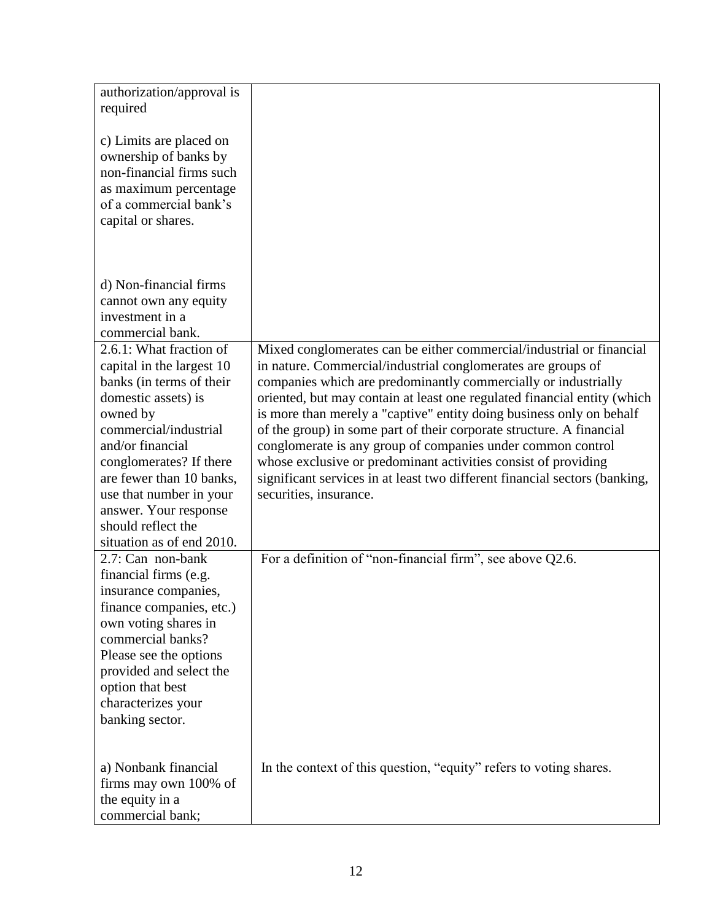| | |
|---|---|
| authorization/approval is required<br><br>c) Limits are placed on ownership of banks by non-financial firms such as maximum percentage of a commercial bank's capital or shares.<br><br>d) Non-financial firms cannot own any equity investment in a commercial bank. | |
| 2.6.1: What fraction of capital in the largest 10 banks (in terms of their domestic assets) is owned by commercial/industrial and/or financial conglomerates? If there are fewer than 10 banks, use that number in your answer. Your response should reflect the situation as of end 2010. | Mixed conglomerates can be either commercial/industrial or financial in nature. Commercial/industrial conglomerates are groups of companies which are predominantly commercially or industrially oriented, but may contain at least one regulated financial entity (which is more than merely a "captive" entity doing business only on behalf of the group) in some part of their corporate structure. A financial conglomerate is any group of companies under common control whose exclusive or predominant activities consist of providing significant services in at least two different financial sectors (banking, securities, insurance. |
| 2.7: Can non-bank financial firms (e.g. insurance companies, finance companies, etc.) own voting shares in commercial banks? Please see the options provided and select the option that best characterizes your banking sector.<br><br>a) Nonbank financial firms may own 100% of the equity in a commercial bank; | For a definition of "non-financial firm", see above Q2.6.<br><br>In the context of this question, "equity" refers to voting shares. |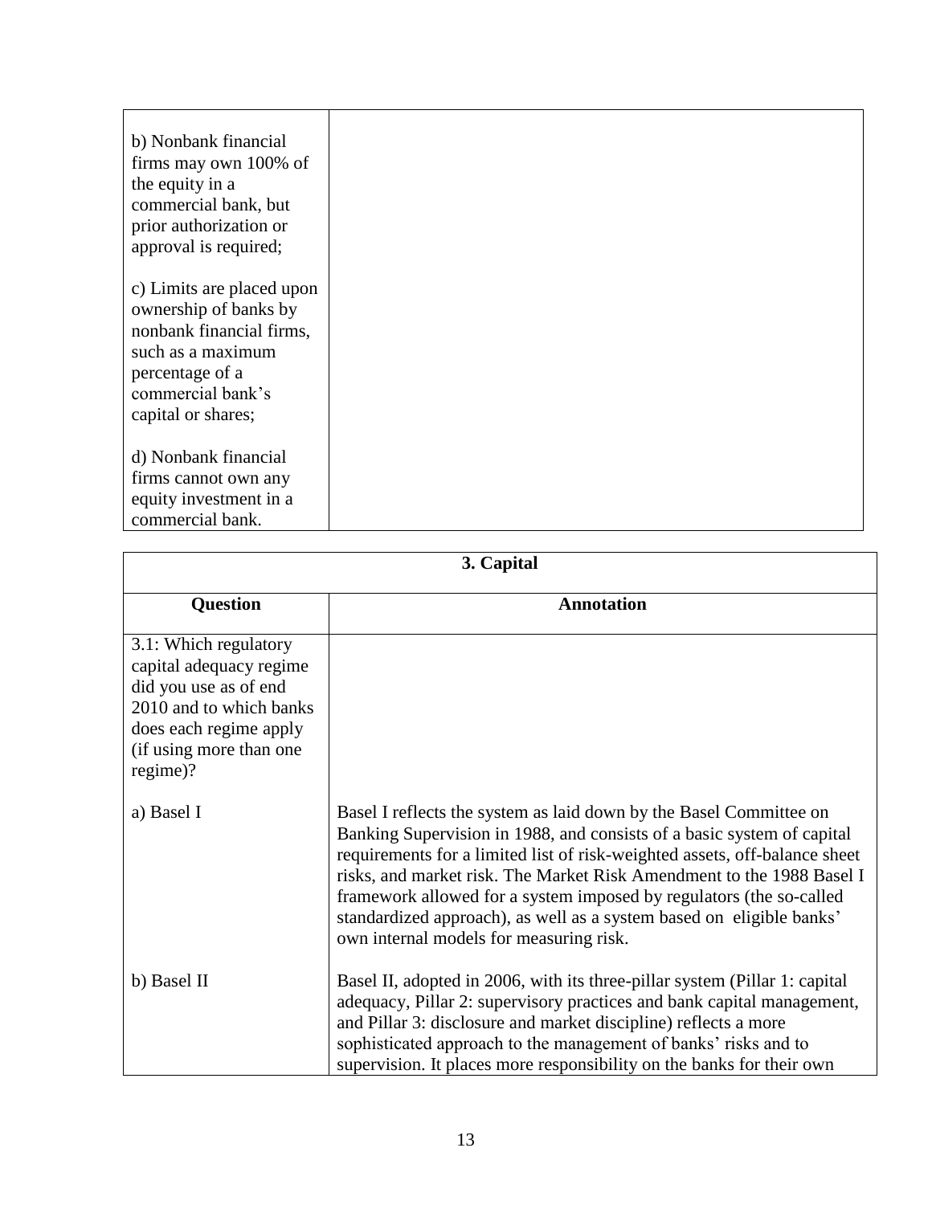| | |
|---|---|
| b) Nonbank financial firms may own 100% of the equity in a commercial bank, but prior authorization or approval is required; | |
| c) Limits are placed upon ownership of banks by nonbank financial firms, such as a maximum percentage of a commercial bank's capital or shares; | |
| d) Nonbank financial firms cannot own any equity investment in a commercial bank. | |

| **3. Capital** | |
|---|---|
| **Question** | **Annotation** |
| 3.1: Which regulatory capital adequacy regime did you use as of end 2010 and to which banks does each regime apply (if using more than one regime)? | |
| a) Basel I | Basel I reflects the system as laid down by the Basel Committee on Banking Supervision in 1988, and consists of a basic system of capital requirements for a limited list of risk-weighted assets, off-balance sheet risks, and market risk. The Market Risk Amendment to the 1988 Basel I framework allowed for a system imposed by regulators (the so-called standardized approach), as well as a system based on eligible banks' own internal models for measuring risk. |
| b) Basel II | Basel II, adopted in 2006, with its three-pillar system (Pillar 1: capital adequacy, Pillar 2: supervisory practices and bank capital management, and Pillar 3: disclosure and market discipline) reflects a more sophisticated approach to the management of banks' risks and to supervision. It places more responsibility on the banks for their own |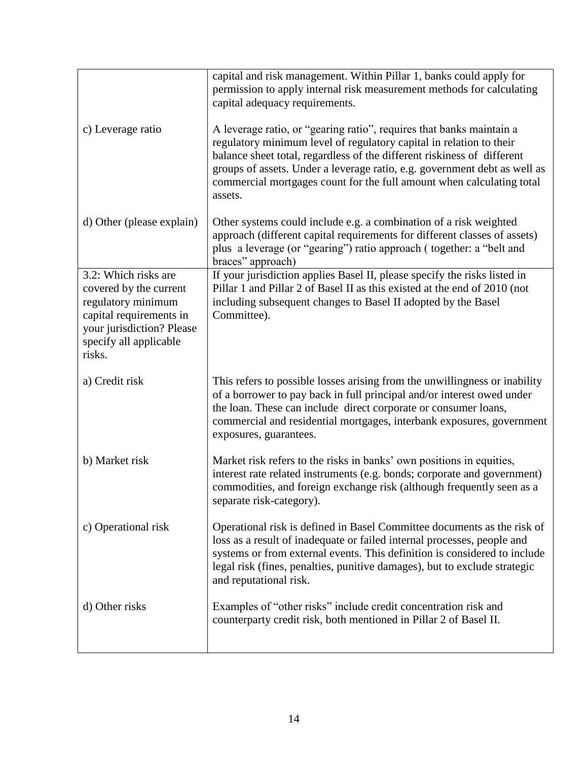| | |
|---|---|
| | capital and risk management. Within Pillar 1, banks could apply for permission to apply internal risk measurement methods for calculating capital adequacy requirements. |
| c) Leverage ratio | A leverage ratio, or "gearing ratio", requires that banks maintain a regulatory minimum level of regulatory capital in relation to their balance sheet total, regardless of the different riskiness of different groups of assets. Under a leverage ratio, e.g. government debt as well as commercial mortgages count for the full amount when calculating total assets. |
| d) Other (please explain) | Other systems could include e.g. a combination of a risk weighted approach (different capital requirements for different classes of assets) plus a leverage (or "gearing") ratio approach ( together: a "belt and braces" approach) |
| 3.2: Which risks are covered by the current regulatory minimum capital requirements in your jurisdiction? Please specify all applicable risks. | If your jurisdiction applies Basel II, please specify the risks listed in Pillar 1 and Pillar 2 of Basel II as this existed at the end of 2010 (not including subsequent changes to Basel II adopted by the Basel Committee). |
| a) Credit risk | This refers to possible losses arising from the unwillingness or inability of a borrower to pay back in full principal and/or interest owed under the loan. These can include direct corporate or consumer loans, commercial and residential mortgages, interbank exposures, government exposures, guarantees. |
| b) Market risk | Market risk refers to the risks in banks' own positions in equities, interest rate related instruments (e.g. bonds; corporate and government) commodities, and foreign exchange risk (although frequently seen as a separate risk-category). |
| c) Operational risk | Operational risk is defined in Basel Committee documents as the risk of loss as a result of inadequate or failed internal processes, people and systems or from external events. This definition is considered to include legal risk (fines, penalties, punitive damages), but to exclude strategic and reputational risk. |
| d) Other risks | Examples of "other risks" include credit concentration risk and counterparty credit risk, both mentioned in Pillar 2 of Basel II. |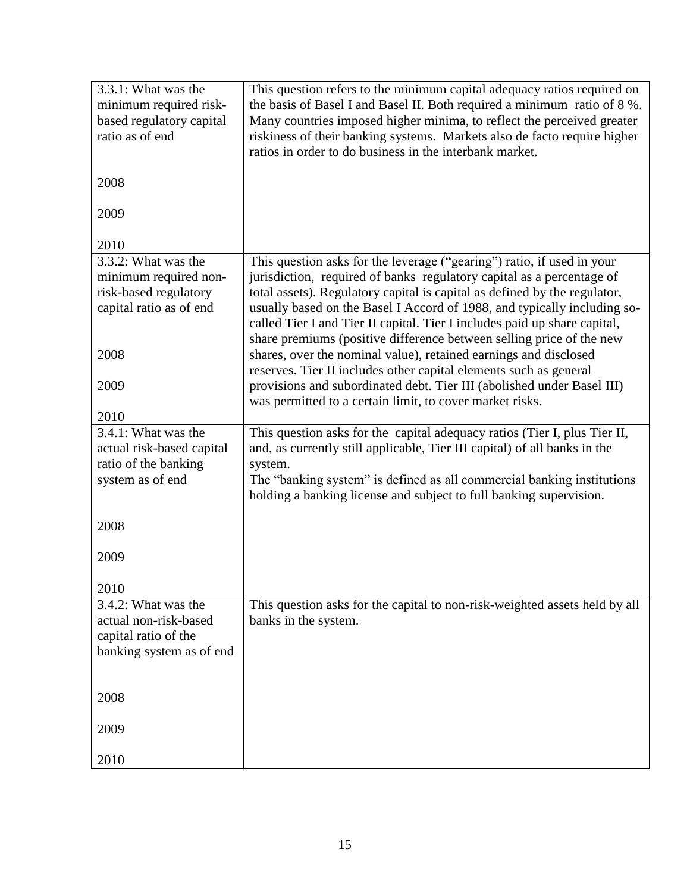| | |
|---|---|
| 3.3.1: What was the minimum required risk-based regulatory capital ratio as of end<br><br>2008<br><br>2009<br><br>2010 | This question refers to the minimum capital adequacy ratios required on the basis of Basel I and Basel II. Both required a minimum ratio of 8 %. Many countries imposed higher minima, to reflect the perceived greater riskiness of their banking systems. Markets also de facto require higher ratios in order to do business in the interbank market. |
| 3.3.2: What was the minimum required non-risk-based regulatory capital ratio as of end<br><br>2008<br><br>2009<br><br>2010 | This question asks for the leverage ("gearing") ratio, if used in your jurisdiction, required of banks regulatory capital as a percentage of total assets). Regulatory capital is capital as defined by the regulator, usually based on the Basel I Accord of 1988, and typically including so-called Tier I and Tier II capital. Tier I includes paid up share capital, share premiums (positive difference between selling price of the new shares, over the nominal value), retained earnings and disclosed reserves. Tier II includes other capital elements such as general provisions and subordinated debt. Tier III (abolished under Basel III) was permitted to a certain limit, to cover market risks. |
| 3.4.1: What was the actual risk-based capital ratio of the banking system as of end<br><br>2008<br><br>2009<br><br>2010 | This question asks for the capital adequacy ratios (Tier I, plus Tier II, and, as currently still applicable, Tier III capital) of all banks in the system.<br>The "banking system" is defined as all commercial banking institutions holding a banking license and subject to full banking supervision. |
| 3.4.2: What was the actual non-risk-based capital ratio of the banking system as of end<br><br>2008<br><br>2009<br><br>2010 | This question asks for the capital to non-risk-weighted assets held by all banks in the system. |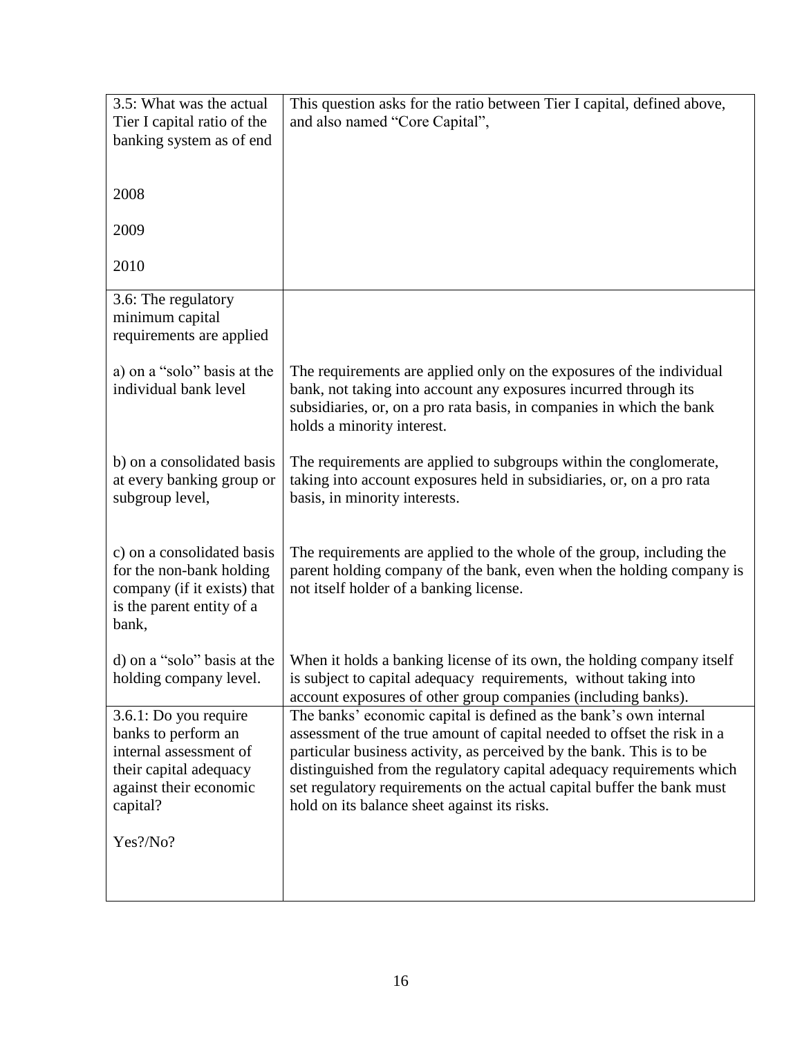| | |
|---|---|
| 3.5: What was the actual Tier I capital ratio of the banking system as of end<br><br>2008<br><br>2009<br><br>2010 | This question asks for the ratio between Tier I capital, defined above, and also named "Core Capital", |
| 3.6: The regulatory minimum capital requirements are applied<br><br>a) on a "solo" basis at the individual bank level<br><br>b) on a consolidated basis at every banking group or subgroup level,<br><br>c) on a consolidated basis for the non-bank holding company (if it exists) that is the parent entity of a bank,<br><br>d) on a "solo" basis at the holding company level. | <br><br>The requirements are applied only on the exposures of the individual bank, not taking into account any exposures incurred through its subsidiaries, or, on a pro rata basis, in companies in which the bank holds a minority interest.<br><br>The requirements are applied to subgroups within the conglomerate, taking into account exposures held in subsidiaries, or, on a pro rata basis, in minority interests.<br><br>The requirements are applied to the whole of the group, including the parent holding company of the bank, even when the holding company is not itself holder of a banking license.<br><br>When it holds a banking license of its own, the holding company itself is subject to capital adequacy requirements, without taking into account exposures of other group companies (including banks). |
| 3.6.1: Do you require banks to perform an internal assessment of their capital adequacy against their economic capital?<br><br>Yes?/No? | The banks' economic capital is defined as the bank's own internal assessment of the true amount of capital needed to offset the risk in a particular business activity, as perceived by the bank. This is to be distinguished from the regulatory capital adequacy requirements which set regulatory requirements on the actual capital buffer the bank must hold on its balance sheet against its risks. |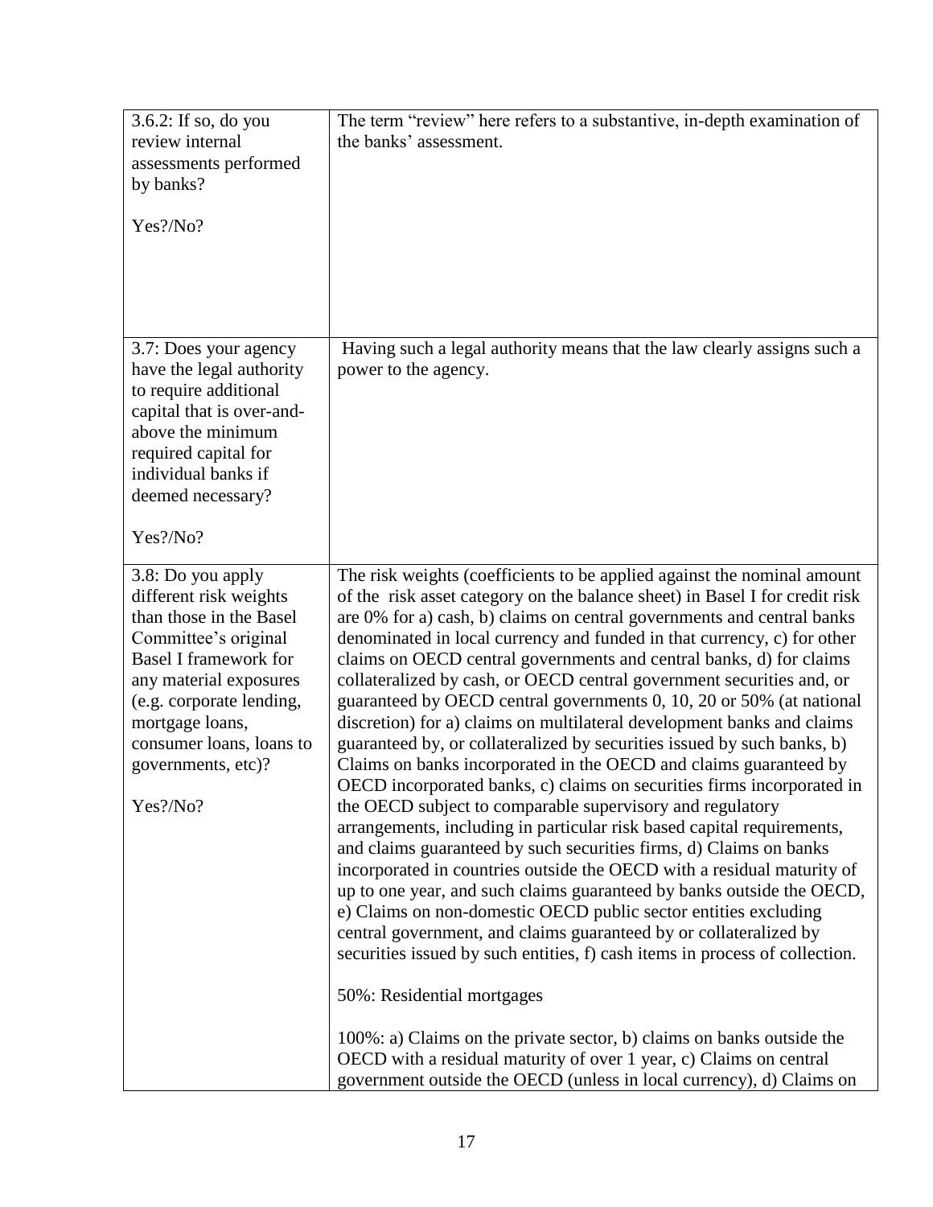| | |
|---|---|
| 3.6.2: If so, do you review internal assessments performed by banks?<br><br>Yes?/No? | The term "review" here refers to a substantive, in-depth examination of the banks' assessment. |
| 3.7: Does your agency have the legal authority to require additional capital that is over-and-above the minimum required capital for individual banks if deemed necessary?<br><br>Yes?/No? | Having such a legal authority means that the law clearly assigns such a power to the agency. |
| 3.8: Do you apply different risk weights than those in the Basel Committee's original Basel I framework for any material exposures (e.g. corporate lending, mortgage loans, consumer loans, loans to governments, etc)?<br><br>Yes?/No? | The risk weights (coefficients to be applied against the nominal amount of the risk asset category on the balance sheet) in Basel I for credit risk are 0% for a) cash, b) claims on central governments and central banks denominated in local currency and funded in that currency, c) for other claims on OECD central governments and central banks, d) for claims collateralized by cash, or OECD central government securities and, or guaranteed by OECD central governments 0, 10, 20 or 50% (at national discretion) for a) claims on multilateral development banks and claims guaranteed by, or collateralized by securities issued by such banks, b) Claims on banks incorporated in the OECD and claims guaranteed by OECD incorporated banks, c) claims on securities firms incorporated in the OECD subject to comparable supervisory and regulatory arrangements, including in particular risk based capital requirements, and claims guaranteed by such securities firms, d) Claims on banks incorporated in countries outside the OECD with a residual maturity of up to one year, and such claims guaranteed by banks outside the OECD, e) Claims on non-domestic OECD public sector entities excluding central government, and claims guaranteed by or collateralized by securities issued by such entities, f) cash items in process of collection.<br><br>50%: Residential mortgages<br><br>100%: a) Claims on the private sector, b) claims on banks outside the OECD with a residual maturity of over 1 year, c) Claims on central government outside the OECD (unless in local currency), d) Claims on |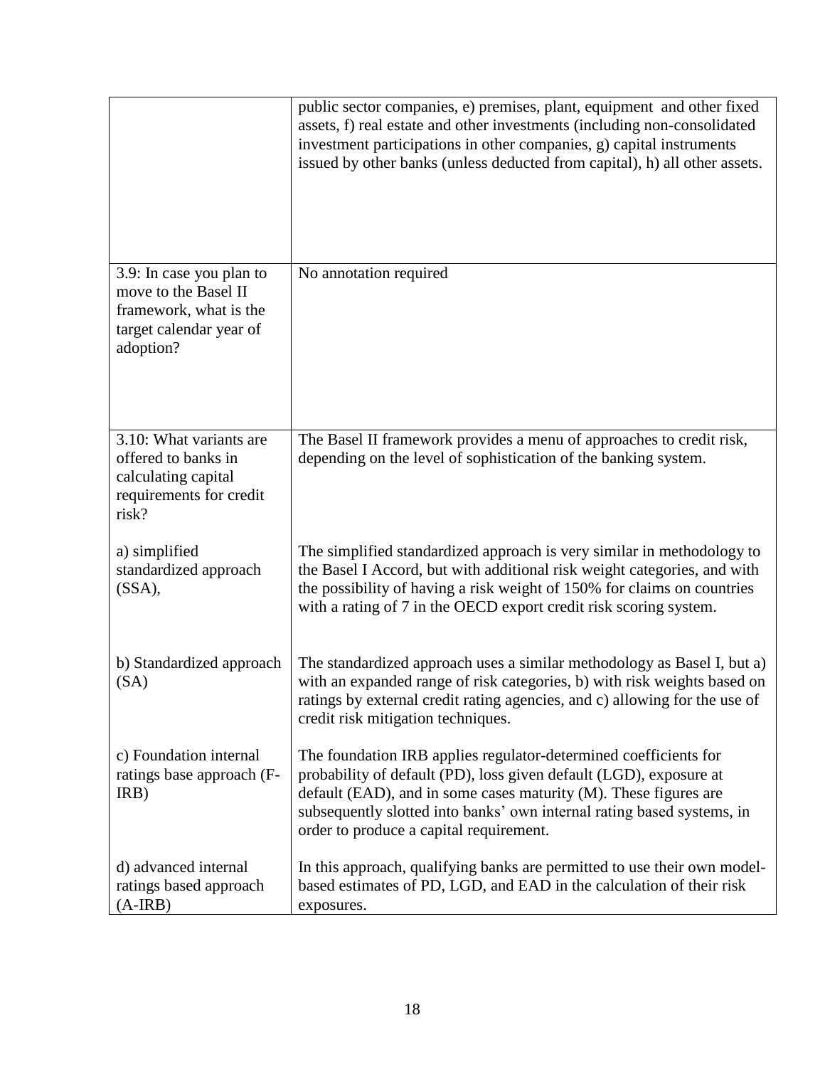| | |
|---|---|
| | public sector companies, e) premises, plant, equipment and other fixed assets, f) real estate and other investments (including non-consolidated investment participations in other companies, g) capital instruments issued by other banks (unless deducted from capital), h) all other assets. |
| 3.9: In case you plan to move to the Basel II framework, what is the target calendar year of adoption? | No annotation required |
| 3.10: What variants are offered to banks in calculating capital requirements for credit risk? | The Basel II framework provides a menu of approaches to credit risk, depending on the level of sophistication of the banking system. |
| a) simplified standardized approach (SSA), | The simplified standardized approach is very similar in methodology to the Basel I Accord, but with additional risk weight categories, and with the possibility of having a risk weight of 150% for claims on countries with a rating of 7 in the OECD export credit risk scoring system. |
| b) Standardized approach (SA) | The standardized approach uses a similar methodology as Basel I, but a) with an expanded range of risk categories, b) with risk weights based on ratings by external credit rating agencies, and c) allowing for the use of credit risk mitigation techniques. |
| c) Foundation internal ratings base approach (F-IRB) | The foundation IRB applies regulator-determined coefficients for probability of default (PD), loss given default (LGD), exposure at default (EAD), and in some cases maturity (M). These figures are subsequently slotted into banks' own internal rating based systems, in order to produce a capital requirement. |
| d) advanced internal ratings based approach (A-IRB) | In this approach, qualifying banks are permitted to use their own model-based estimates of PD, LGD, and EAD in the calculation of their risk exposures. |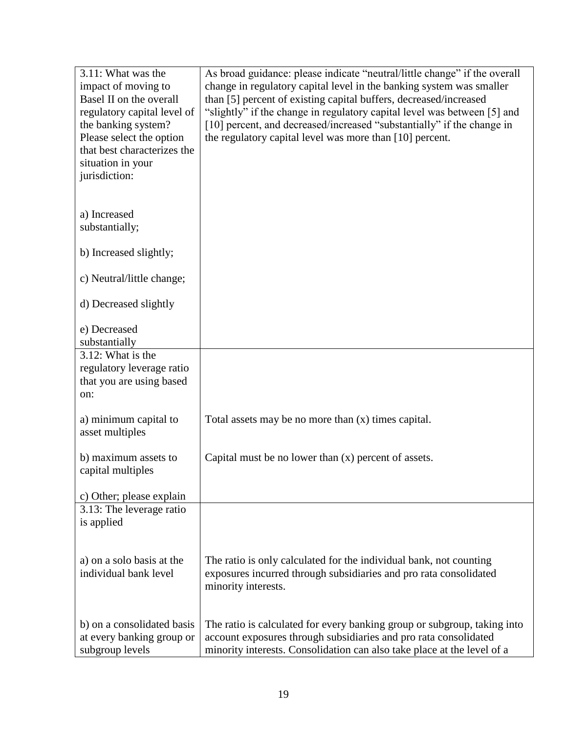| | |
|---|---|
| 3.11: What was the impact of moving to Basel II on the overall regulatory capital level of the banking system? Please select the option that best characterizes the situation in your jurisdiction:<br><br>a) Increased substantially;<br><br>b) Increased slightly;<br><br>c) Neutral/little change;<br><br>d) Decreased slightly<br><br>e) Decreased substantially | As broad guidance: please indicate "neutral/little change" if the overall change in regulatory capital level in the banking system was smaller than [5] percent of existing capital buffers, decreased/increased "slightly" if the change in regulatory capital level was between [5] and [10] percent, and decreased/increased "substantially" if the change in the regulatory capital level was more than [10] percent. |
| 3.12: What is the regulatory leverage ratio that you are using based on: | |
| a) minimum capital to asset multiples | Total assets may be no more than (x) times capital. |
| b) maximum assets to capital multiples | Capital must be no lower than (x) percent of assets. |
| c) Other; please explain | |
| 3.13: The leverage ratio is applied | |
| a) on a solo basis at the individual bank level | The ratio is only calculated for the individual bank, not counting exposures incurred through subsidiaries and pro rata consolidated minority interests. |
| b) on a consolidated basis at every banking group or subgroup levels | The ratio is calculated for every banking group or subgroup, taking into account exposures through subsidiaries and pro rata consolidated minority interests. Consolidation can also take place at the level of a |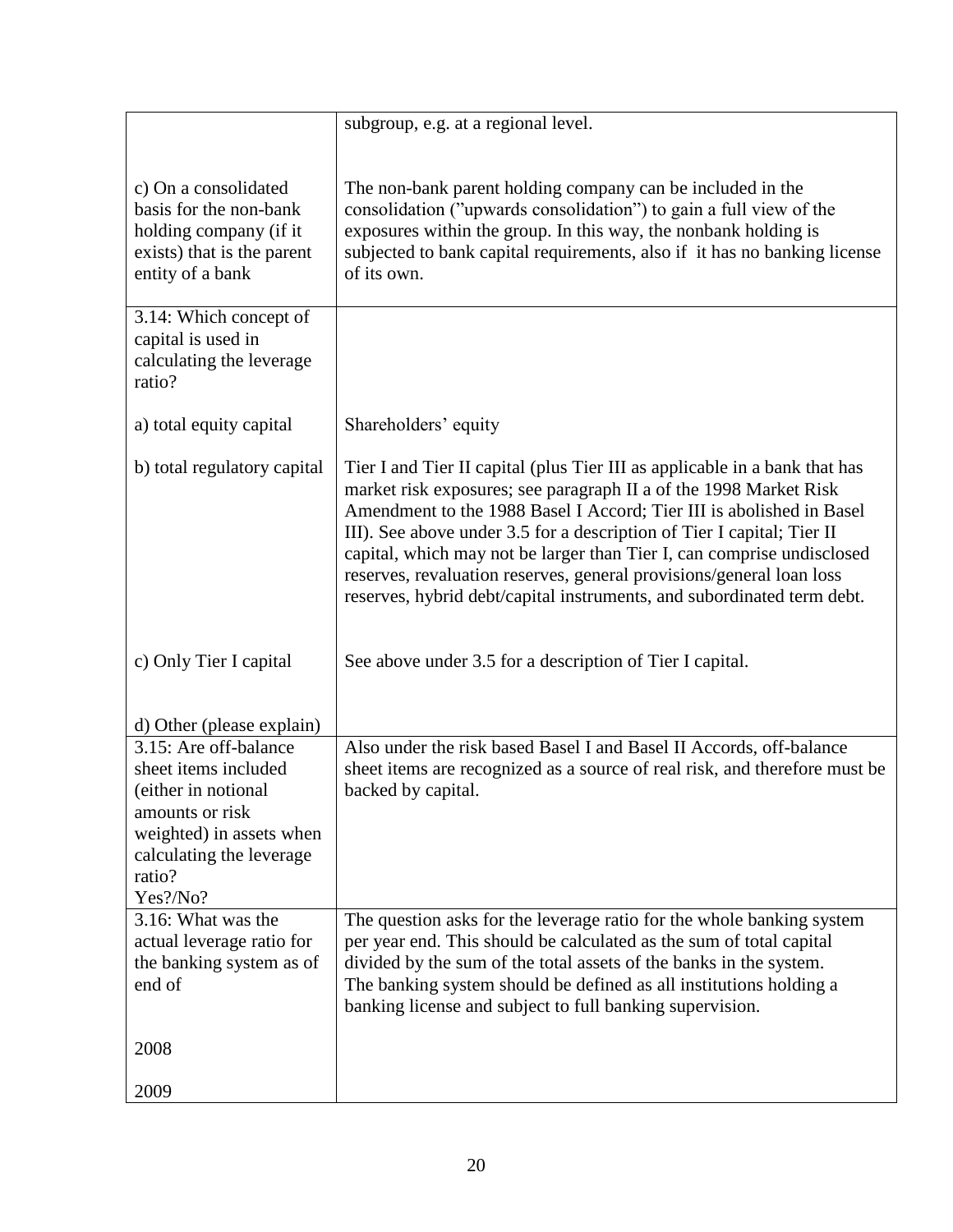| | |
|---|---|
| | subgroup, e.g. at a regional level. |
| c) On a consolidated basis for the non-bank holding company (if it exists) that is the parent entity of a bank | The non-bank parent holding company can be included in the consolidation ("upwards consolidation") to gain a full view of the exposures within the group. In this way, the nonbank holding is subjected to bank capital requirements, also if it has no banking license of its own. |
| 3.14: Which concept of capital is used in calculating the leverage ratio? | |
| a) total equity capital | Shareholders' equity |
| b) total regulatory capital | Tier I and Tier II capital (plus Tier III as applicable in a bank that has market risk exposures; see paragraph II a of the 1998 Market Risk Amendment to the 1988 Basel I Accord; Tier III is abolished in Basel III). See above under 3.5 for a description of Tier I capital; Tier II capital, which may not be larger than Tier I, can comprise undisclosed reserves, revaluation reserves, general provisions/general loan loss reserves, hybrid debt/capital instruments, and subordinated term debt. |
| c) Only Tier I capital | See above under 3.5 for a description of Tier I capital. |
| d) Other (please explain) | |
| 3.15: Are off-balance sheet items included (either in notional amounts or risk weighted) in assets when calculating the leverage ratio? Yes?/No? | Also under the risk based Basel I and Basel II Accords, off-balance sheet items are recognized as a source of real risk, and therefore must be backed by capital. |
| 3.16: What was the actual leverage ratio for the banking system as of end of<br><br>2008<br><br>2009 | The question asks for the leverage ratio for the whole banking system per year end. This should be calculated as the sum of total capital divided by the sum of the total assets of the banks in the system. The banking system should be defined as all institutions holding a banking license and subject to full banking supervision. |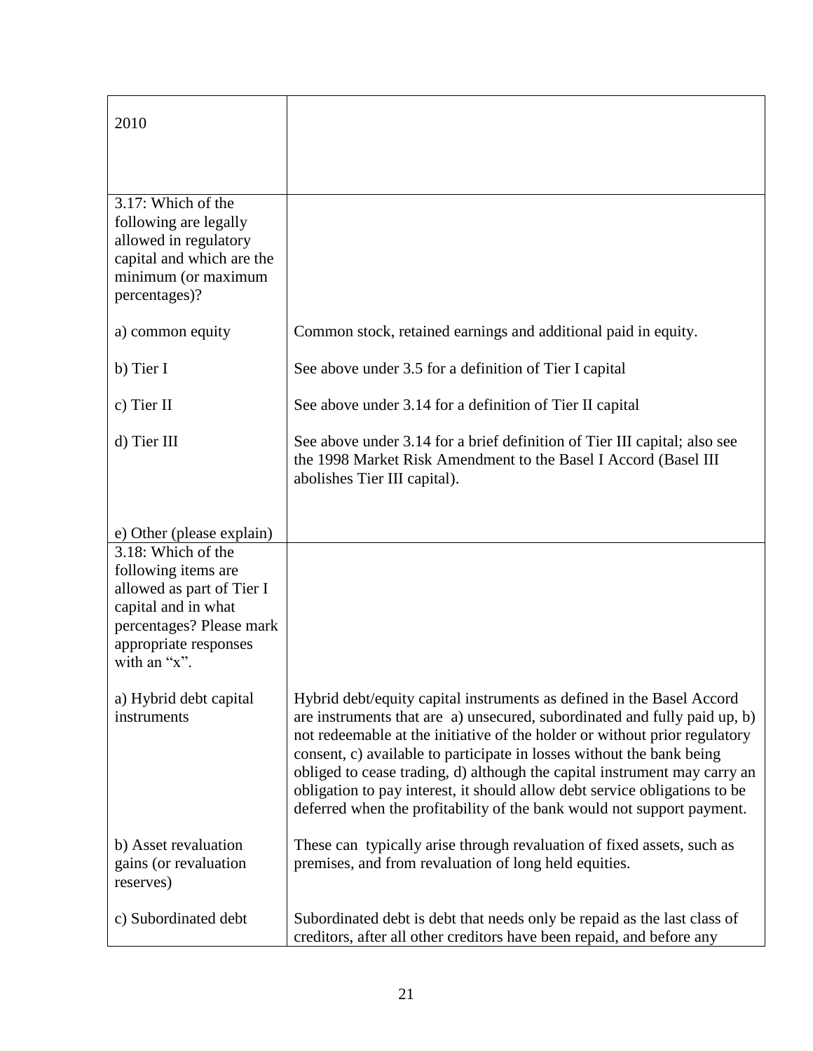| | |
|---|---|
| 2010 | |
| 3.17: Which of the following are legally allowed in regulatory capital and which are the minimum (or maximum percentages)? | |
| a) common equity | Common stock, retained earnings and additional paid in equity. |
| b) Tier I | See above under 3.5 for a definition of Tier I capital |
| c) Tier II | See above under 3.14 for a definition of Tier II capital |
| d) Tier III | See above under 3.14 for a brief definition of Tier III capital; also see the 1998 Market Risk Amendment to the Basel I Accord (Basel III abolishes Tier III capital). |
| e) Other (please explain) | |
| 3.18: Which of the following items are allowed as part of Tier I capital and in what percentages? Please mark appropriate responses with an "x". | |
| a) Hybrid debt capital instruments | Hybrid debt/equity capital instruments as defined in the Basel Accord are instruments that are a) unsecured, subordinated and fully paid up, b) not redeemable at the initiative of the holder or without prior regulatory consent, c) available to participate in losses without the bank being obliged to cease trading, d) although the capital instrument may carry an obligation to pay interest, it should allow debt service obligations to be deferred when the profitability of the bank would not support payment. |
| b) Asset revaluation gains (or revaluation reserves) | These can typically arise through revaluation of fixed assets, such as premises, and from revaluation of long held equities. |
| c) Subordinated debt | Subordinated debt is debt that needs only be repaid as the last class of creditors, after all other creditors have been repaid, and before any |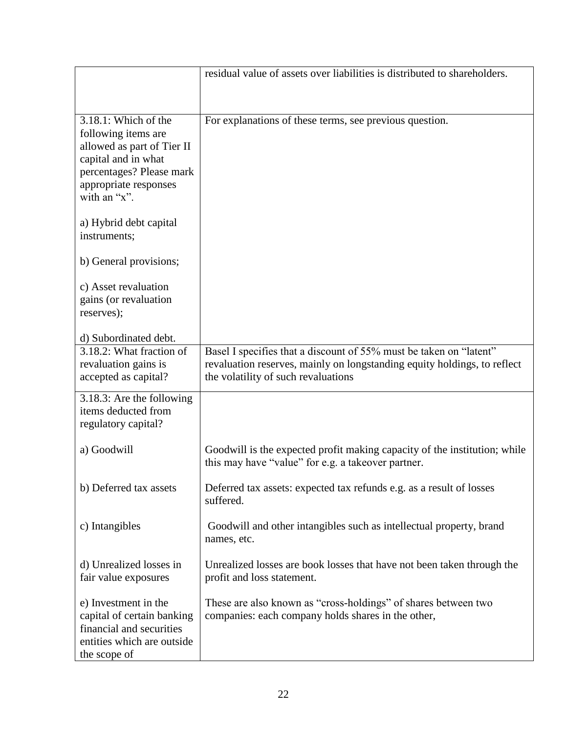| | |
|---|---|
| | residual value of assets over liabilities is distributed to shareholders. |
| 3.18.1: Which of the following items are allowed as part of Tier II capital and in what percentages? Please mark appropriate responses with an "x".<br><br>a) Hybrid debt capital instruments;<br><br>b) General provisions;<br><br>c) Asset revaluation gains (or revaluation reserves);<br><br>d) Subordinated debt. | For explanations of these terms, see previous question. |
| 3.18.2: What fraction of revaluation gains is accepted as capital? | Basel I specifies that a discount of 55% must be taken on "latent" revaluation reserves, mainly on longstanding equity holdings, to reflect the volatility of such revaluations |
| 3.18.3: Are the following items deducted from regulatory capital?<br><br>a) Goodwill<br><br>b) Deferred tax assets<br><br>c) Intangibles<br><br>d) Unrealized losses in fair value exposures<br><br>e) Investment in the capital of certain banking financial and securities entities which are outside the scope of | <br><br><br>Goodwill is the expected profit making capacity of the institution; while this may have "value" for e.g. a takeover partner.<br><br>Deferred tax assets: expected tax refunds e.g. as a result of losses suffered.<br><br>Goodwill and other intangibles such as intellectual property, brand names, etc.<br><br>Unrealized losses are book losses that have not been taken through the profit and loss statement.<br><br>These are also known as "cross-holdings" of shares between two companies: each company holds shares in the other, |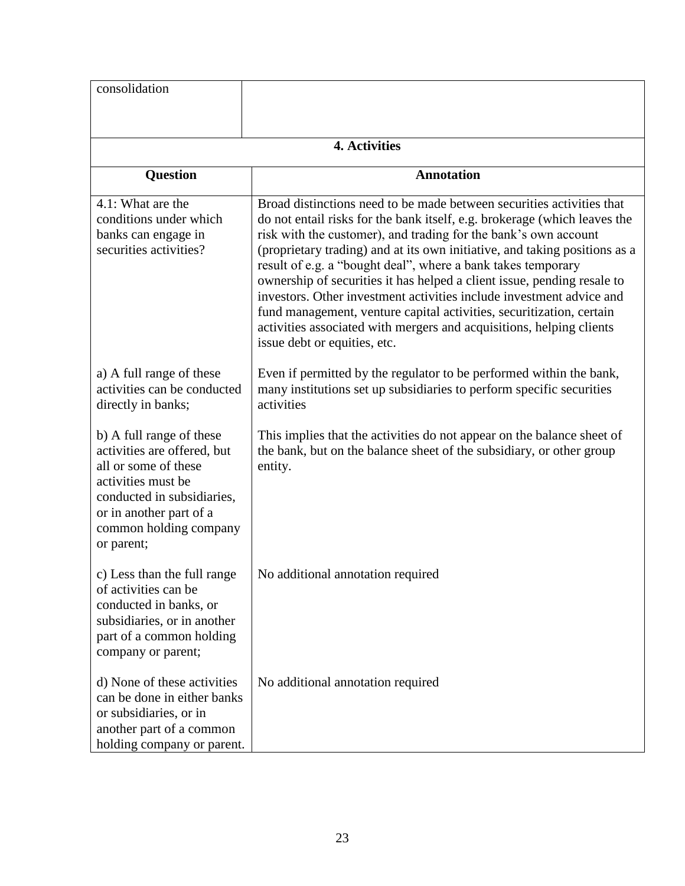| consolidation | |
|---|---|

**4. Activities**

| Question | Annotation |
|---|---|
| 4.1: What are the conditions under which banks can engage in securities activities? | Broad distinctions need to be made between securities activities that do not entail risks for the bank itself, e.g. brokerage (which leaves the risk with the customer), and trading for the bank's own account (proprietary trading) and at its own initiative, and taking positions as a result of e.g. a "bought deal", where a bank takes temporary ownership of securities it has helped a client issue, pending resale to investors. Other investment activities include investment advice and fund management, venture capital activities, securitization, certain activities associated with mergers and acquisitions, helping clients issue debt or equities, etc. |
| a) A full range of these activities can be conducted directly in banks; | Even if permitted by the regulator to be performed within the bank, many institutions set up subsidiaries to perform specific securities activities |
| b) A full range of these activities are offered, but all or some of these activities must be conducted in subsidiaries, or in another part of a common holding company or parent; | This implies that the activities do not appear on the balance sheet of the bank, but on the balance sheet of the subsidiary, or other group entity. |
| c) Less than the full range of activities can be conducted in banks, or subsidiaries, or in another part of a common holding company or parent; | No additional annotation required |
| d) None of these activities can be done in either banks or subsidiaries, or in another part of a common holding company or parent. | No additional annotation required |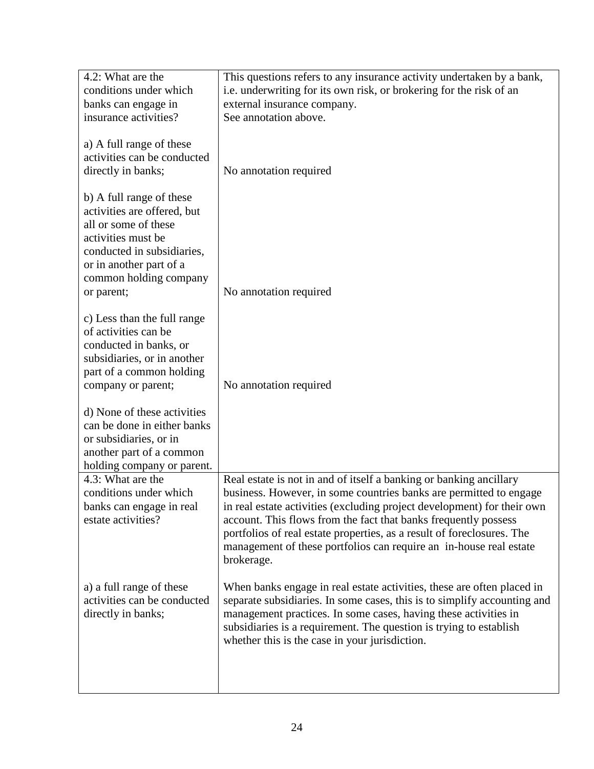| | |
|---|---|
| 4.2: What are the conditions under which banks can engage in insurance activities? | This questions refers to any insurance activity undertaken by a bank, i.e. underwriting for its own risk, or brokering for the risk of an external insurance company.<br>See annotation above. |
| a) A full range of these activities can be conducted directly in banks; | No annotation required |
| b) A full range of these activities are offered, but all or some of these activities must be conducted in subsidiaries, or in another part of a common holding company or parent; | No annotation required |
| c) Less than the full range of activities can be conducted in banks, or subsidiaries, or in another part of a common holding company or parent; | No annotation required |
| d) None of these activities can be done in either banks or subsidiaries, or in another part of a common holding company or parent. | |
| 4.3: What are the conditions under which banks can engage in real estate activities? | Real estate is not in and of itself a banking or banking ancillary business. However, in some countries banks are permitted to engage in real estate activities (excluding project development) for their own account. This flows from the fact that banks frequently possess portfolios of real estate properties, as a result of foreclosures. The management of these portfolios can require an in-house real estate brokerage. |
| a) a full range of these activities can be conducted directly in banks; | When banks engage in real estate activities, these are often placed in separate subsidiaries. In some cases, this is to simplify accounting and management practices. In some cases, having these activities in subsidiaries is a requirement. The question is trying to establish whether this is the case in your jurisdiction. |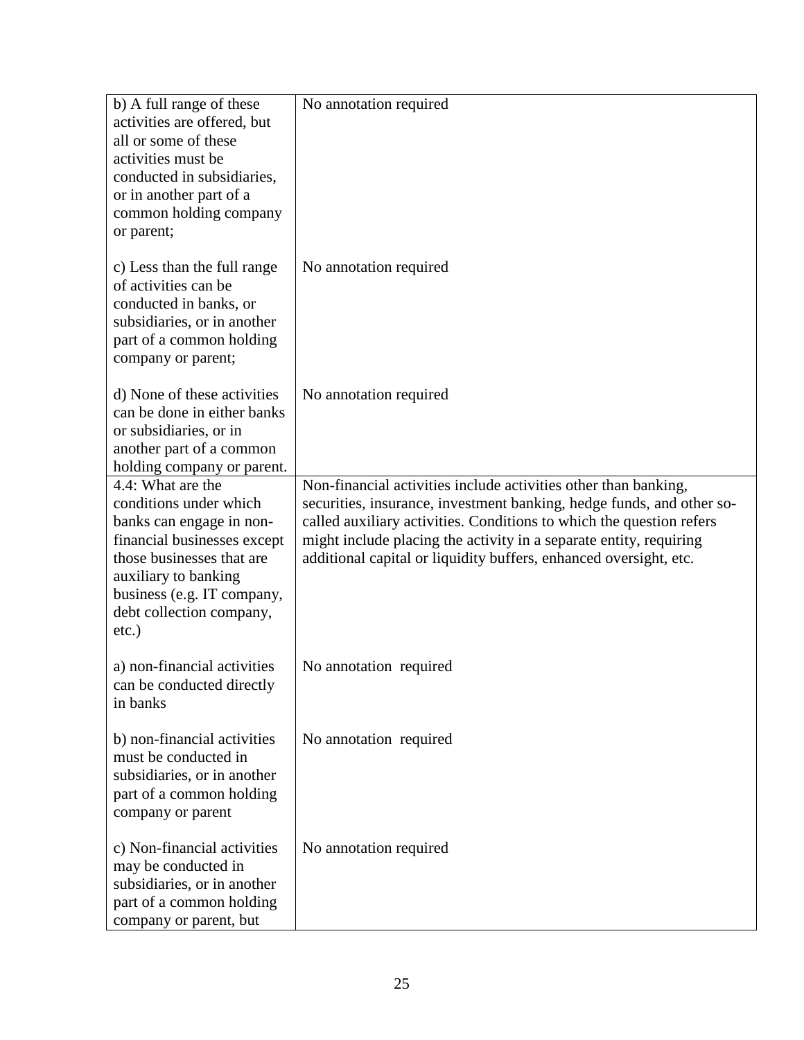| | |
|---|---|
| b) A full range of these activities are offered, but all or some of these activities must be conducted in subsidiaries, or in another part of a common holding company or parent; | No annotation required |
| c) Less than the full range of activities can be conducted in banks, or subsidiaries, or in another part of a common holding company or parent; | No annotation required |
| d) None of these activities can be done in either banks or subsidiaries, or in another part of a common holding company or parent. | No annotation required |
| 4.4: What are the conditions under which banks can engage in non-financial businesses except those businesses that are auxiliary to banking business (e.g. IT company, debt collection company, etc.) | Non-financial activities include activities other than banking, securities, insurance, investment banking, hedge funds, and other so-called auxiliary activities. Conditions to which the question refers might include placing the activity in a separate entity, requiring additional capital or liquidity buffers, enhanced oversight, etc. |
| a) non-financial activities can be conducted directly in banks | No annotation required |
| b) non-financial activities must be conducted in subsidiaries, or in another part of a common holding company or parent | No annotation required |
| c) Non-financial activities may be conducted in subsidiaries, or in another part of a common holding company or parent, but | No annotation required |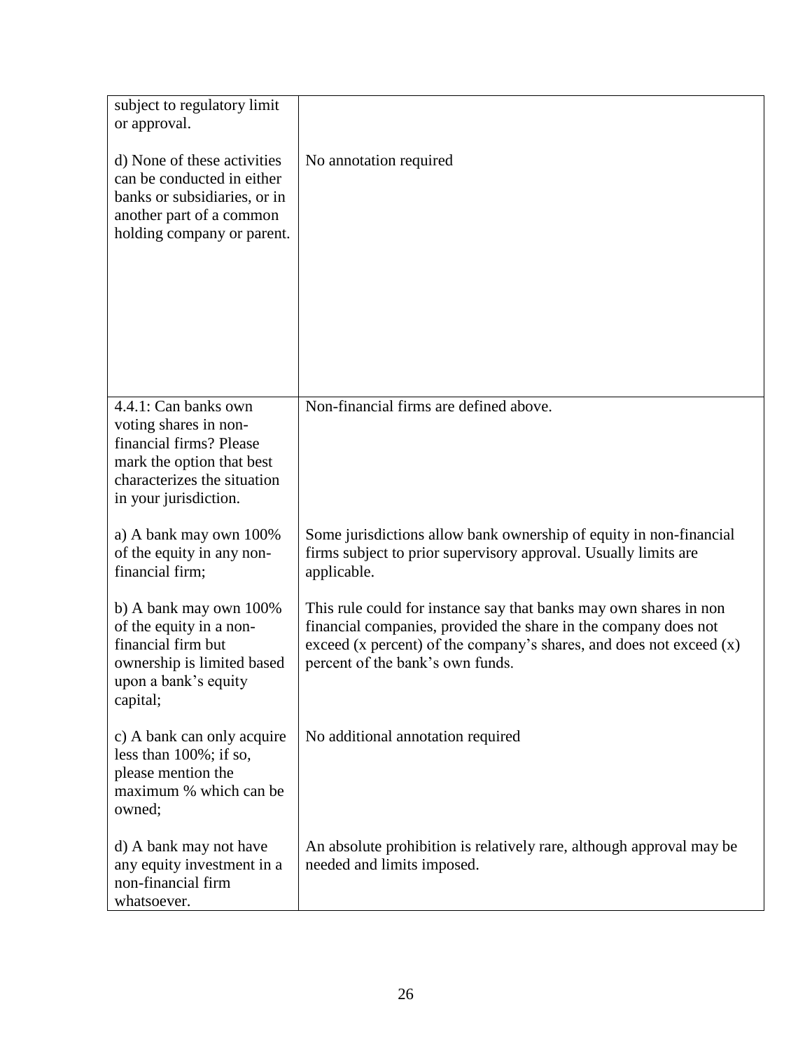| | |
|---|---|
| subject to regulatory limit or approval.<br><br>d) None of these activities can be conducted in either banks or subsidiaries, or in another part of a common holding company or parent. | <br><br>No annotation required |
| 4.4.1: Can banks own voting shares in non-financial firms? Please mark the option that best characterizes the situation in your jurisdiction. | Non-financial firms are defined above. |
| a) A bank may own 100% of the equity in any non-financial firm; | Some jurisdictions allow bank ownership of equity in non-financial firms subject to prior supervisory approval. Usually limits are applicable. |
| b) A bank may own 100% of the equity in a non-financial firm but ownership is limited based upon a bank's equity capital; | This rule could for instance say that banks may own shares in non financial companies, provided the share in the company does not exceed (x percent) of the company's shares, and does not exceed (x) percent of the bank's own funds. |
| c) A bank can only acquire less than 100%; if so, please mention the maximum % which can be owned; | No additional annotation required |
| d) A bank may not have any equity investment in a non-financial firm whatsoever. | An absolute prohibition is relatively rare, although approval may be needed and limits imposed. |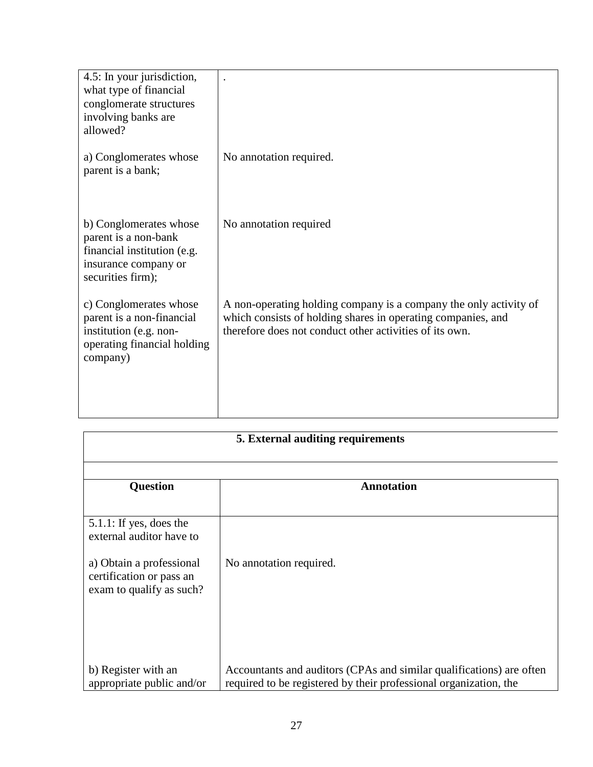| 4.5: In your jurisdiction, what type of financial conglomerate structures involving banks are allowed? | . |
|---|---|
| a) Conglomerates whose parent is a bank; | No annotation required. |
| b) Conglomerates whose parent is a non-bank financial institution (e.g. insurance company or securities firm); | No annotation required |
| c) Conglomerates whose parent is a non-financial institution (e.g. non-operating financial holding company) | A non-operating holding company is a company the only activity of which consists of holding shares in operating companies, and therefore does not conduct other activities of its own. |

**5. External auditing requirements**

| Question | Annotation |
|---|---|
| 5.1.1: If yes, does the external auditor have to | |
| a) Obtain a professional certification or pass an exam to qualify as such? | No annotation required. |
| b) Register with an appropriate public and/or | Accountants and auditors (CPAs and similar qualifications) are often required to be registered by their professional organization, the |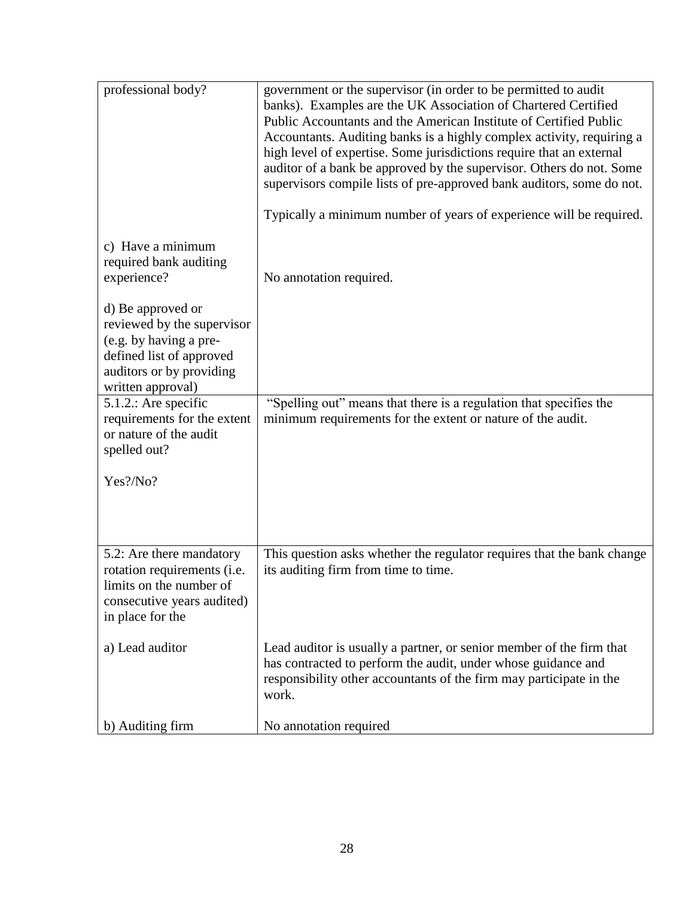| | |
|---|---|
| professional body? | government or the supervisor (in order to be permitted to audit banks). Examples are the UK Association of Chartered Certified Public Accountants and the American Institute of Certified Public Accountants. Auditing banks is a highly complex activity, requiring a high level of expertise. Some jurisdictions require that an external auditor of a bank be approved by the supervisor. Others do not. Some supervisors compile lists of pre-approved bank auditors, some do not.<br><br>Typically a minimum number of years of experience will be required. |
| c) Have a minimum required bank auditing experience? | No annotation required. |
| d) Be approved or reviewed by the supervisor (e.g. by having a pre-defined list of approved auditors or by providing written approval) | |
| 5.1.2.: Are specific requirements for the extent or nature of the audit spelled out?<br><br>Yes?/No? | "Spelling out" means that there is a regulation that specifies the minimum requirements for the extent or nature of the audit. |
| 5.2: Are there mandatory rotation requirements (i.e. limits on the number of consecutive years audited) in place for the | This question asks whether the regulator requires that the bank change its auditing firm from time to time. |
| a) Lead auditor | Lead auditor is usually a partner, or senior member of the firm that has contracted to perform the audit, under whose guidance and responsibility other accountants of the firm may participate in the work. |
| b) Auditing firm | No annotation required |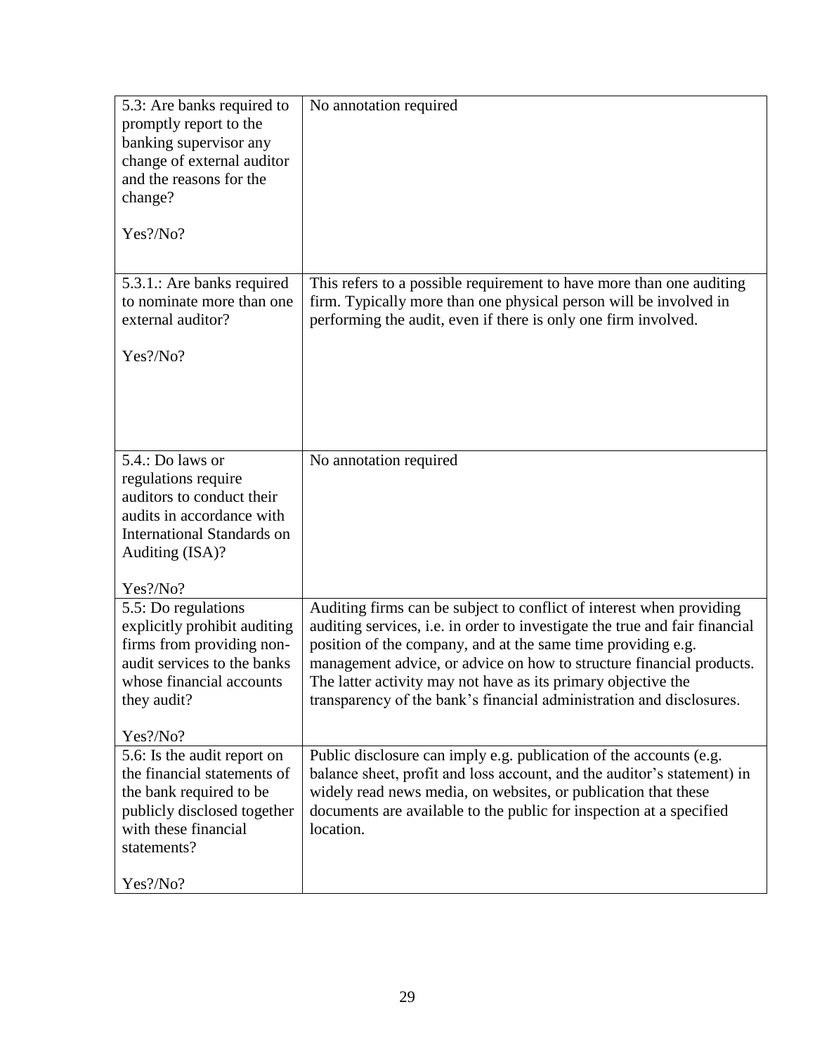| | |
|---|---|
| 5.3: Are banks required to promptly report to the banking supervisor any change of external auditor and the reasons for the change?<br><br>Yes?/No? | No annotation required |
| 5.3.1.: Are banks required to nominate more than one external auditor?<br><br>Yes?/No? | This refers to a possible requirement to have more than one auditing firm. Typically more than one physical person will be involved in performing the audit, even if there is only one firm involved. |
| 5.4.: Do laws or regulations require auditors to conduct their audits in accordance with International Standards on Auditing (ISA)?<br><br>Yes?/No? | No annotation required |
| 5.5: Do regulations explicitly prohibit auditing firms from providing non-audit services to the banks whose financial accounts they audit?<br><br>Yes?/No? | Auditing firms can be subject to conflict of interest when providing auditing services, i.e. in order to investigate the true and fair financial position of the company, and at the same time providing e.g. management advice, or advice on how to structure financial products. The latter activity may not have as its primary objective the transparency of the bank's financial administration and disclosures. |
| 5.6: Is the audit report on the financial statements of the bank required to be publicly disclosed together with these financial statements?<br><br>Yes?/No? | Public disclosure can imply e.g. publication of the accounts (e.g. balance sheet, profit and loss account, and the auditor's statement) in widely read news media, on websites, or publication that these documents are available to the public for inspection at a specified location. |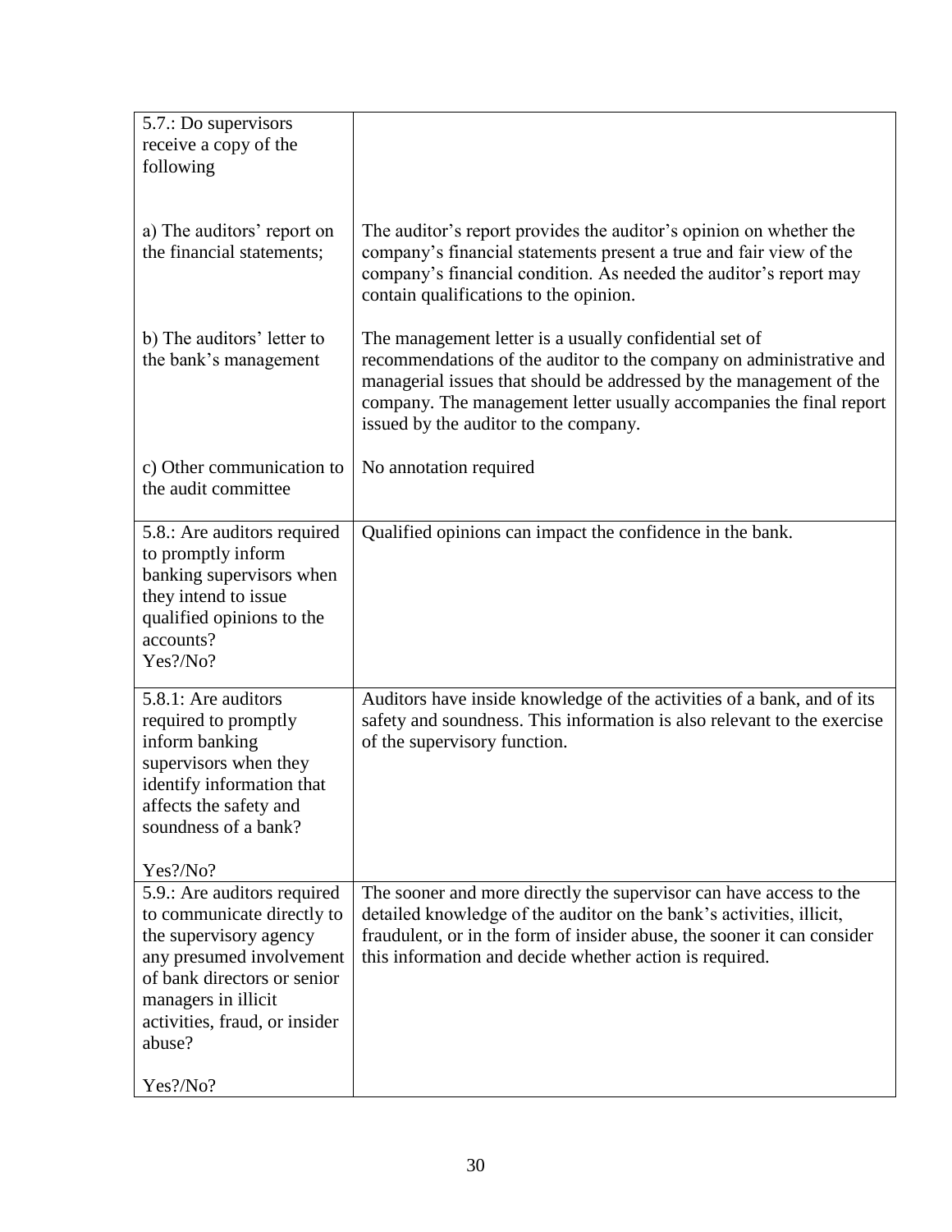| 5.7.: Do supervisors receive a copy of the following | |
|---|---|
| a) The auditors' report on the financial statements; | The auditor's report provides the auditor's opinion on whether the company's financial statements present a true and fair view of the company's financial condition. As needed the auditor's report may contain qualifications to the opinion. |
| b) The auditors' letter to the bank's management | The management letter is a usually confidential set of recommendations of the auditor to the company on administrative and managerial issues that should be addressed by the management of the company. The management letter usually accompanies the final report issued by the auditor to the company. |
| c) Other communication to the audit committee | No annotation required |
| 5.8.: Are auditors required to promptly inform banking supervisors when they intend to issue qualified opinions to the accounts?<br>Yes?/No? | Qualified opinions can impact the confidence in the bank. |
| 5.8.1: Are auditors required to promptly inform banking supervisors when they identify information that affects the safety and soundness of a bank?<br><br>Yes?/No? | Auditors have inside knowledge of the activities of a bank, and of its safety and soundness. This information is also relevant to the exercise of the supervisory function. |
| 5.9.: Are auditors required to communicate directly to the supervisory agency any presumed involvement of bank directors or senior managers in illicit activities, fraud, or insider abuse?<br><br>Yes?/No? | The sooner and more directly the supervisor can have access to the detailed knowledge of the auditor on the bank's activities, illicit, fraudulent, or in the form of insider abuse, the sooner it can consider this information and decide whether action is required. |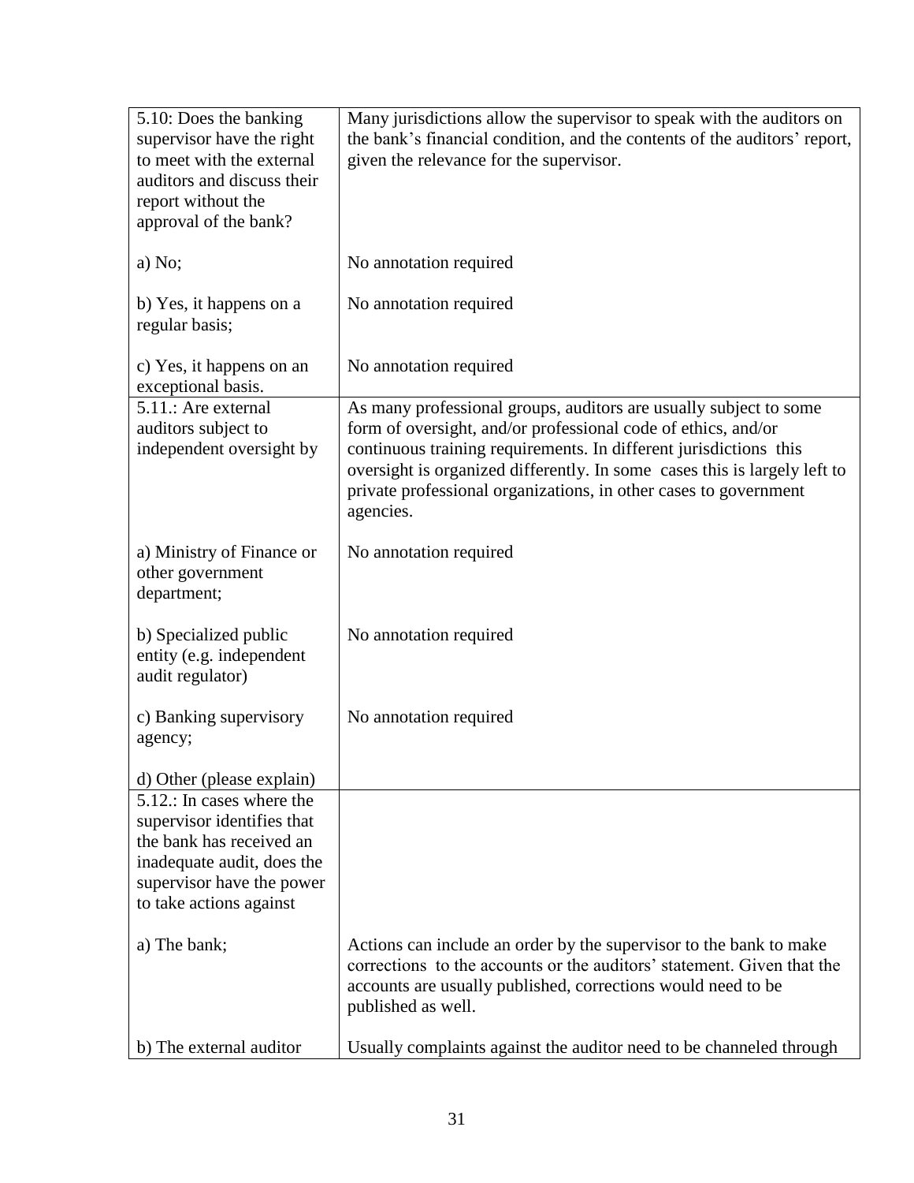| | |
|---|---|
| 5.10: Does the banking supervisor have the right to meet with the external auditors and discuss their report without the approval of the bank? | Many jurisdictions allow the supervisor to speak with the auditors on the bank's financial condition, and the contents of the auditors' report, given the relevance for the supervisor. |
| a) No; | No annotation required |
| b) Yes, it happens on a regular basis; | No annotation required |
| c) Yes, it happens on an exceptional basis. | No annotation required |
| 5.11.: Are external auditors subject to independent oversight by | As many professional groups, auditors are usually subject to some form of oversight, and/or professional code of ethics, and/or continuous training requirements. In different jurisdictions this oversight is organized differently. In some cases this is largely left to private professional organizations, in other cases to government agencies. |
| a) Ministry of Finance or other government department; | No annotation required |
| b) Specialized public entity (e.g. independent audit regulator) | No annotation required |
| c) Banking supervisory agency; | No annotation required |
| d) Other (please explain) | |
| 5.12.: In cases where the supervisor identifies that the bank has received an inadequate audit, does the supervisor have the power to take actions against | |
| a) The bank; | Actions can include an order by the supervisor to the bank to make corrections to the accounts or the auditors' statement. Given that the accounts are usually published, corrections would need to be published as well. |
| b) The external auditor | Usually complaints against the auditor need to be channeled through |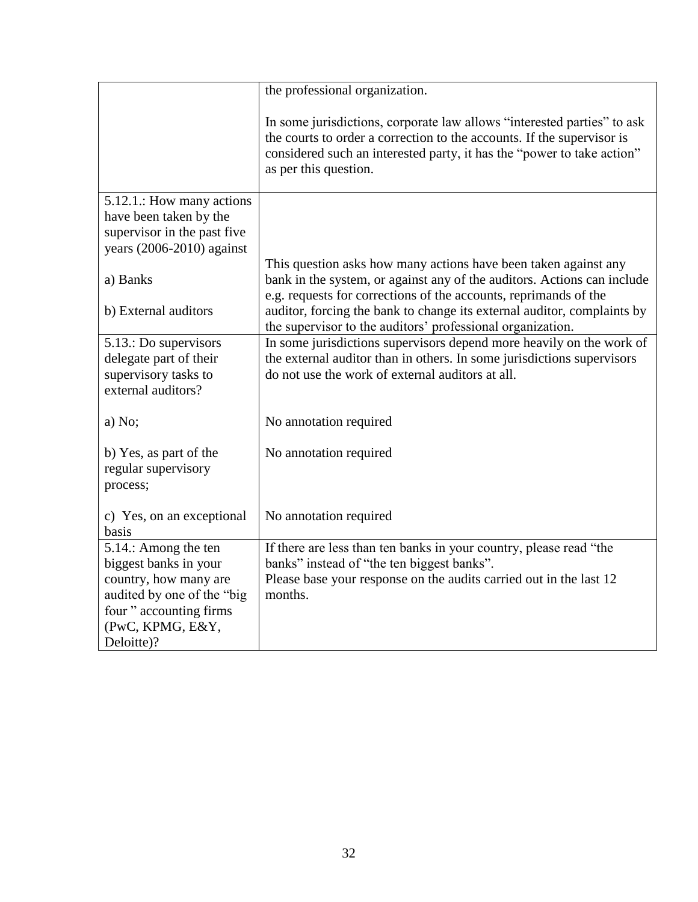| | |
|---|---|
| | the professional organization.<br><br>In some jurisdictions, corporate law allows "interested parties" to ask the courts to order a correction to the accounts. If the supervisor is considered such an interested party, it has the "power to take action" as per this question. |
| 5.12.1.: How many actions have been taken by the supervisor in the past five years (2006-2010) against<br><br>a) Banks<br><br>b) External auditors | This question asks how many actions have been taken against any bank in the system, or against any of the auditors. Actions can include e.g. requests for corrections of the accounts, reprimands of the auditor, forcing the bank to change its external auditor, complaints by the supervisor to the auditors' professional organization. |
| 5.13.: Do supervisors delegate part of their supervisory tasks to external auditors?<br><br>a) No;<br><br>b) Yes, as part of the regular supervisory process;<br><br>c) Yes, on an exceptional basis | In some jurisdictions supervisors depend more heavily on the work of the external auditor than in others. In some jurisdictions supervisors do not use the work of external auditors at all.<br><br>No annotation required<br><br>No annotation required<br><br>No annotation required |
| 5.14.: Among the ten biggest banks in your country, how many are audited by one of the "big four " accounting firms (PwC, KPMG, E&Y, Deloitte)? | If there are less than ten banks in your country, please read "the banks" instead of "the ten biggest banks".<br>Please base your response on the audits carried out in the last 12 months. |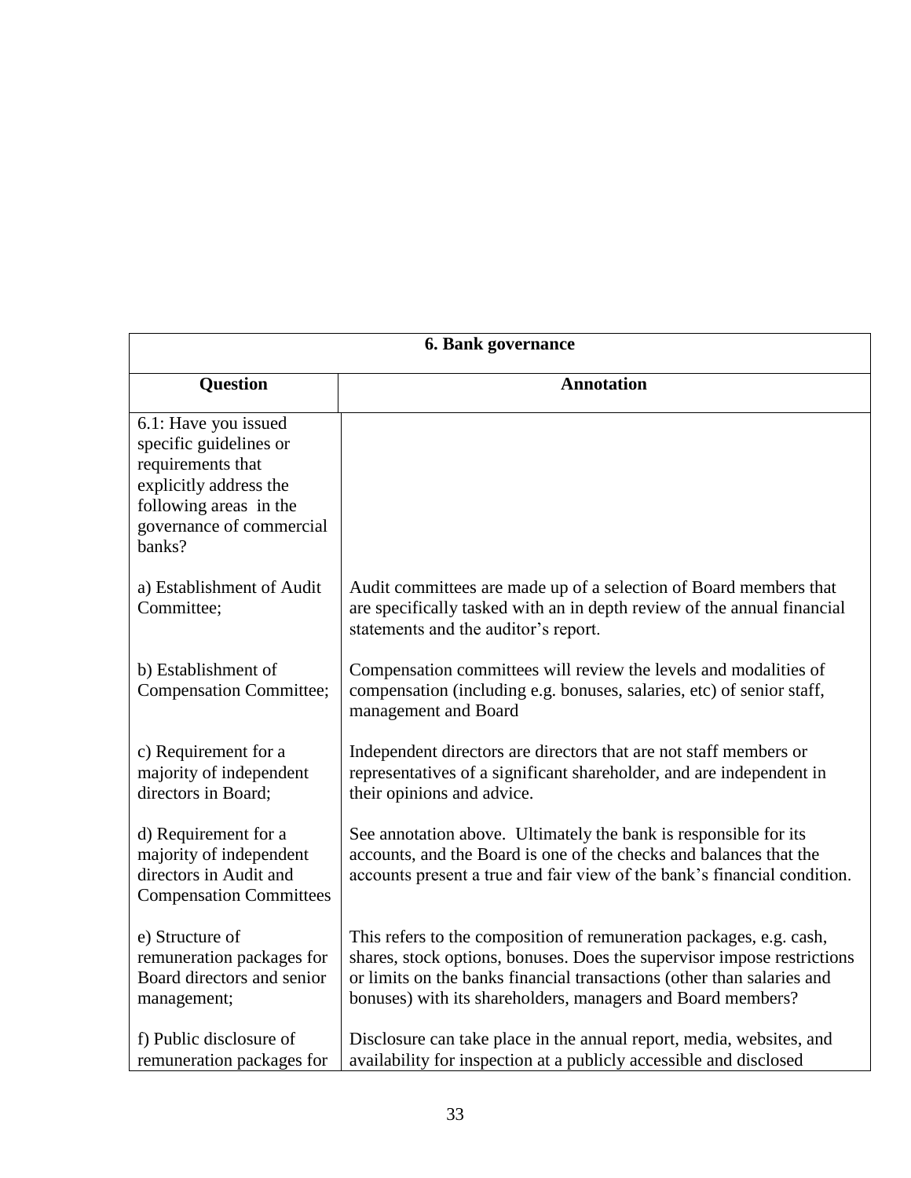| 6. Bank governance | |
|---|---|
| **Question** | **Annotation** |
| 6.1: Have you issued specific guidelines or requirements that explicitly address the following areas in the governance of commercial banks? | |
| a) Establishment of Audit Committee; | Audit committees are made up of a selection of Board members that are specifically tasked with an in depth review of the annual financial statements and the auditor's report. |
| b) Establishment of Compensation Committee; | Compensation committees will review the levels and modalities of compensation (including e.g. bonuses, salaries, etc) of senior staff, management and Board |
| c) Requirement for a majority of independent directors in Board; | Independent directors are directors that are not staff members or representatives of a significant shareholder, and are independent in their opinions and advice. |
| d) Requirement for a majority of independent directors in Audit and Compensation Committees | See annotation above. Ultimately the bank is responsible for its accounts, and the Board is one of the checks and balances that the accounts present a true and fair view of the bank's financial condition. |
| e) Structure of remuneration packages for Board directors and senior management; | This refers to the composition of remuneration packages, e.g. cash, shares, stock options, bonuses. Does the supervisor impose restrictions or limits on the banks financial transactions (other than salaries and bonuses) with its shareholders, managers and Board members? |
| f) Public disclosure of remuneration packages for | Disclosure can take place in the annual report, media, websites, and availability for inspection at a publicly accessible and disclosed |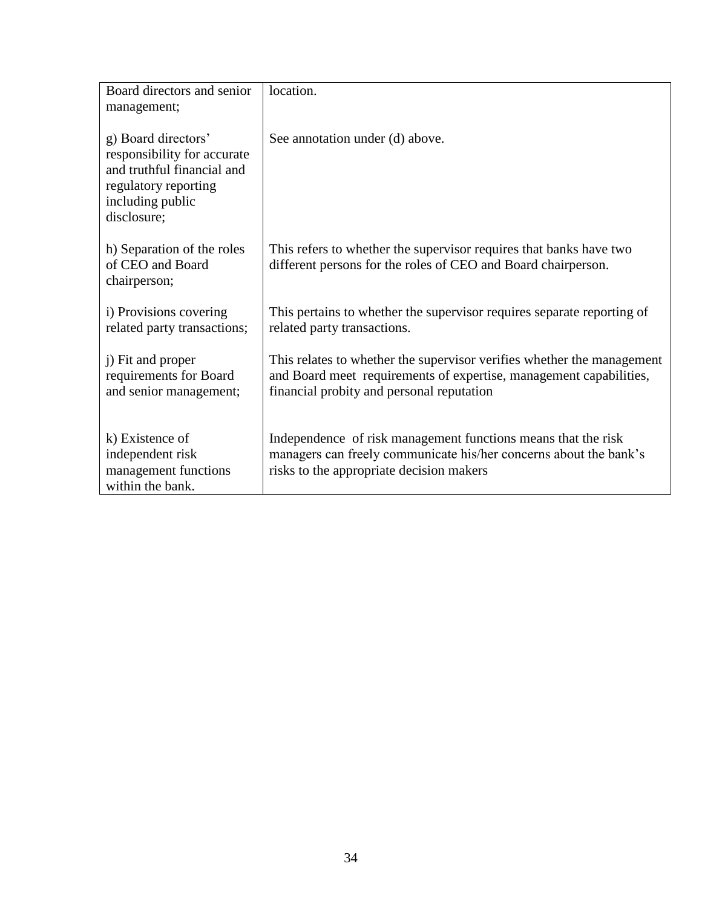| | |
|---|---|
| Board directors and senior management; | location. |
| g) Board directors' responsibility for accurate and truthful financial and regulatory reporting including public disclosure; | See annotation under (d) above. |
| h) Separation of the roles of CEO and Board chairperson; | This refers to whether the supervisor requires that banks have two different persons for the roles of CEO and Board chairperson. |
| i) Provisions covering related party transactions; | This pertains to whether the supervisor requires separate reporting of related party transactions. |
| j) Fit and proper requirements for Board and senior management; | This relates to whether the supervisor verifies whether the management and Board meet requirements of expertise, management capabilities, financial probity and personal reputation |
| k) Existence of independent risk management functions within the bank. | Independence of risk management functions means that the risk managers can freely communicate his/her concerns about the bank's risks to the appropriate decision makers |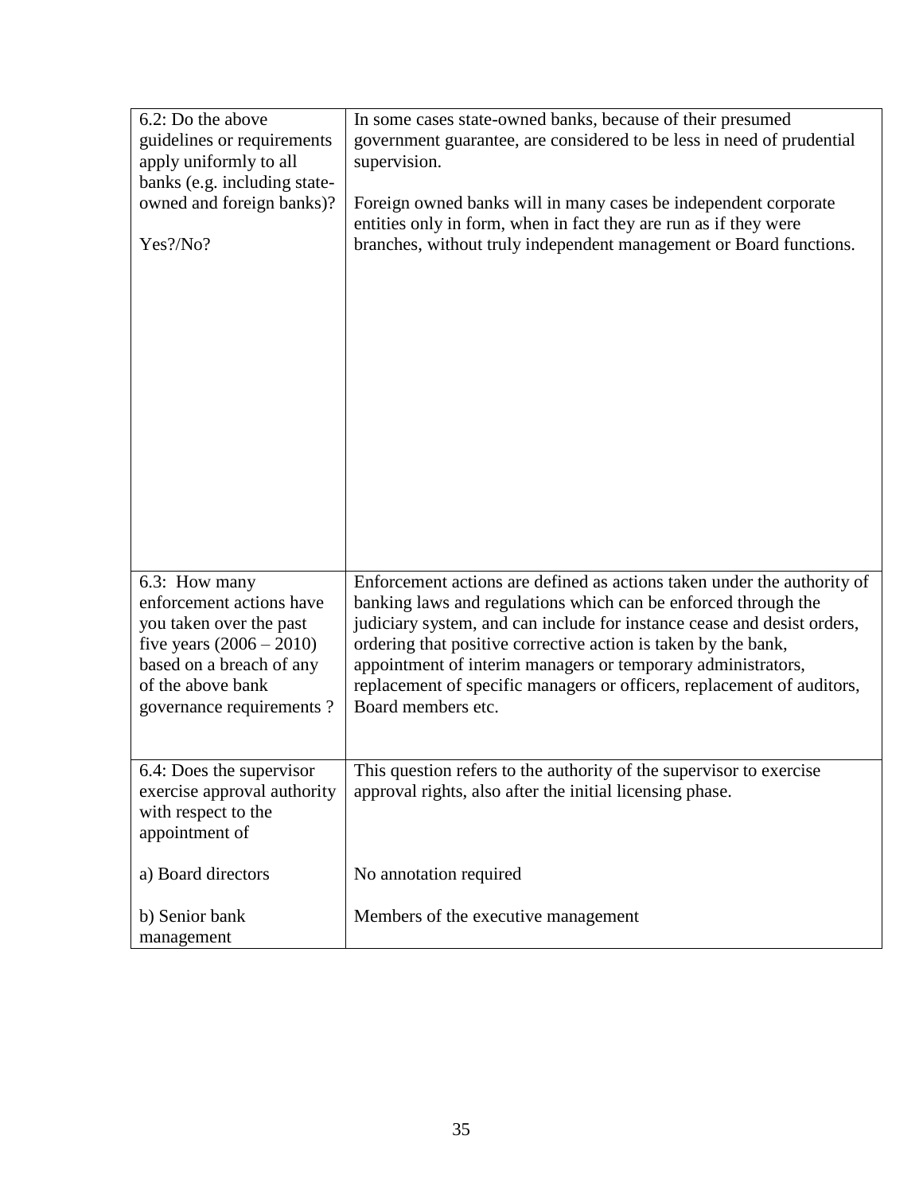| | |
|---|---|
| 6.2: Do the above guidelines or requirements apply uniformly to all banks (e.g. including state-owned and foreign banks)?<br><br>Yes?/No? | In some cases state-owned banks, because of their presumed government guarantee, are considered to be less in need of prudential supervision.<br><br>Foreign owned banks will in many cases be independent corporate entities only in form, when in fact they are run as if they were branches, without truly independent management or Board functions. |
| 6.3: How many enforcement actions have you taken over the past five years (2006 – 2010) based on a breach of any of the above bank governance requirements ? | Enforcement actions are defined as actions taken under the authority of banking laws and regulations which can be enforced through the judiciary system, and can include for instance cease and desist orders, ordering that positive corrective action is taken by the bank, appointment of interim managers or temporary administrators, replacement of specific managers or officers, replacement of auditors, Board members etc. |
| 6.4: Does the supervisor exercise approval authority with respect to the appointment of<br><br>a) Board directors<br><br>b) Senior bank management | This question refers to the authority of the supervisor to exercise approval rights, also after the initial licensing phase.<br><br>No annotation required<br><br>Members of the executive management |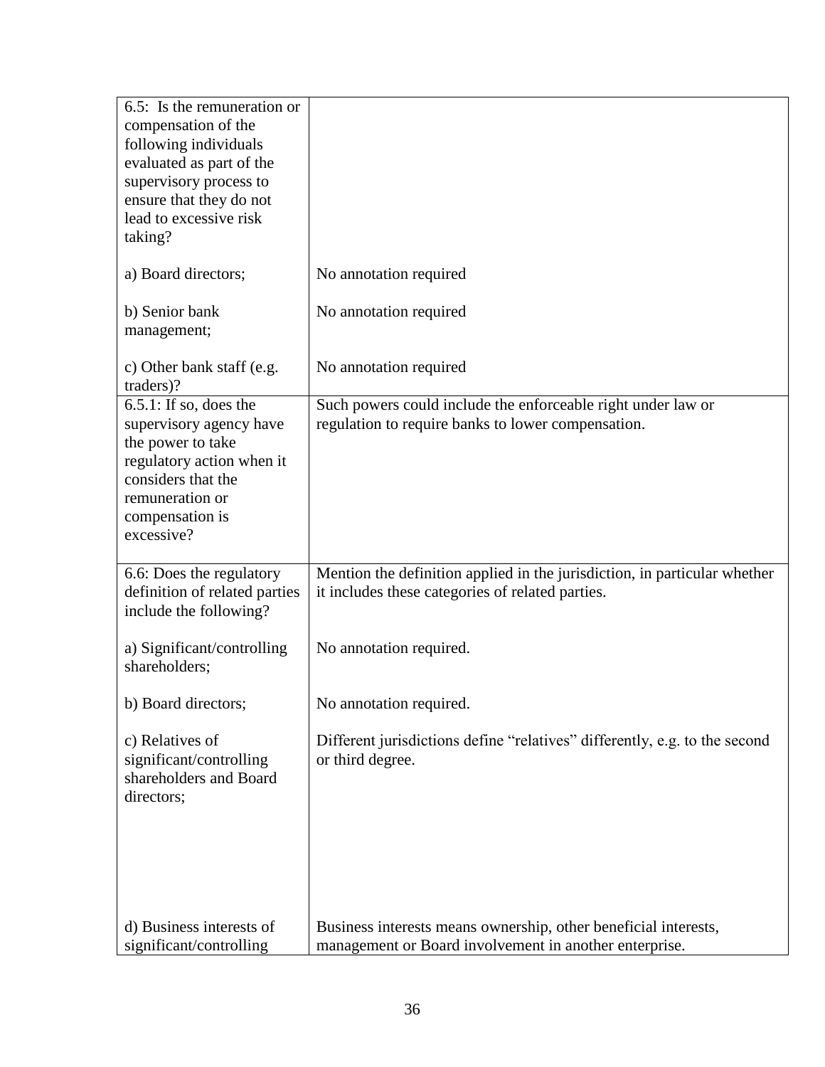| | |
|---|---|
| 6.5: Is the remuneration or compensation of the following individuals evaluated as part of the supervisory process to ensure that they do not lead to excessive risk taking? | |
| a) Board directors; | No annotation required |
| b) Senior bank management; | No annotation required |
| c) Other bank staff (e.g. traders)? | No annotation required |
| 6.5.1: If so, does the supervisory agency have the power to take regulatory action when it considers that the remuneration or compensation is excessive? | Such powers could include the enforceable right under law or regulation to require banks to lower compensation. |
| 6.6: Does the regulatory definition of related parties include the following? | Mention the definition applied in the jurisdiction, in particular whether it includes these categories of related parties. |
| a) Significant/controlling shareholders; | No annotation required. |
| b) Board directors; | No annotation required. |
| c) Relatives of significant/controlling shareholders and Board directors; | Different jurisdictions define "relatives" differently, e.g. to the second or third degree. |
| d) Business interests of significant/controlling | Business interests means ownership, other beneficial interests, management or Board involvement in another enterprise. |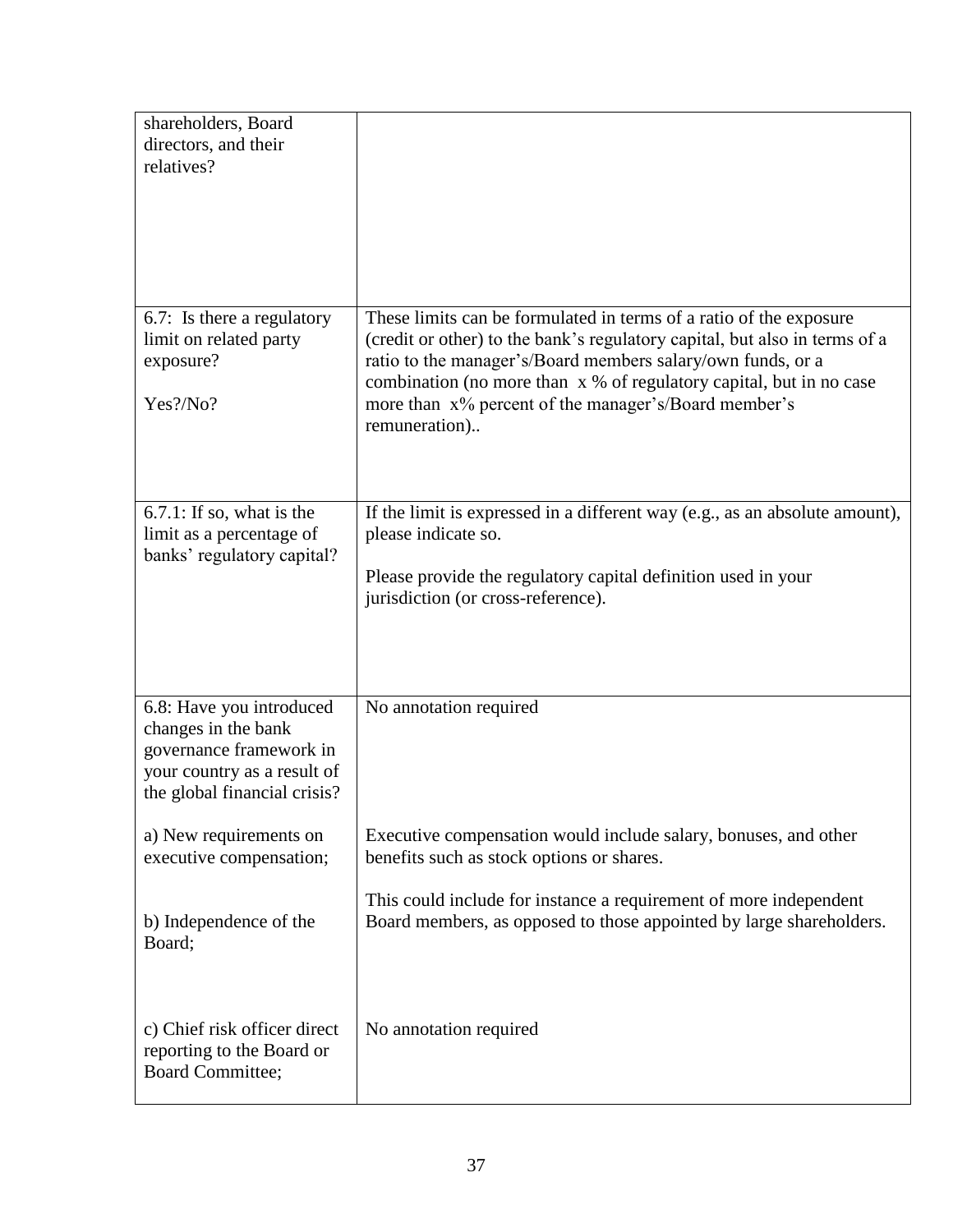| | |
|---|---|
| shareholders, Board directors, and their relatives? | |
| 6.7: Is there a regulatory limit on related party exposure?<br><br>Yes?/No? | These limits can be formulated in terms of a ratio of the exposure (credit or other) to the bank's regulatory capital, but also in terms of a ratio to the manager's/Board members salary/own funds, or a combination (no more than x % of regulatory capital, but in no case more than x% percent of the manager's/Board member's remuneration).. |
| 6.7.1: If so, what is the limit as a percentage of banks' regulatory capital? | If the limit is expressed in a different way (e.g., as an absolute amount), please indicate so.<br><br>Please provide the regulatory capital definition used in your jurisdiction (or cross-reference). |
| 6.8: Have you introduced changes in the bank governance framework in your country as a result of the global financial crisis?<br><br>a) New requirements on executive compensation;<br><br>b) Independence of the Board;<br><br>c) Chief risk officer direct reporting to the Board or Board Committee; | No annotation required<br><br>Executive compensation would include salary, bonuses, and other benefits such as stock options or shares.<br><br>This could include for instance a requirement of more independent Board members, as opposed to those appointed by large shareholders.<br><br>No annotation required |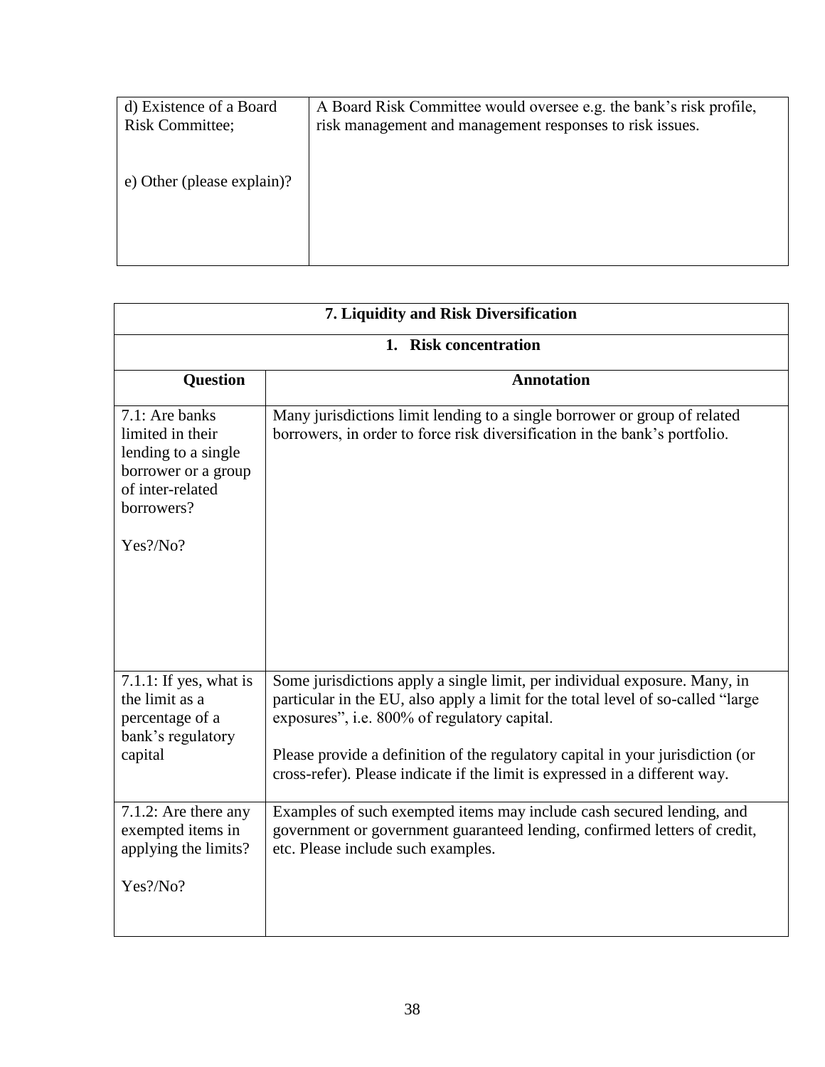| d) Existence of a Board Risk Committee;<br><br>e) Other (please explain)? | A Board Risk Committee would oversee e.g. the bank's risk profile, risk management and management responses to risk issues. |
|---|---|

| 7. Liquidity and Risk Diversification | |
|---|---|
| 1. Risk concentration | |
| **Question** | **Annotation** |
| 7.1: Are banks limited in their lending to a single borrower or a group of inter-related borrowers?<br><br>Yes?/No? | Many jurisdictions limit lending to a single borrower or group of related borrowers, in order to force risk diversification in the bank's portfolio. |
| 7.1.1: If yes, what is the limit as a percentage of a bank's regulatory capital | Some jurisdictions apply a single limit, per individual exposure. Many, in particular in the EU, also apply a limit for the total level of so-called "large exposures", i.e. 800% of regulatory capital.<br><br>Please provide a definition of the regulatory capital in your jurisdiction (or cross-refer). Please indicate if the limit is expressed in a different way. |
| 7.1.2: Are there any exempted items in applying the limits?<br><br>Yes?/No? | Examples of such exempted items may include cash secured lending, and government or government guaranteed lending, confirmed letters of credit, etc. Please include such examples. |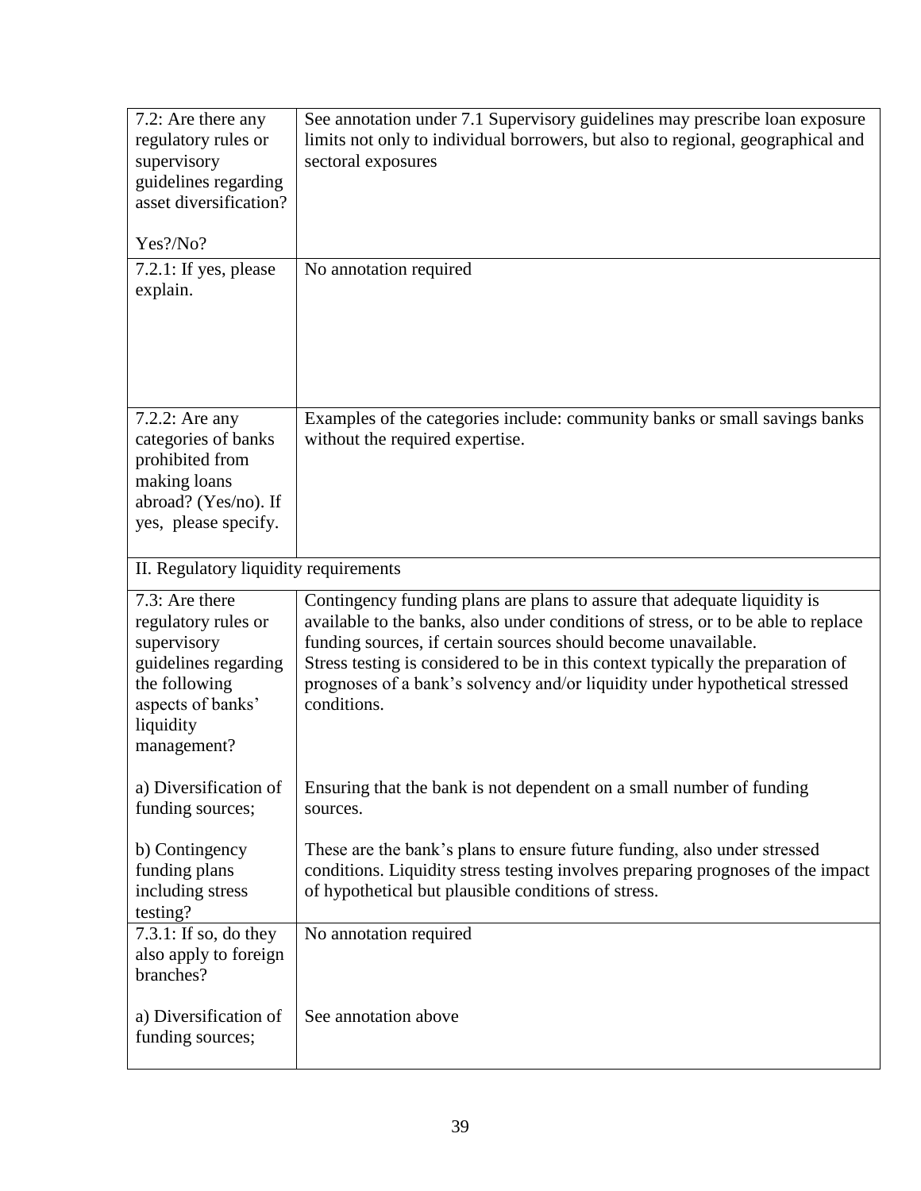| | |
|---|---|
| 7.2: Are there any regulatory rules or supervisory guidelines regarding asset diversification?<br><br>Yes?/No? | See annotation under 7.1 Supervisory guidelines may prescribe loan exposure limits not only to individual borrowers, but also to regional, geographical and sectoral exposures |
| 7.2.1: If yes, please explain. | No annotation required |
| 7.2.2: Are any categories of banks prohibited from making loans abroad? (Yes/no). If yes, please specify. | Examples of the categories include: community banks or small savings banks without the required expertise. |
| II. Regulatory liquidity requirements | |
| 7.3: Are there regulatory rules or supervisory guidelines regarding the following aspects of banks' liquidity management?<br><br>a) Diversification of funding sources;<br><br>b) Contingency funding plans including stress testing? | Contingency funding plans are plans to assure that adequate liquidity is available to the banks, also under conditions of stress, or to be able to replace funding sources, if certain sources should become unavailable.<br>Stress testing is considered to be in this context typically the preparation of prognoses of a bank's solvency and/or liquidity under hypothetical stressed conditions.<br><br>Ensuring that the bank is not dependent on a small number of funding sources.<br><br>These are the bank's plans to ensure future funding, also under stressed conditions. Liquidity stress testing involves preparing prognoses of the impact of hypothetical but plausible conditions of stress. |
| 7.3.1: If so, do they also apply to foreign branches?<br><br>a) Diversification of funding sources; | No annotation required<br><br>See annotation above |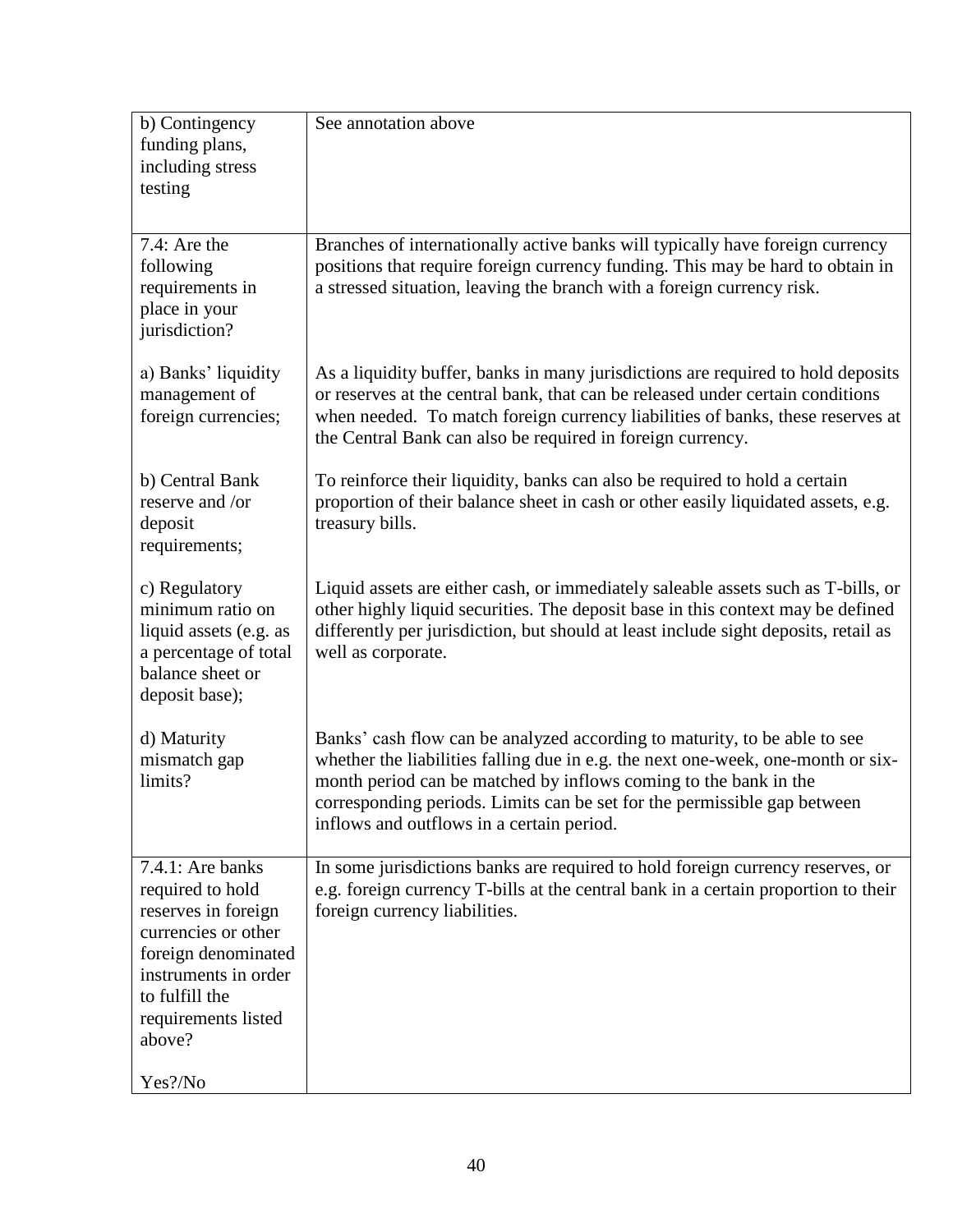| | |
|---|---|
| b) Contingency funding plans, including stress testing | See annotation above |
| 7.4: Are the following requirements in place in your jurisdiction?<br><br>a) Banks' liquidity management of foreign currencies;<br><br>b) Central Bank reserve and /or deposit requirements;<br><br>c) Regulatory minimum ratio on liquid assets (e.g. as a percentage of total balance sheet or deposit base);<br><br>d) Maturity mismatch gap limits? | Branches of internationally active banks will typically have foreign currency positions that require foreign currency funding. This may be hard to obtain in a stressed situation, leaving the branch with a foreign currency risk.<br><br>As a liquidity buffer, banks in many jurisdictions are required to hold deposits or reserves at the central bank, that can be released under certain conditions when needed. To match foreign currency liabilities of banks, these reserves at the Central Bank can also be required in foreign currency.<br><br>To reinforce their liquidity, banks can also be required to hold a certain proportion of their balance sheet in cash or other easily liquidated assets, e.g. treasury bills.<br><br>Liquid assets are either cash, or immediately saleable assets such as T-bills, or other highly liquid securities. The deposit base in this context may be defined differently per jurisdiction, but should at least include sight deposits, retail as well as corporate.<br><br>Banks' cash flow can be analyzed according to maturity, to be able to see whether the liabilities falling due in e.g. the next one-week, one-month or six-month period can be matched by inflows coming to the bank in the corresponding periods. Limits can be set for the permissible gap between inflows and outflows in a certain period. |
| 7.4.1: Are banks required to hold reserves in foreign currencies or other foreign denominated instruments in order to fulfill the requirements listed above?<br><br>Yes?/No | In some jurisdictions banks are required to hold foreign currency reserves, or e.g. foreign currency T-bills at the central bank in a certain proportion to their foreign currency liabilities. |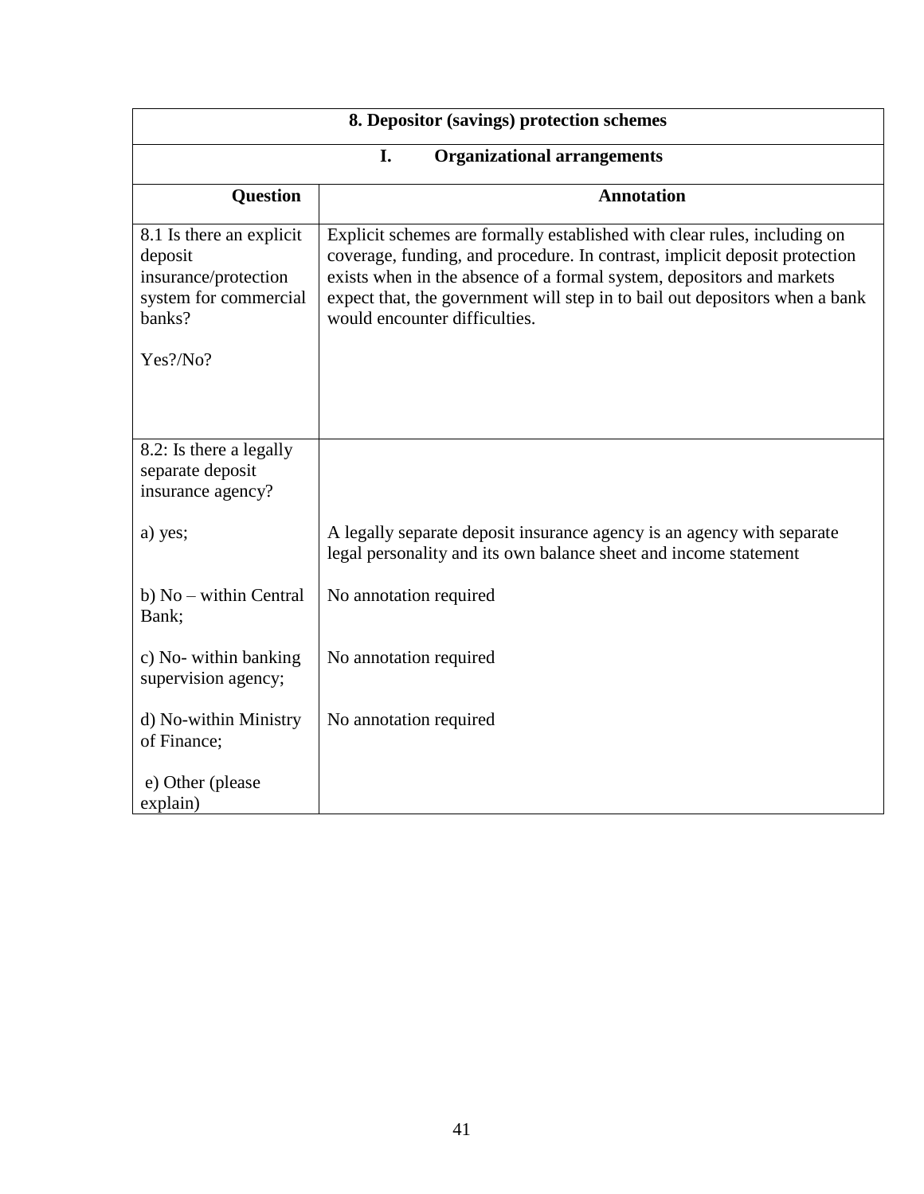| 8. Depositor (savings) protection schemes | |
|---|---|
| I. Organizational arrangements | |
| **Question** | **Annotation** |
| 8.1 Is there an explicit deposit insurance/protection system for commercial banks?<br><br>Yes?/No? | Explicit schemes are formally established with clear rules, including on coverage, funding, and procedure. In contrast, implicit deposit protection exists when in the absence of a formal system, depositors and markets expect that, the government will step in to bail out depositors when a bank would encounter difficulties. |
| 8.2: Is there a legally separate deposit insurance agency? | |
| a) yes; | A legally separate deposit insurance agency is an agency with separate legal personality and its own balance sheet and income statement |
| b) No – within Central Bank; | No annotation required |
| c) No- within banking supervision agency; | No annotation required |
| d) No-within Ministry of Finance; | No annotation required |
| e) Other (please explain) | |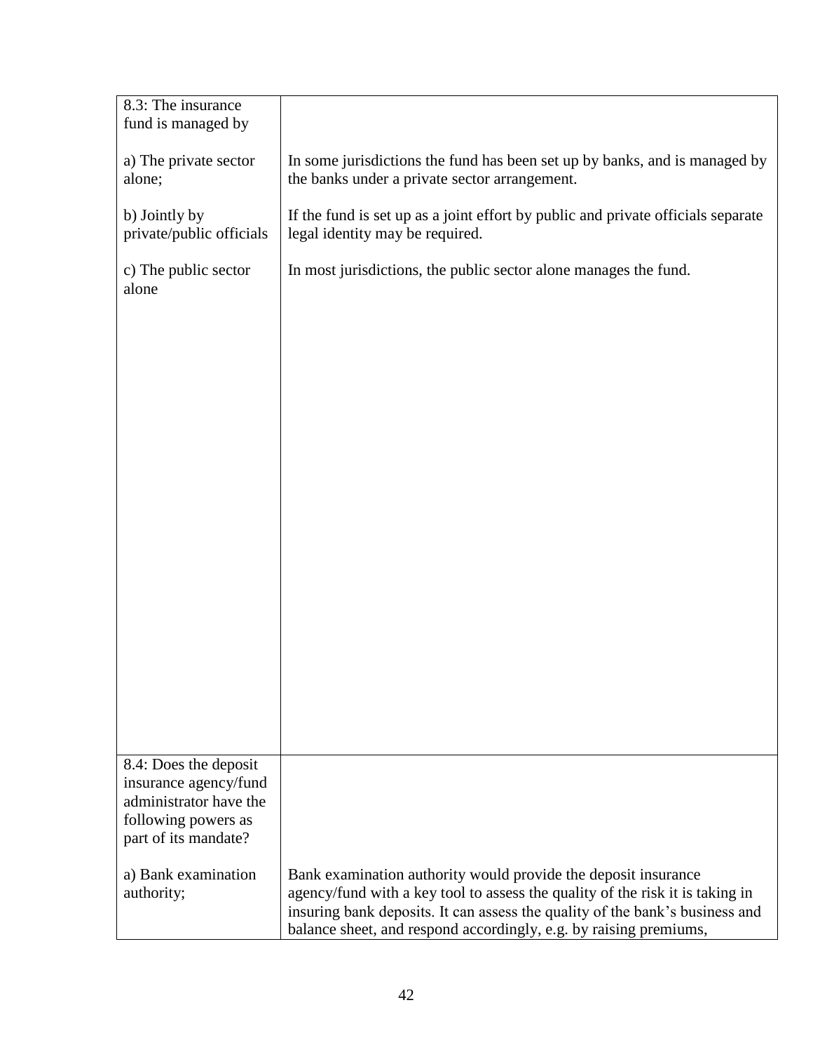| 8.3: The insurance fund is managed by | |
|---|---|
| a) The private sector alone; | In some jurisdictions the fund has been set up by banks, and is managed by the banks under a private sector arrangement. |
| b) Jointly by private/public officials | If the fund is set up as a joint effort by public and private officials separate legal identity may be required. |
| c) The public sector alone | In most jurisdictions, the public sector alone manages the fund. |
| 8.4: Does the deposit insurance agency/fund administrator have the following powers as part of its mandate? | |
| a) Bank examination authority; | Bank examination authority would provide the deposit insurance agency/fund with a key tool to assess the quality of the risk it is taking in insuring bank deposits. It can assess the quality of the bank's business and balance sheet, and respond accordingly, e.g. by raising premiums, |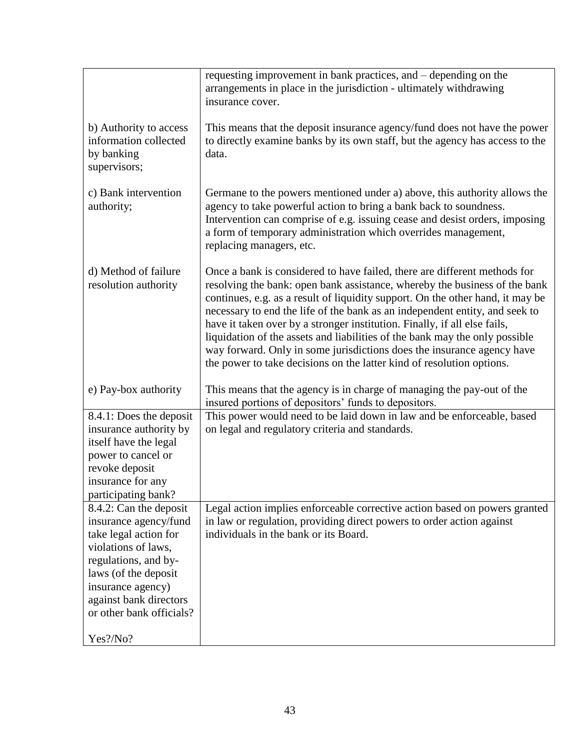| | |
|---|---|
| | requesting improvement in bank practices, and – depending on the arrangements in place in the jurisdiction - ultimately withdrawing insurance cover. |
| b) Authority to access information collected by banking supervisors; | This means that the deposit insurance agency/fund does not have the power to directly examine banks by its own staff, but the agency has access to the data. |
| c) Bank intervention authority; | Germane to the powers mentioned under a) above, this authority allows the agency to take powerful action to bring a bank back to soundness. Intervention can comprise of e.g. issuing cease and desist orders, imposing a form of temporary administration which overrides management, replacing managers, etc. |
| d) Method of failure resolution authority | Once a bank is considered to have failed, there are different methods for resolving the bank: open bank assistance, whereby the business of the bank continues, e.g. as a result of liquidity support. On the other hand, it may be necessary to end the life of the bank as an independent entity, and seek to have it taken over by a stronger institution. Finally, if all else fails, liquidation of the assets and liabilities of the bank may the only possible way forward. Only in some jurisdictions does the insurance agency have the power to take decisions on the latter kind of resolution options. |
| e) Pay-box authority | This means that the agency is in charge of managing the pay-out of the insured portions of depositors' funds to depositors. |
| 8.4.1: Does the deposit insurance authority by itself have the legal power to cancel or revoke deposit insurance for any participating bank? | This power would need to be laid down in law and be enforceable, based on legal and regulatory criteria and standards. |
| 8.4.2: Can the deposit insurance agency/fund take legal action for violations of laws, regulations, and by-laws (of the deposit insurance agency) against bank directors or other bank officials?<br><br>Yes?/No? | Legal action implies enforceable corrective action based on powers granted in law or regulation, providing direct powers to order action against individuals in the bank or its Board. |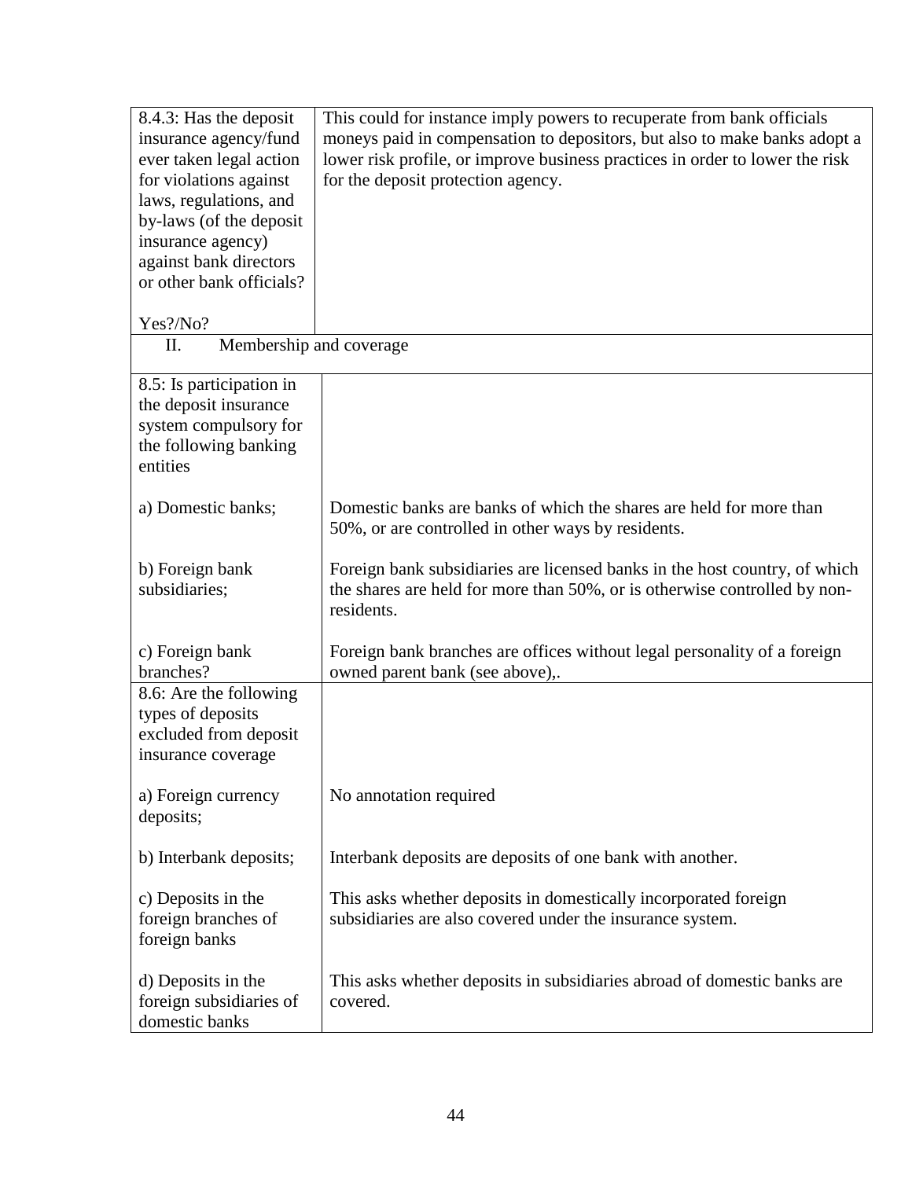| | |
|---|---|
| 8.4.3: Has the deposit insurance agency/fund ever taken legal action for violations against laws, regulations, and by-laws (of the deposit insurance agency) against bank directors or other bank officials?<br><br>Yes?/No? | This could for instance imply powers to recuperate from bank officials moneys paid in compensation to depositors, but also to make banks adopt a lower risk profile, or improve business practices in order to lower the risk for the deposit protection agency. |
| II. Membership and coverage | |
| 8.5: Is participation in the deposit insurance system compulsory for the following banking entities | |
| a) Domestic banks; | Domestic banks are banks of which the shares are held for more than 50%, or are controlled in other ways by residents. |
| b) Foreign bank subsidiaries; | Foreign bank subsidiaries are licensed banks in the host country, of which the shares are held for more than 50%, or is otherwise controlled by non-residents. |
| c) Foreign bank branches? | Foreign bank branches are offices without legal personality of a foreign owned parent bank (see above),. |
| 8.6: Are the following types of deposits excluded from deposit insurance coverage | |
| a) Foreign currency deposits; | No annotation required |
| b) Interbank deposits; | Interbank deposits are deposits of one bank with another. |
| c) Deposits in the foreign branches of foreign banks | This asks whether deposits in domestically incorporated foreign subsidiaries are also covered under the insurance system. |
| d) Deposits in the foreign subsidiaries of domestic banks | This asks whether deposits in subsidiaries abroad of domestic banks are covered. |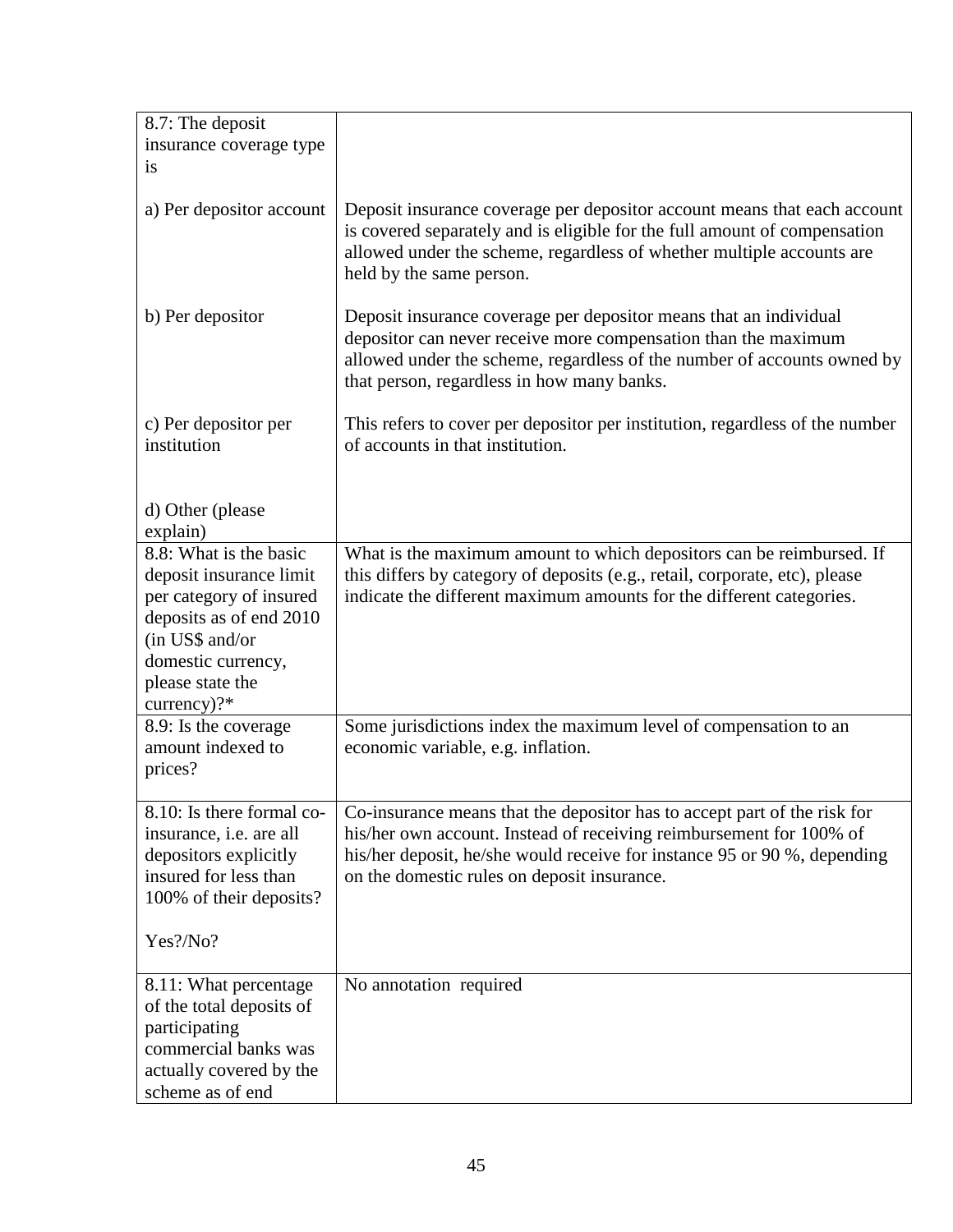| 8.7: The deposit insurance coverage type is | |
|---|---|
| a) Per depositor account | Deposit insurance coverage per depositor account means that each account is covered separately and is eligible for the full amount of compensation allowed under the scheme, regardless of whether multiple accounts are held by the same person. |
| b) Per depositor | Deposit insurance coverage per depositor means that an individual depositor can never receive more compensation than the maximum allowed under the scheme, regardless of the number of accounts owned by that person, regardless in how many banks. |
| c) Per depositor per institution | This refers to cover per depositor per institution, regardless of the number of accounts in that institution. |
| d) Other (please explain) | |
| 8.8: What is the basic deposit insurance limit per category of insured deposits as of end 2010 (in US$ and/or domestic currency, please state the currency)?* | What is the maximum amount to which depositors can be reimbursed. If this differs by category of deposits (e.g., retail, corporate, etc), please indicate the different maximum amounts for the different categories. |
| 8.9: Is the coverage amount indexed to prices? | Some jurisdictions index the maximum level of compensation to an economic variable, e.g. inflation. |
| 8.10: Is there formal co-insurance, i.e. are all depositors explicitly insured for less than 100% of their deposits?<br><br>Yes?/No? | Co-insurance means that the depositor has to accept part of the risk for his/her own account. Instead of receiving reimbursement for 100% of his/her deposit, he/she would receive for instance 95 or 90 %, depending on the domestic rules on deposit insurance. |
| 8.11: What percentage of the total deposits of participating commercial banks was actually covered by the scheme as of end | No annotation required |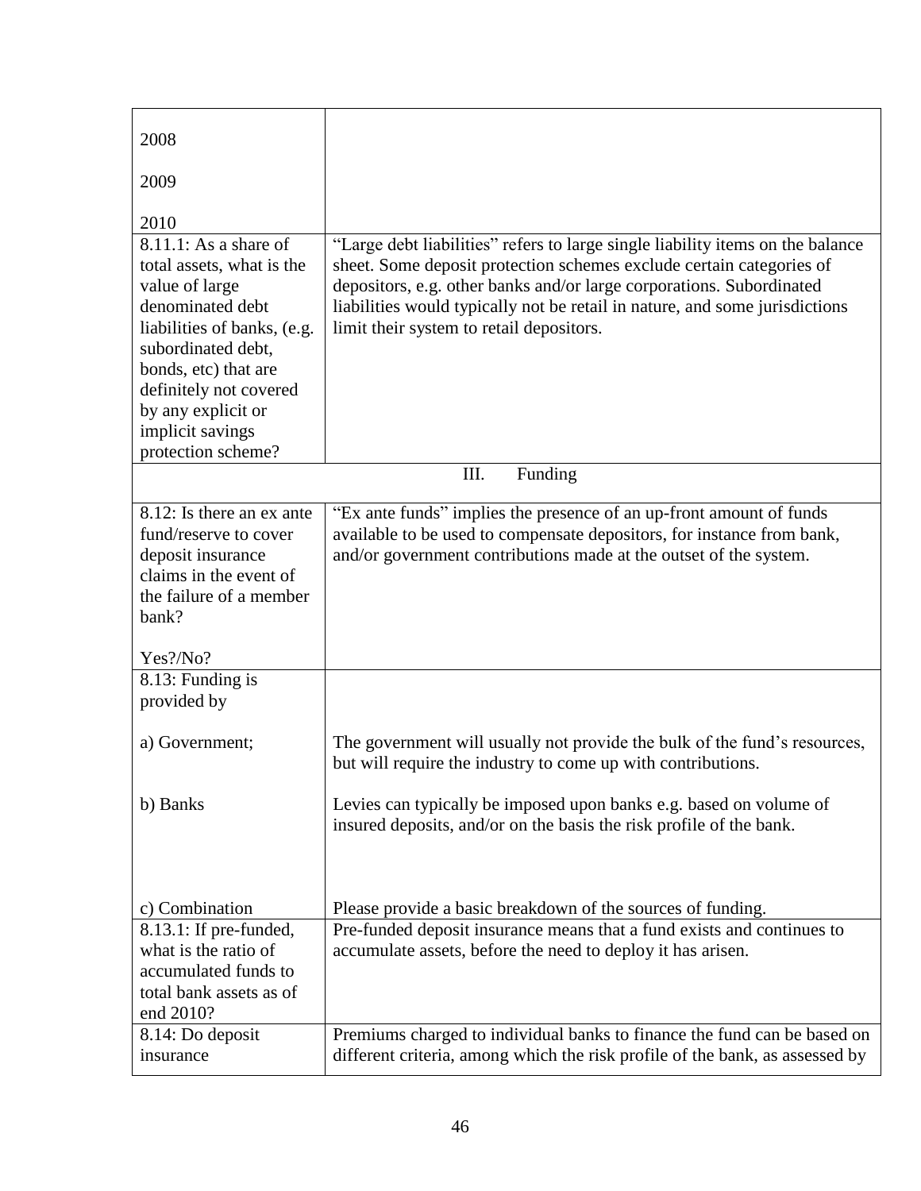| | |
|---|---|
| 2008<br><br>2009<br><br>2010 | |
| 8.11.1: As a share of total assets, what is the value of large denominated debt liabilities of banks, (e.g. subordinated debt, bonds, etc) that are definitely not covered by any explicit or implicit savings protection scheme? | "Large debt liabilities" refers to large single liability items on the balance sheet. Some deposit protection schemes exclude certain categories of depositors, e.g. other banks and/or large corporations. Subordinated liabilities would typically not be retail in nature, and some jurisdictions limit their system to retail depositors. |
| **III. Funding** | |
| 8.12: Is there an ex ante fund/reserve to cover deposit insurance claims in the event of the failure of a member bank?<br><br>Yes?/No? | "Ex ante funds" implies the presence of an up-front amount of funds available to be used to compensate depositors, for instance from bank, and/or government contributions made at the outset of the system. |
| 8.13: Funding is provided by<br><br>a) Government;<br><br>b) Banks<br><br>c) Combination | <br><br>The government will usually not provide the bulk of the fund's resources, but will require the industry to come up with contributions.<br><br>Levies can typically be imposed upon banks e.g. based on volume of insured deposits, and/or on the basis the risk profile of the bank.<br><br>Please provide a basic breakdown of the sources of funding. |
| 8.13.1: If pre-funded, what is the ratio of accumulated funds to total bank assets as of end 2010? | Pre-funded deposit insurance means that a fund exists and continues to accumulate assets, before the need to deploy it has arisen. |
| 8.14: Do deposit insurance | Premiums charged to individual banks to finance the fund can be based on different criteria, among which the risk profile of the bank, as assessed by |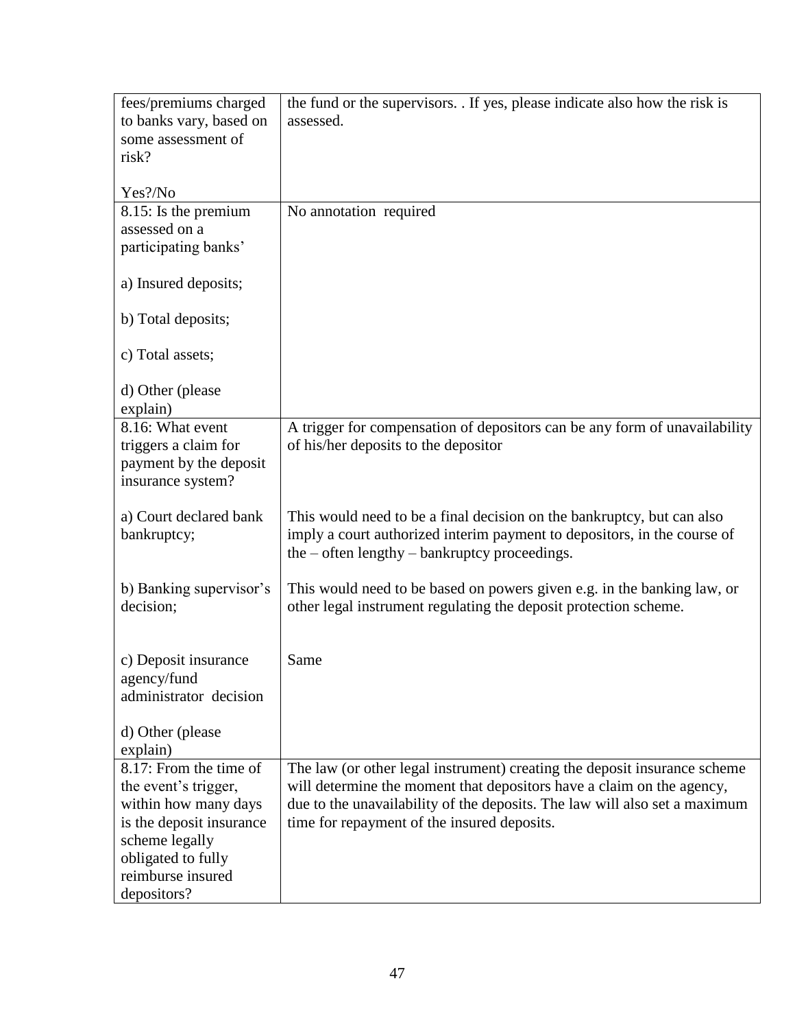| | |
|---|---|
| fees/premiums charged to banks vary, based on some assessment of risk?<br><br>Yes?/No | the fund or the supervisors. . If yes, please indicate also how the risk is assessed. |
| 8.15: Is the premium assessed on a participating banks'<br><br>a) Insured deposits;<br><br>b) Total deposits;<br><br>c) Total assets;<br><br>d) Other (please explain) | No annotation required |
| 8.16: What event triggers a claim for payment by the deposit insurance system? | A trigger for compensation of depositors can be any form of unavailability of his/her deposits to the depositor |
| a) Court declared bank bankruptcy; | This would need to be a final decision on the bankruptcy, but can also imply a court authorized interim payment to depositors, in the course of the – often lengthy – bankruptcy proceedings. |
| b) Banking supervisor's decision; | This would need to be based on powers given e.g. in the banking law, or other legal instrument regulating the deposit protection scheme. |
| c) Deposit insurance agency/fund administrator decision<br><br>d) Other (please explain) | Same |
| 8.17: From the time of the event's trigger, within how many days is the deposit insurance scheme legally obligated to fully reimburse insured depositors? | The law (or other legal instrument) creating the deposit insurance scheme will determine the moment that depositors have a claim on the agency, due to the unavailability of the deposits. The law will also set a maximum time for repayment of the insured deposits. |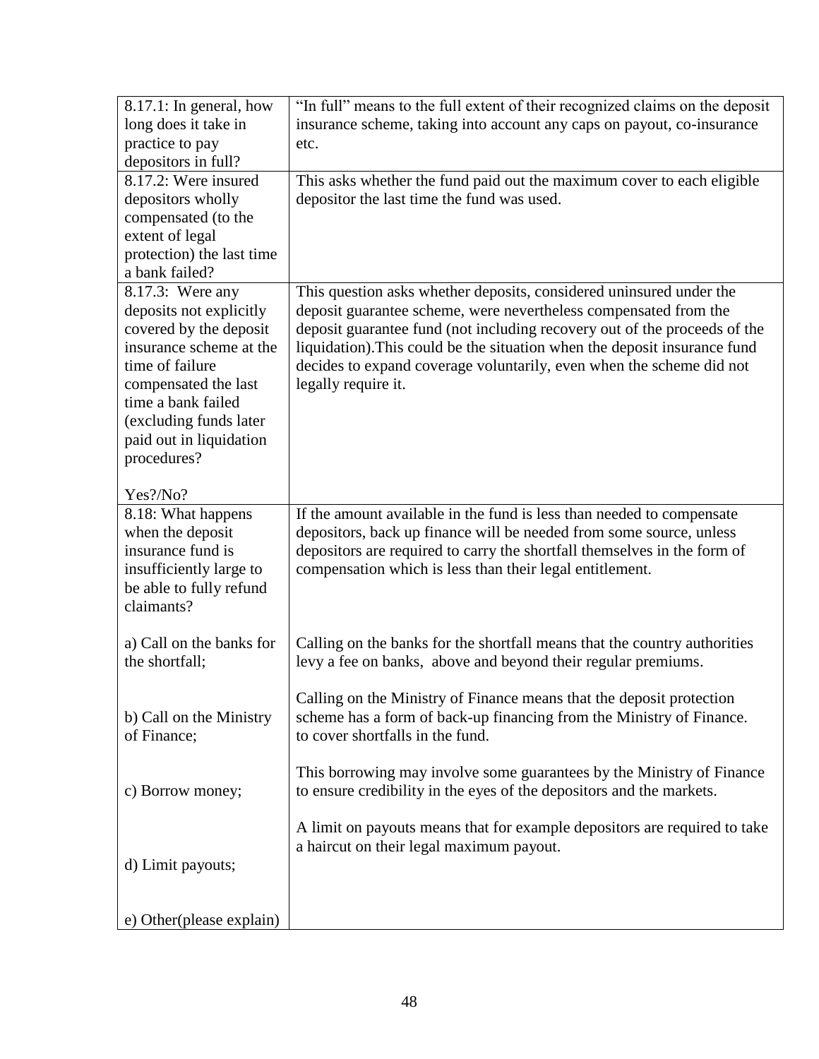| | |
|---|---|
| 8.17.1: In general, how long does it take in practice to pay depositors in full? | "In full" means to the full extent of their recognized claims on the deposit insurance scheme, taking into account any caps on payout, co-insurance etc. |
| 8.17.2: Were insured depositors wholly compensated (to the extent of legal protection) the last time a bank failed? | This asks whether the fund paid out the maximum cover to each eligible depositor the last time the fund was used. |
| 8.17.3: Were any deposits not explicitly covered by the deposit insurance scheme at the time of failure compensated the last time a bank failed (excluding funds later paid out in liquidation procedures?<br><br>Yes?/No? | This question asks whether deposits, considered uninsured under the deposit guarantee scheme, were nevertheless compensated from the deposit guarantee fund (not including recovery out of the proceeds of the liquidation).This could be the situation when the deposit insurance fund decides to expand coverage voluntarily, even when the scheme did not legally require it. |
| 8.18: What happens when the deposit insurance fund is insufficiently large to be able to fully refund claimants?<br><br>a) Call on the banks for the shortfall;<br><br>b) Call on the Ministry of Finance;<br><br>c) Borrow money;<br><br>d) Limit payouts;<br><br>e) Other(please explain) | If the amount available in the fund is less than needed to compensate depositors, back up finance will be needed from some source, unless depositors are required to carry the shortfall themselves in the form of compensation which is less than their legal entitlement.<br><br>Calling on the banks for the shortfall means that the country authorities levy a fee on banks, above and beyond their regular premiums.<br><br>Calling on the Ministry of Finance means that the deposit protection scheme has a form of back-up financing from the Ministry of Finance. to cover shortfalls in the fund.<br><br>This borrowing may involve some guarantees by the Ministry of Finance to ensure credibility in the eyes of the depositors and the markets.<br><br>A limit on payouts means that for example depositors are required to take a haircut on their legal maximum payout. |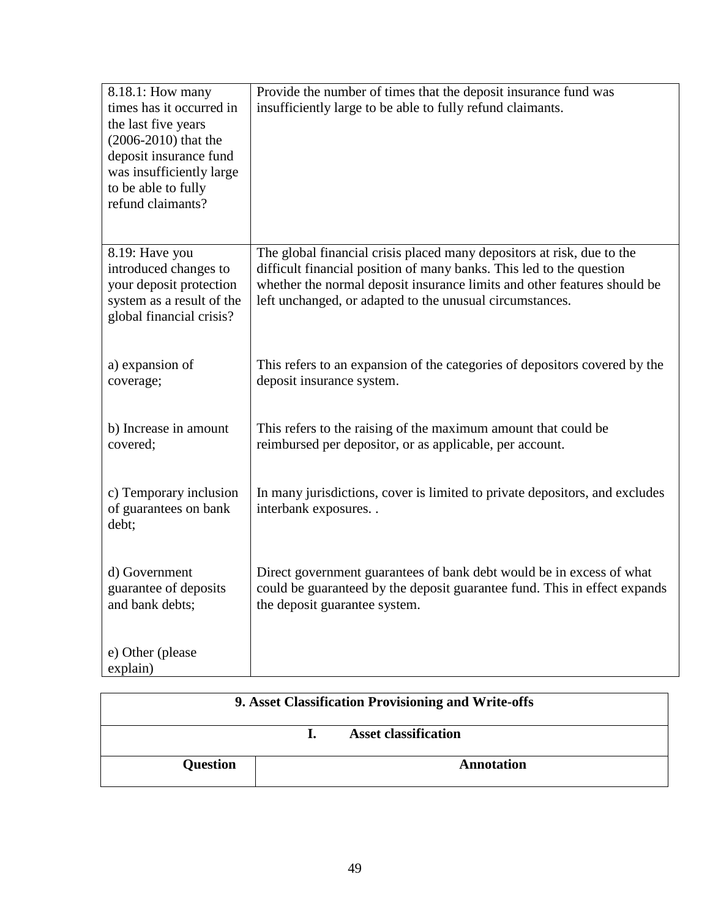| | |
|---|---|
| 8.18.1: How many times has it occurred in the last five years (2006-2010) that the deposit insurance fund was insufficiently large to be able to fully refund claimants? | Provide the number of times that the deposit insurance fund was insufficiently large to be able to fully refund claimants. |
| 8.19: Have you introduced changes to your deposit protection system as a result of the global financial crisis? | The global financial crisis placed many depositors at risk, due to the difficult financial position of many banks. This led to the question whether the normal deposit insurance limits and other features should be left unchanged, or adapted to the unusual circumstances. |
| a) expansion of coverage; | This refers to an expansion of the categories of depositors covered by the deposit insurance system. |
| b) Increase in amount covered; | This refers to the raising of the maximum amount that could be reimbursed per depositor, or as applicable, per account. |
| c) Temporary inclusion of guarantees on bank debt; | In many jurisdictions, cover is limited to private depositors, and excludes interbank exposures. . |
| d) Government guarantee of deposits and bank debts; | Direct government guarantees of bank debt would be in excess of what could be guaranteed by the deposit guarantee fund. This in effect expands the deposit guarantee system. |
| e) Other (please explain) | |

| **9. Asset Classification Provisioning and Write-offs** | |
|---|---|
| **I. Asset classification** | |
| **Question** | **Annotation** |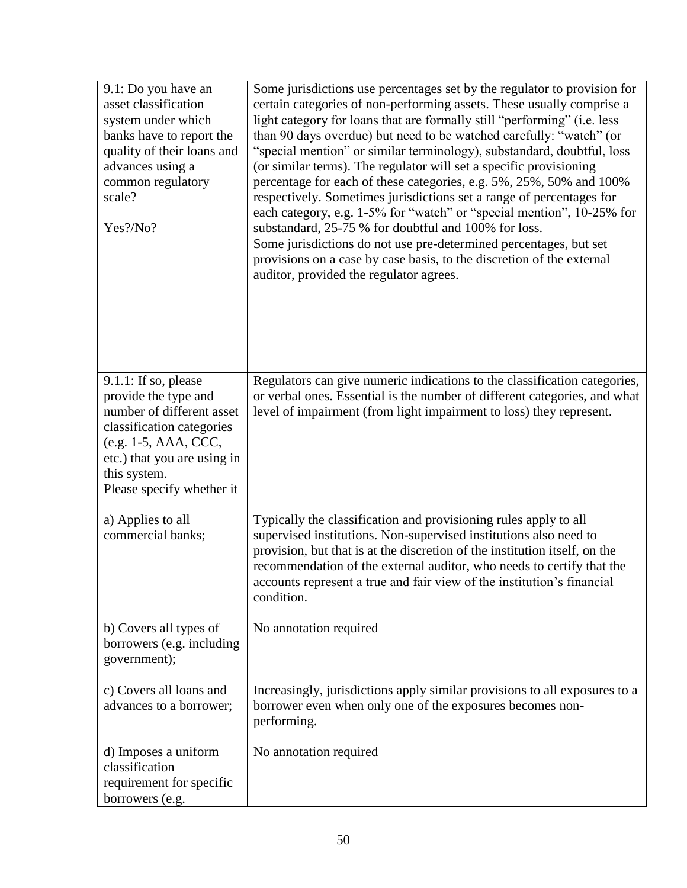| | |
|---|---|
| 9.1: Do you have an asset classification system under which banks have to report the quality of their loans and advances using a common regulatory scale?<br><br>Yes?/No? | Some jurisdictions use percentages set by the regulator to provision for certain categories of non-performing assets. These usually comprise a light category for loans that are formally still "performing" (i.e. less than 90 days overdue) but need to be watched carefully: "watch" (or "special mention" or similar terminology), substandard, doubtful, loss (or similar terms). The regulator will set a specific provisioning percentage for each of these categories, e.g. 5%, 25%, 50% and 100% respectively. Sometimes jurisdictions set a range of percentages for each category, e.g. 1-5% for "watch" or "special mention", 10-25% for substandard, 25-75 % for doubtful and 100% for loss.<br>Some jurisdictions do not use pre-determined percentages, but set provisions on a case by case basis, to the discretion of the external auditor, provided the regulator agrees. |
| 9.1.1: If so, please provide the type and number of different asset classification categories (e.g. 1-5, AAA, CCC, etc.) that you are using in this system.<br>Please specify whether it | Regulators can give numeric indications to the classification categories, or verbal ones. Essential is the number of different categories, and what level of impairment (from light impairment to loss) they represent. |
| a) Applies to all commercial banks; | Typically the classification and provisioning rules apply to all supervised institutions. Non-supervised institutions also need to provision, but that is at the discretion of the institution itself, on the recommendation of the external auditor, who needs to certify that the accounts represent a true and fair view of the institution's financial condition. |
| b) Covers all types of borrowers (e.g. including government); | No annotation required |
| c) Covers all loans and advances to a borrower; | Increasingly, jurisdictions apply similar provisions to all exposures to a borrower even when only one of the exposures becomes non-performing. |
| d) Imposes a uniform classification requirement for specific borrowers (e.g. | No annotation required |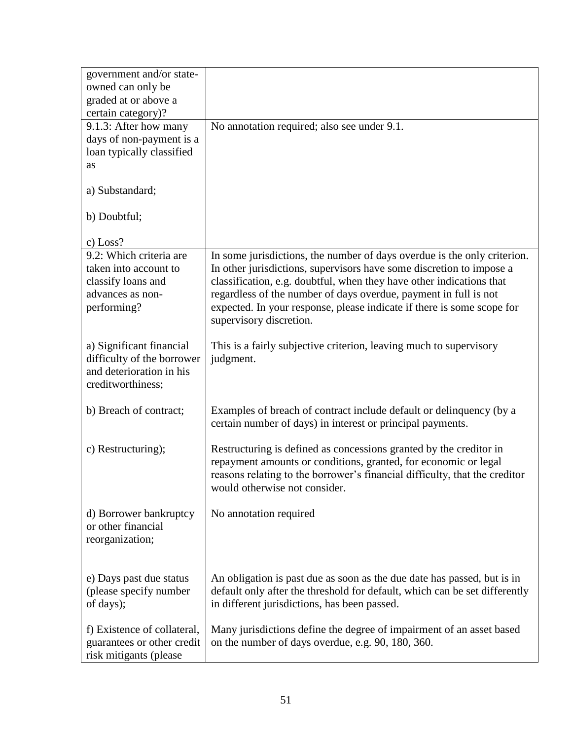| | |
|---|---|
| government and/or state-owned can only be graded at or above a certain category)? | |
| 9.1.3: After how many days of non-payment is a loan typically classified as<br><br>a) Substandard;<br><br>b) Doubtful;<br><br>c) Loss? | No annotation required; also see under 9.1. |
| 9.2: Which criteria are taken into account to classify loans and advances as non-performing? | In some jurisdictions, the number of days overdue is the only criterion. In other jurisdictions, supervisors have some discretion to impose a classification, e.g. doubtful, when they have other indications that regardless of the number of days overdue, payment in full is not expected. In your response, please indicate if there is some scope for supervisory discretion. |
| a) Significant financial difficulty of the borrower and deterioration in his creditworthiness; | This is a fairly subjective criterion, leaving much to supervisory judgment. |
| b) Breach of contract; | Examples of breach of contract include default or delinquency (by a certain number of days) in interest or principal payments. |
| c) Restructuring); | Restructuring is defined as concessions granted by the creditor in repayment amounts or conditions, granted, for economic or legal reasons relating to the borrower's financial difficulty, that the creditor would otherwise not consider. |
| d) Borrower bankruptcy or other financial reorganization; | No annotation required |
| e) Days past due status (please specify number of days); | An obligation is past due as soon as the due date has passed, but is in default only after the threshold for default, which can be set differently in different jurisdictions, has been passed. |
| f) Existence of collateral, guarantees or other credit risk mitigants (please | Many jurisdictions define the degree of impairment of an asset based on the number of days overdue, e.g. 90, 180, 360. |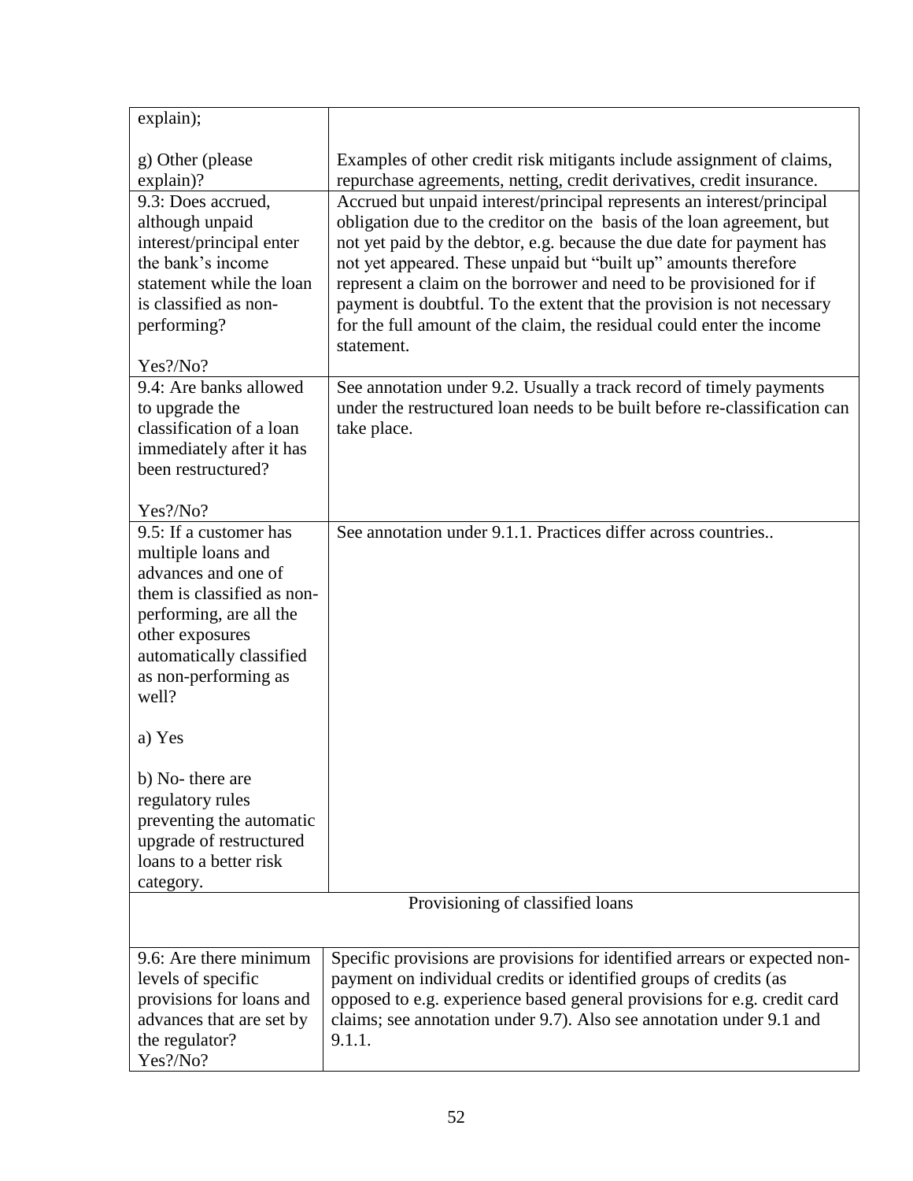| | |
|---|---|
| explain);<br><br>g) Other (please explain)? | Examples of other credit risk mitigants include assignment of claims, repurchase agreements, netting, credit derivatives, credit insurance. |
| 9.3: Does accrued, although unpaid interest/principal enter the bank's income statement while the loan is classified as non-performing?<br><br>Yes?/No? | Accrued but unpaid interest/principal represents an interest/principal obligation due to the creditor on the basis of the loan agreement, but not yet paid by the debtor, e.g. because the due date for payment has not yet appeared. These unpaid but "built up" amounts therefore represent a claim on the borrower and need to be provisioned for if payment is doubtful. To the extent that the provision is not necessary for the full amount of the claim, the residual could enter the income statement. |
| 9.4: Are banks allowed to upgrade the classification of a loan immediately after it has been restructured?<br><br>Yes?/No? | See annotation under 9.2. Usually a track record of timely payments under the restructured loan needs to be built before re-classification can take place. |
| 9.5: If a customer has multiple loans and advances and one of them is classified as non-performing, are all the other exposures automatically classified as non-performing as well?<br><br>a) Yes<br><br>b) No- there are regulatory rules preventing the automatic upgrade of restructured loans to a better risk category. | See annotation under 9.1.1. Practices differ across countries.. |
| **Provisioning of classified loans** | |
| 9.6: Are there minimum levels of specific provisions for loans and advances that are set by the regulator?<br>Yes?/No? | Specific provisions are provisions for identified arrears or expected non-payment on individual credits or identified groups of credits (as opposed to e.g. experience based general provisions for e.g. credit card claims; see annotation under 9.7). Also see annotation under 9.1 and 9.1.1. |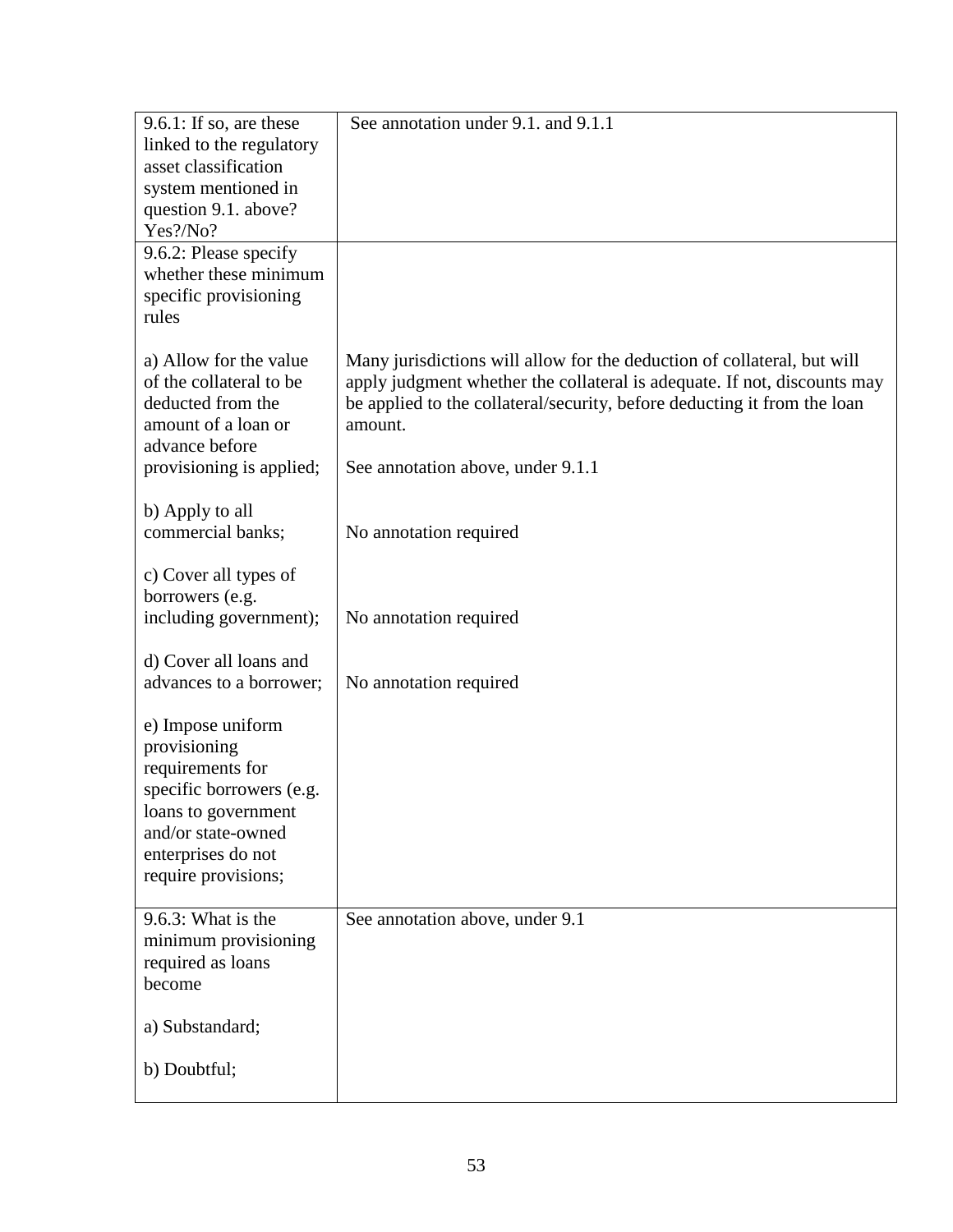| | |
|---|---|
| 9.6.1: If so, are these linked to the regulatory asset classification system mentioned in question 9.1. above? Yes?/No? | See annotation under 9.1. and 9.1.1 |
| 9.6.2: Please specify whether these minimum specific provisioning rules<br><br>a) Allow for the value of the collateral to be deducted from the amount of a loan or advance before provisioning is applied;<br><br>b) Apply to all commercial banks;<br><br>c) Cover all types of borrowers (e.g. including government);<br><br>d) Cover all loans and advances to a borrower;<br><br>e) Impose uniform provisioning requirements for specific borrowers (e.g. loans to government and/or state-owned enterprises do not require provisions; | Many jurisdictions will allow for the deduction of collateral, but will apply judgment whether the collateral is adequate. If not, discounts may be applied to the collateral/security, before deducting it from the loan amount.<br><br>See annotation above, under 9.1.1<br><br>No annotation required<br><br>No annotation required<br><br>No annotation required |
| 9.6.3: What is the minimum provisioning required as loans become<br><br>a) Substandard;<br><br>b) Doubtful; | See annotation above, under 9.1 |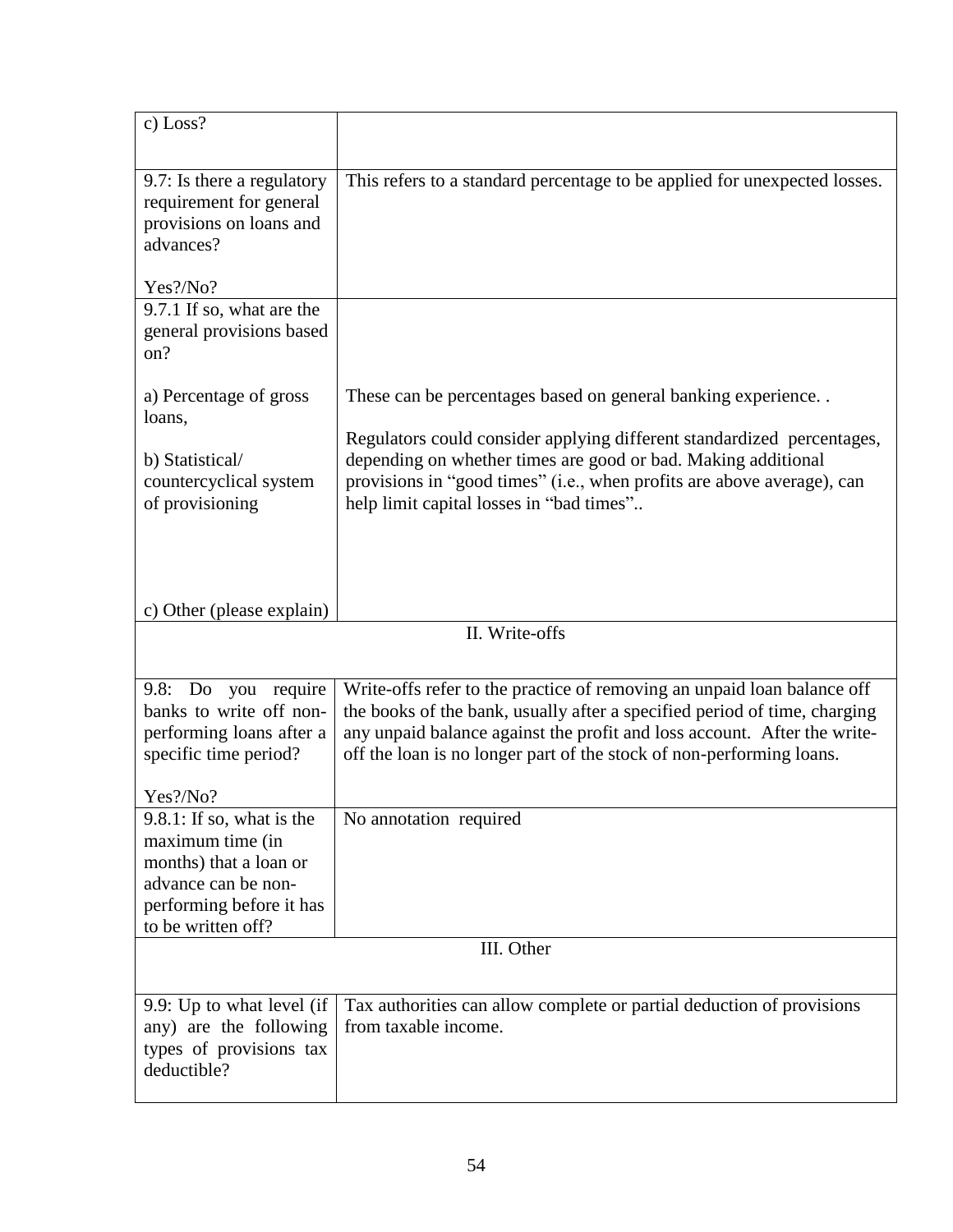| | |
|---|---|
| c) Loss? | |
| 9.7: Is there a regulatory requirement for general provisions on loans and advances?<br><br>Yes?/No? | This refers to a standard percentage to be applied for unexpected losses. |
| 9.7.1 If so, what are the general provisions based on?<br><br>a) Percentage of gross loans,<br><br>b) Statistical/ countercyclical system of provisioning<br><br>c) Other (please explain) | These can be percentages based on general banking experience. .<br><br>Regulators could consider applying different standardized percentages, depending on whether times are good or bad. Making additional provisions in "good times" (i.e., when profits are above average), can help limit capital losses in "bad times".. |
| II. Write-offs | |
| 9.8: Do you require banks to write off non-performing loans after a specific time period?<br><br>Yes?/No? | Write-offs refer to the practice of removing an unpaid loan balance off the books of the bank, usually after a specified period of time, charging any unpaid balance against the profit and loss account. After the write-off the loan is no longer part of the stock of non-performing loans. |
| 9.8.1: If so, what is the maximum time (in months) that a loan or advance can be non-performing before it has to be written off? | No annotation required |
| III. Other | |
| 9.9: Up to what level (if any) are the following types of provisions tax deductible? | Tax authorities can allow complete or partial deduction of provisions from taxable income. |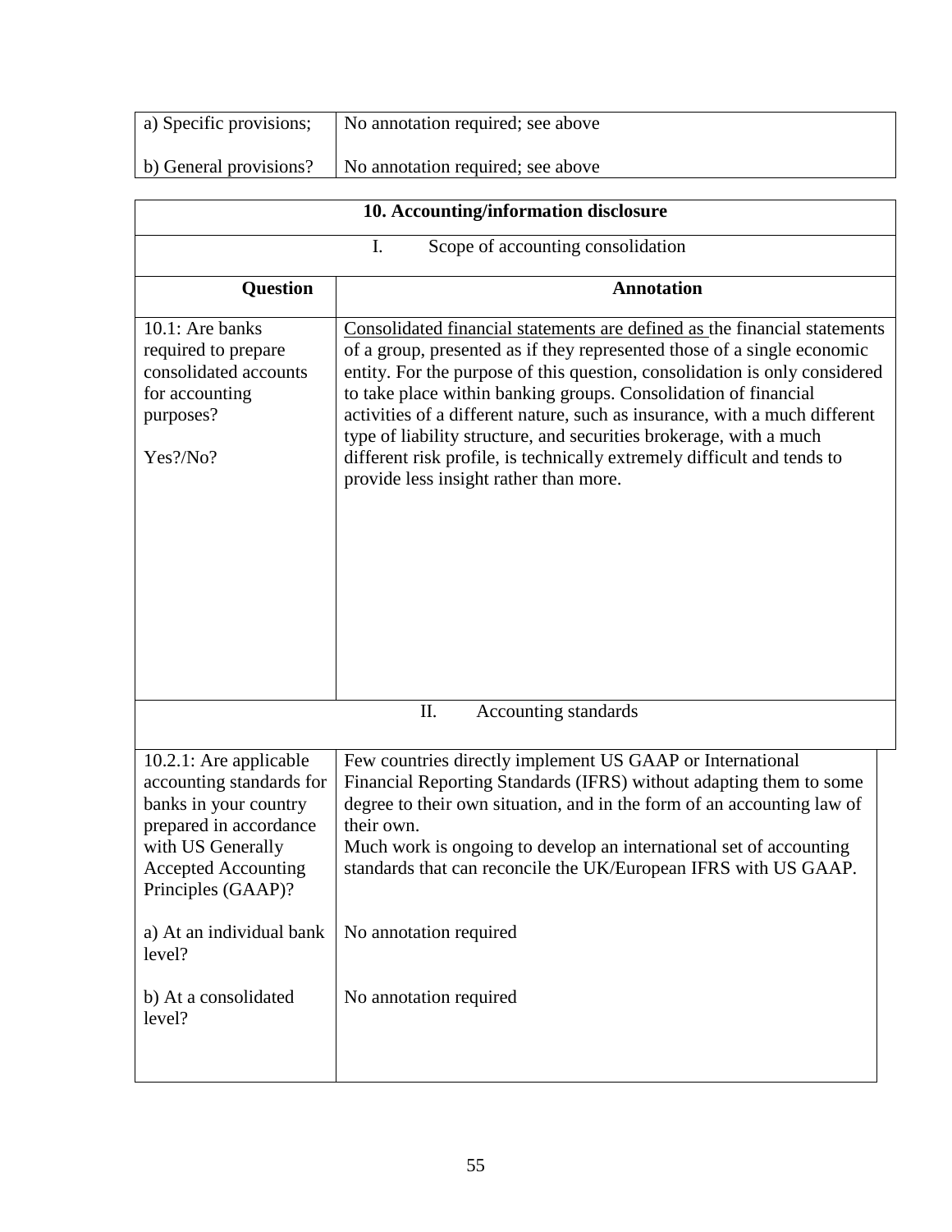| a) Specific provisions; | No annotation required; see above |
|---|---|
| b) General provisions? | No annotation required; see above |

| **10. Accounting/information disclosure** | |
|---|---|
| I. Scope of accounting consolidation | |
| **Question** | **Annotation** |
| 10.1: Are banks required to prepare consolidated accounts for accounting purposes?<br><br>Yes?/No? | Consolidated financial statements are defined as the financial statements of a group, presented as if they represented those of a single economic entity. For the purpose of this question, consolidation is only considered to take place within banking groups. Consolidation of financial activities of a different nature, such as insurance, with a much different type of liability structure, and securities brokerage, with a much different risk profile, is technically extremely difficult and tends to provide less insight rather than more. |
| II. Accounting standards | |
| 10.2.1: Are applicable accounting standards for banks in your country prepared in accordance with US Generally Accepted Accounting Principles (GAAP)? | Few countries directly implement US GAAP or International Financial Reporting Standards (IFRS) without adapting them to some degree to their own situation, and in the form of an accounting law of their own.<br>Much work is ongoing to develop an international set of accounting standards that can reconcile the UK/European IFRS with US GAAP. |
| a) At an individual bank level? | No annotation required |
| b) At a consolidated level? | No annotation required |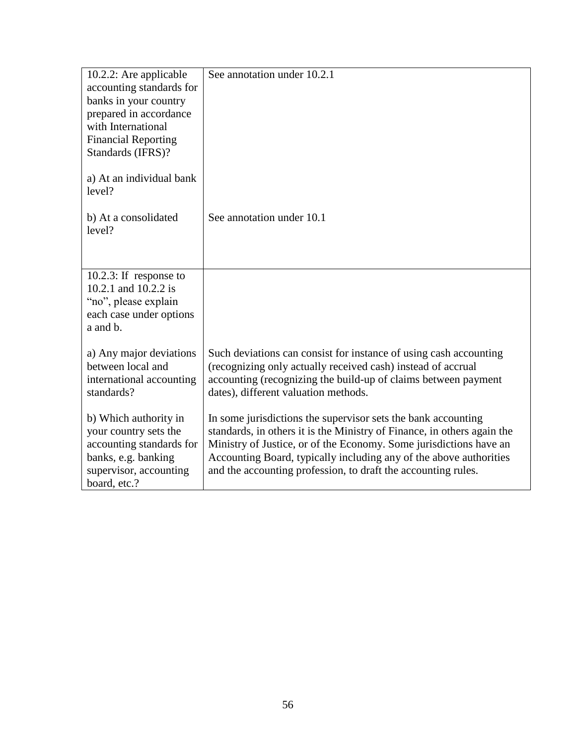| | |
|---|---|
| 10.2.2: Are applicable accounting standards for banks in your country prepared in accordance with International Financial Reporting Standards (IFRS)?<br><br>a) At an individual bank level?<br><br>b) At a consolidated level? | See annotation under 10.2.1<br><br><br><br><br><br>See annotation under 10.1 |
| 10.2.3: If response to 10.2.1 and 10.2.2 is "no", please explain each case under options a and b.<br><br>a) Any major deviations between local and international accounting standards?<br><br>b) Which authority in your country sets the accounting standards for banks, e.g. banking supervisor, accounting board, etc.? | <br><br><br><br>Such deviations can consist for instance of using cash accounting (recognizing only actually received cash) instead of accrual accounting (recognizing the build-up of claims between payment dates), different valuation methods.<br><br>In some jurisdictions the supervisor sets the bank accounting standards, in others it is the Ministry of Finance, in others again the Ministry of Justice, or of the Economy. Some jurisdictions have an Accounting Board, typically including any of the above authorities and the accounting profession, to draft the accounting rules. |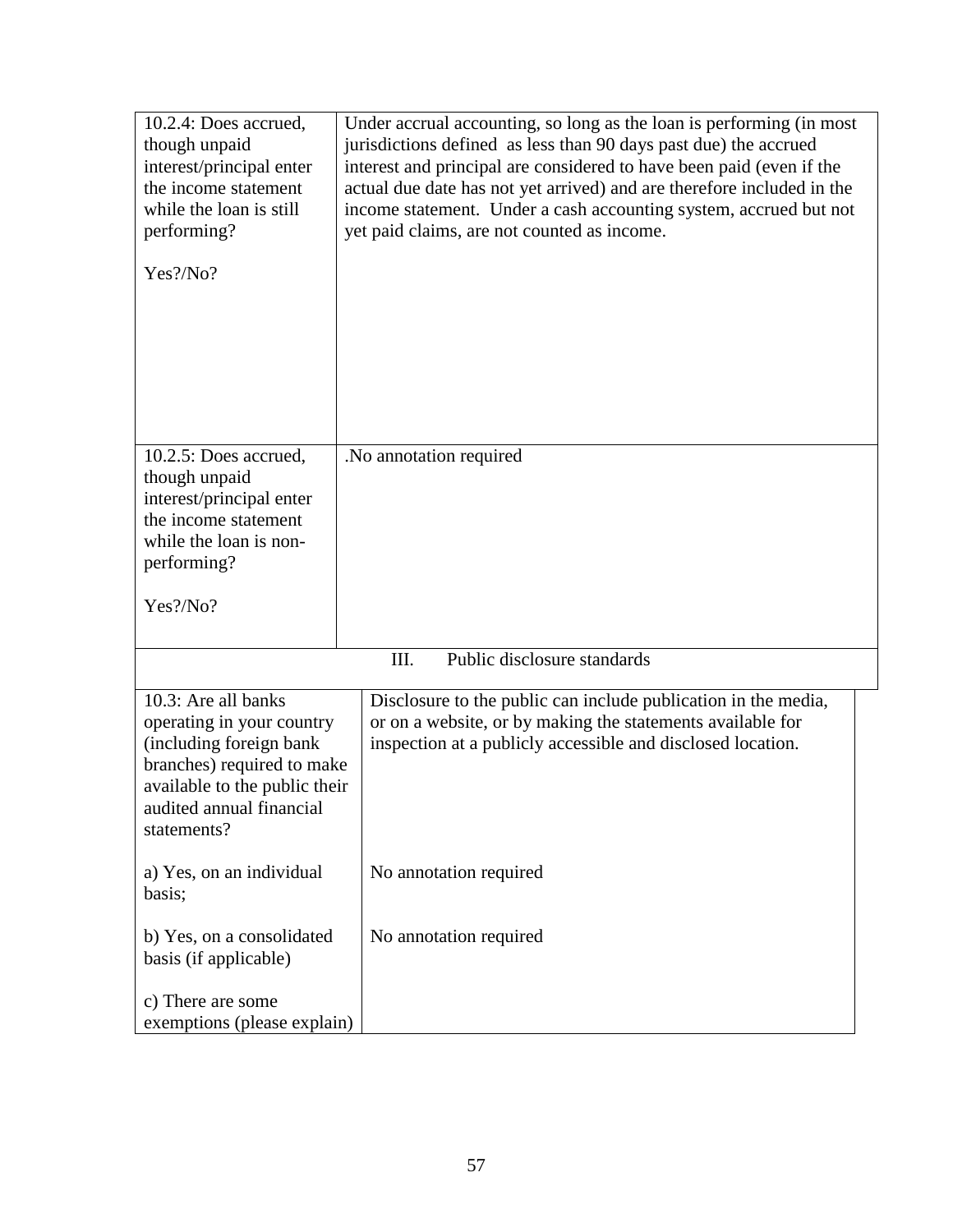| | |
|---|---|
| 10.2.4: Does accrued, though unpaid interest/principal enter the income statement while the loan is still performing?<br><br>Yes?/No? | Under accrual accounting, so long as the loan is performing (in most jurisdictions defined as less than 90 days past due) the accrued interest and principal are considered to have been paid (even if the actual due date has not yet arrived) and are therefore included in the income statement. Under a cash accounting system, accrued but not yet paid claims, are not counted as income. |
| 10.2.5: Does accrued, though unpaid interest/principal enter the income statement while the loan is non-performing?<br><br>Yes?/No? | .No annotation required |

III. Public disclosure standards

| | |
|---|---|
| 10.3: Are all banks operating in your country (including foreign bank branches) required to make available to the public their audited annual financial statements? | Disclosure to the public can include publication in the media, or on a website, or by making the statements available for inspection at a publicly accessible and disclosed location. |
| a) Yes, on an individual basis; | No annotation required |
| b) Yes, on a consolidated basis (if applicable) | No annotation required |
| c) There are some exemptions (please explain) | |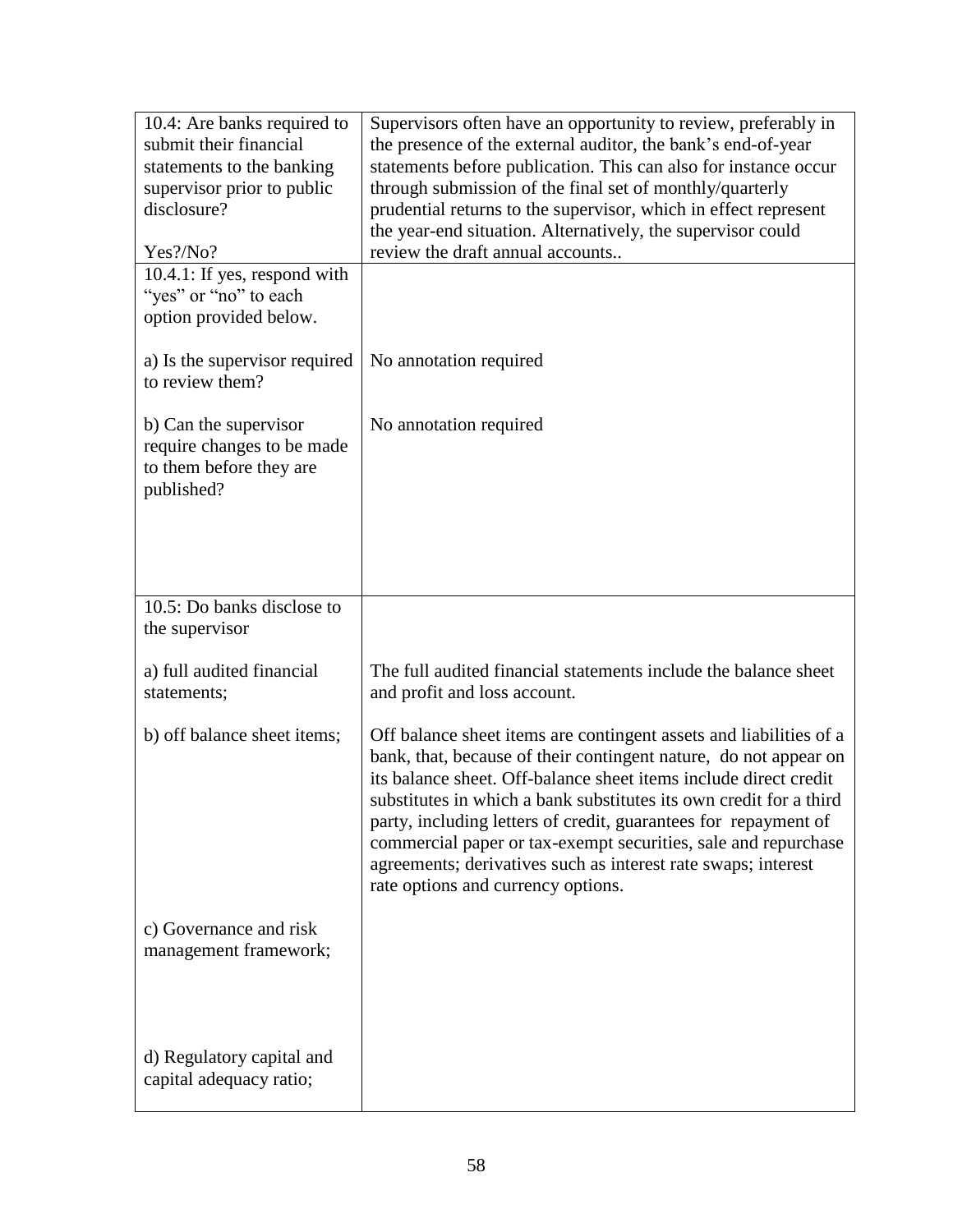| | |
|---|---|
| 10.4: Are banks required to submit their financial statements to the banking supervisor prior to public disclosure?<br><br>Yes?/No? | Supervisors often have an opportunity to review, preferably in the presence of the external auditor, the bank's end-of-year statements before publication. This can also for instance occur through submission of the final set of monthly/quarterly prudential returns to the supervisor, which in effect represent the year-end situation. Alternatively, the supervisor could review the draft annual accounts.. |
| 10.4.1: If yes, respond with "yes" or "no" to each option provided below.<br><br>a) Is the supervisor required to review them?<br><br>b) Can the supervisor require changes to be made to them before they are published? | <br><br><br>No annotation required<br><br>No annotation required |
| 10.5: Do banks disclose to the supervisor<br><br>a) full audited financial statements;<br><br>b) off balance sheet items;<br><br>c) Governance and risk management framework;<br><br>d) Regulatory capital and capital adequacy ratio; | <br><br>The full audited financial statements include the balance sheet and profit and loss account.<br><br>Off balance sheet items are contingent assets and liabilities of a bank, that, because of their contingent nature, do not appear on its balance sheet. Off-balance sheet items include direct credit substitutes in which a bank substitutes its own credit for a third party, including letters of credit, guarantees for repayment of commercial paper or tax-exempt securities, sale and repurchase agreements; derivatives such as interest rate swaps; interest rate options and currency options. |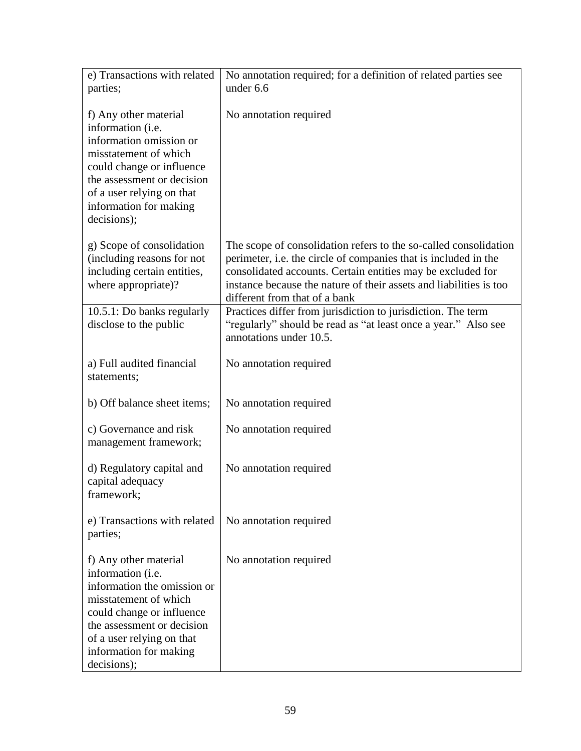| | |
|---|---|
| e) Transactions with related parties; | No annotation required; for a definition of related parties see under 6.6 |
| f) Any other material information (i.e. information omission or misstatement of which could change or influence the assessment or decision of a user relying on that information for making decisions); | No annotation required |
| g) Scope of consolidation (including reasons for not including certain entities, where appropriate)? | The scope of consolidation refers to the so-called consolidation perimeter, i.e. the circle of companies that is included in the consolidated accounts. Certain entities may be excluded for instance because the nature of their assets and liabilities is too different from that of a bank |
| 10.5.1: Do banks regularly disclose to the public | Practices differ from jurisdiction to jurisdiction. The term "regularly" should be read as "at least once a year." Also see annotations under 10.5. |
| a) Full audited financial statements; | No annotation required |
| b) Off balance sheet items; | No annotation required |
| c) Governance and risk management framework; | No annotation required |
| d) Regulatory capital and capital adequacy framework; | No annotation required |
| e) Transactions with related parties; | No annotation required |
| f) Any other material information (i.e. information the omission or misstatement of which could change or influence the assessment or decision of a user relying on that information for making decisions); | No annotation required |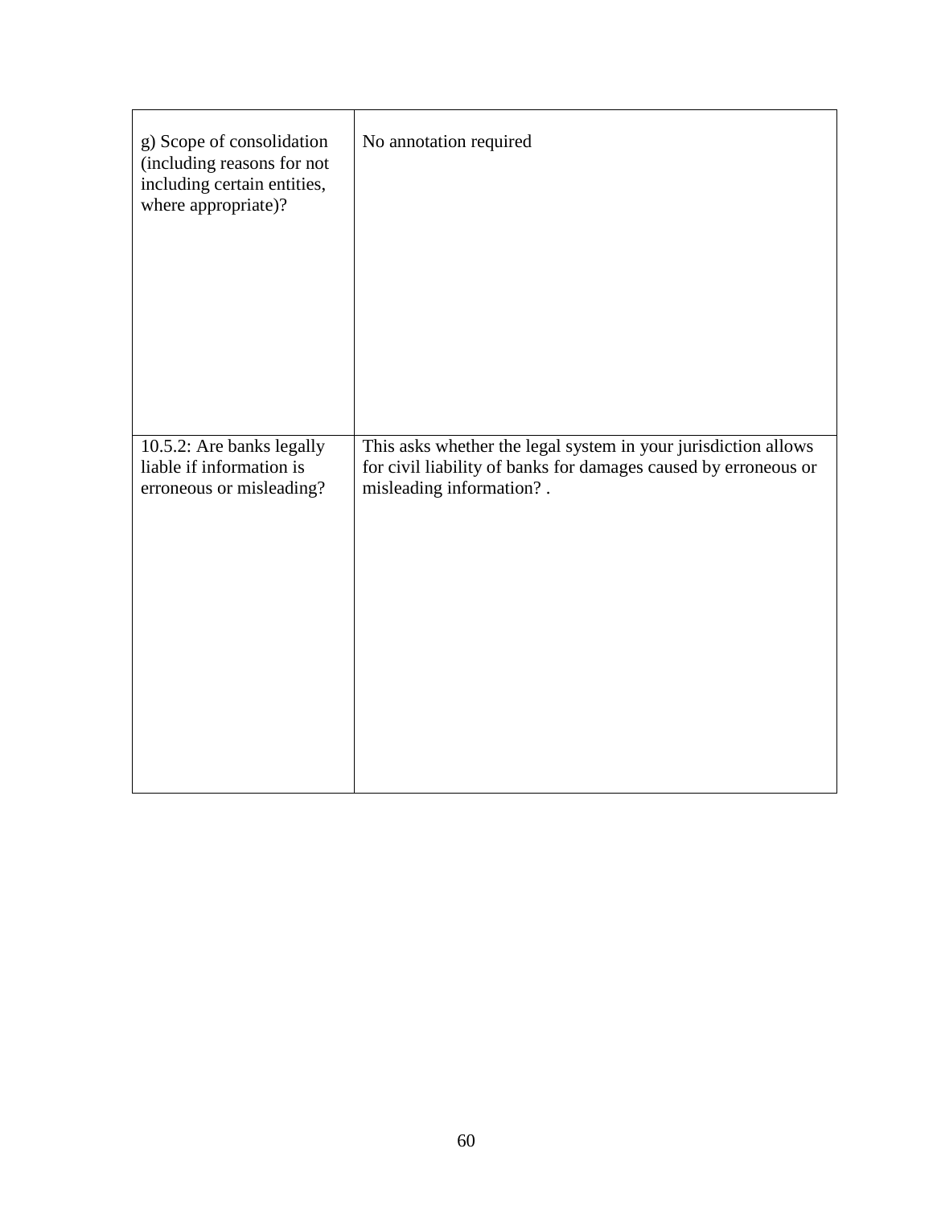| | |
|---|---|
| g) Scope of consolidation (including reasons for not including certain entities, where appropriate)? | No annotation required |
| 10.5.2: Are banks legally liable if information is erroneous or misleading? | This asks whether the legal system in your jurisdiction allows for civil liability of banks for damages caused by erroneous or misleading information? . |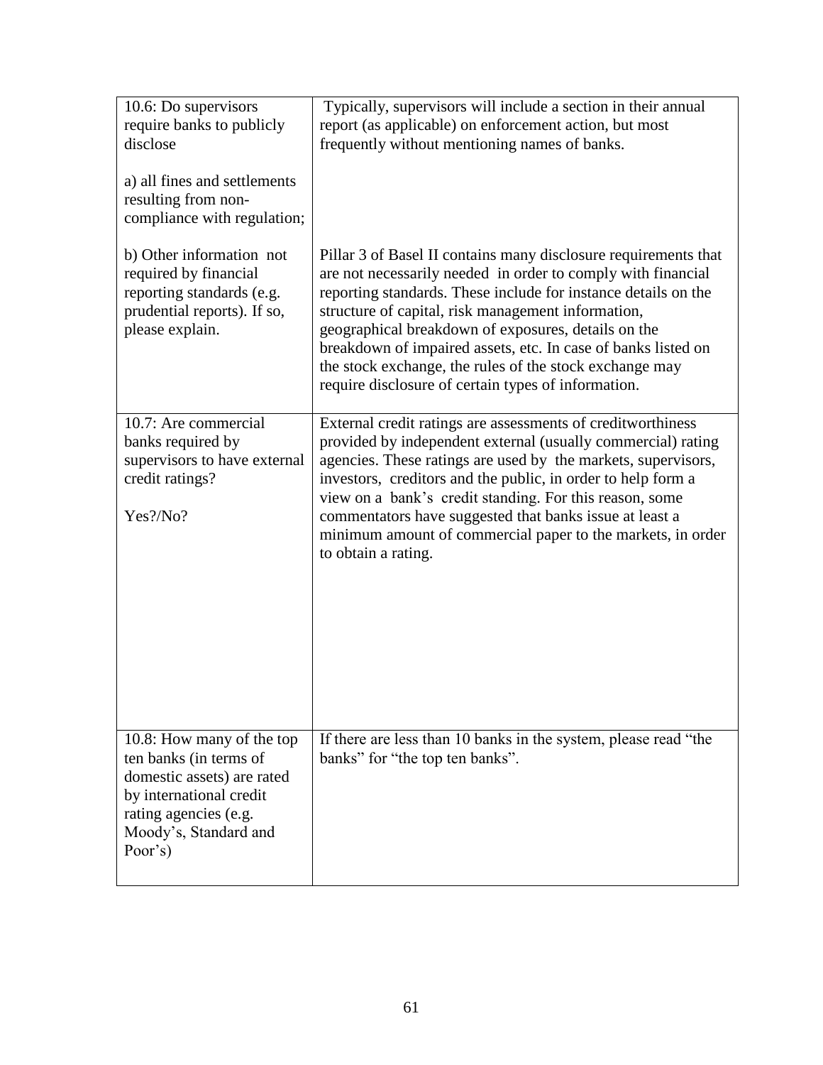| | |
|---|---|
| 10.6: Do supervisors require banks to publicly disclose<br><br>a) all fines and settlements resulting from non-compliance with regulation; | Typically, supervisors will include a section in their annual report (as applicable) on enforcement action, but most frequently without mentioning names of banks. |
| b) Other information not required by financial reporting standards (e.g. prudential reports). If so, please explain. | Pillar 3 of Basel II contains many disclosure requirements that are not necessarily needed in order to comply with financial reporting standards. These include for instance details on the structure of capital, risk management information, geographical breakdown of exposures, details on the breakdown of impaired assets, etc. In case of banks listed on the stock exchange, the rules of the stock exchange may require disclosure of certain types of information. |
| 10.7: Are commercial banks required by supervisors to have external credit ratings?<br><br>Yes?/No? | External credit ratings are assessments of creditworthiness provided by independent external (usually commercial) rating agencies. These ratings are used by the markets, supervisors, investors, creditors and the public, in order to help form a view on a bank's credit standing. For this reason, some commentators have suggested that banks issue at least a minimum amount of commercial paper to the markets, in order to obtain a rating. |
| 10.8: How many of the top ten banks (in terms of domestic assets) are rated by international credit rating agencies (e.g. Moody's, Standard and Poor's) | If there are less than 10 banks in the system, please read "the banks" for "the top ten banks". |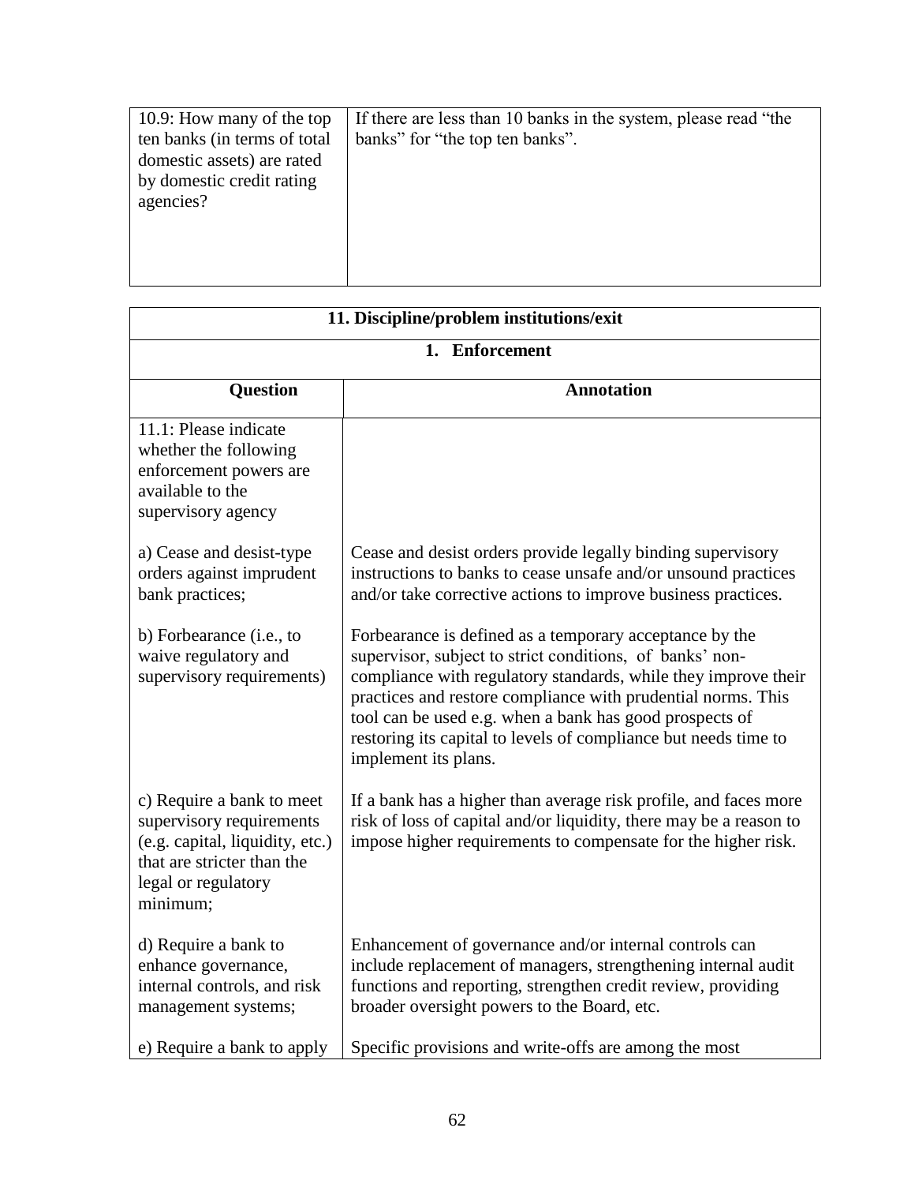| 10.9: How many of the top ten banks (in terms of total domestic assets) are rated by domestic credit rating agencies? | If there are less than 10 banks in the system, please read "the banks" for "the top ten banks". |
|---|---|

| **11. Discipline/problem institutions/exit** | |
|---|---|
| **1. Enforcement** | |
| **Question** | **Annotation** |
| 11.1: Please indicate whether the following enforcement powers are available to the supervisory agency | |
| a) Cease and desist-type orders against imprudent bank practices; | Cease and desist orders provide legally binding supervisory instructions to banks to cease unsafe and/or unsound practices and/or take corrective actions to improve business practices. |
| b) Forbearance (i.e., to waive regulatory and supervisory requirements) | Forbearance is defined as a temporary acceptance by the supervisor, subject to strict conditions, of banks' non-compliance with regulatory standards, while they improve their practices and restore compliance with prudential norms. This tool can be used e.g. when a bank has good prospects of restoring its capital to levels of compliance but needs time to implement its plans. |
| c) Require a bank to meet supervisory requirements (e.g. capital, liquidity, etc.) that are stricter than the legal or regulatory minimum; | If a bank has a higher than average risk profile, and faces more risk of loss of capital and/or liquidity, there may be a reason to impose higher requirements to compensate for the higher risk. |
| d) Require a bank to enhance governance, internal controls, and risk management systems; | Enhancement of governance and/or internal controls can include replacement of managers, strengthening internal audit functions and reporting, strengthen credit review, providing broader oversight powers to the Board, etc. |
| e) Require a bank to apply | Specific provisions and write-offs are among the most |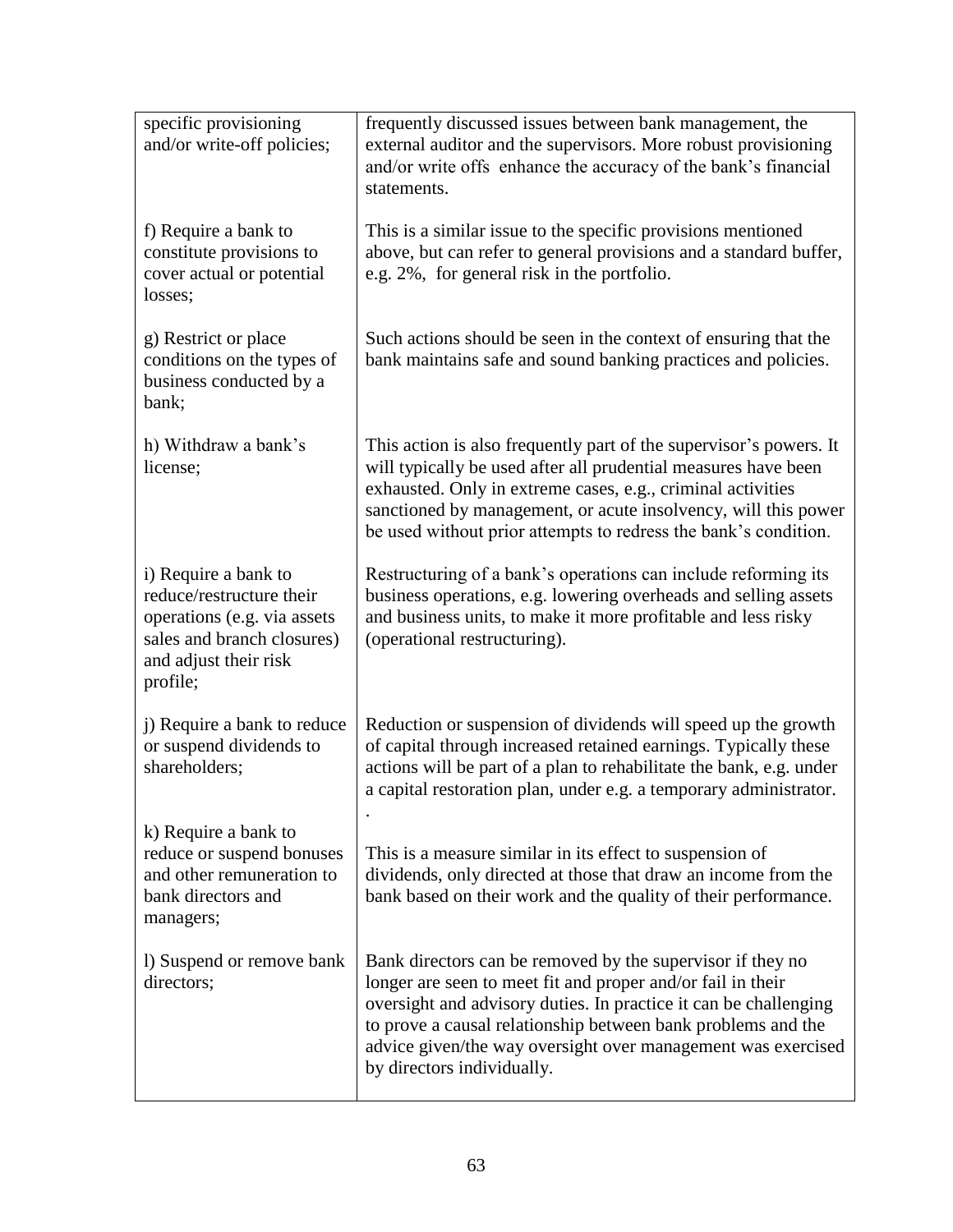| | |
|---|---|
| specific provisioning and/or write-off policies; | frequently discussed issues between bank management, the external auditor and the supervisors. More robust provisioning and/or write offs enhance the accuracy of the bank's financial statements. |
| f) Require a bank to constitute provisions to cover actual or potential losses; | This is a similar issue to the specific provisions mentioned above, but can refer to general provisions and a standard buffer, e.g. 2%, for general risk in the portfolio. |
| g) Restrict or place conditions on the types of business conducted by a bank; | Such actions should be seen in the context of ensuring that the bank maintains safe and sound banking practices and policies. |
| h) Withdraw a bank's license; | This action is also frequently part of the supervisor's powers. It will typically be used after all prudential measures have been exhausted. Only in extreme cases, e.g., criminal activities sanctioned by management, or acute insolvency, will this power be used without prior attempts to redress the bank's condition. |
| i) Require a bank to reduce/restructure their operations (e.g. via assets sales and branch closures) and adjust their risk profile; | Restructuring of a bank's operations can include reforming its business operations, e.g. lowering overheads and selling assets and business units, to make it more profitable and less risky (operational restructuring). |
| j) Require a bank to reduce or suspend dividends to shareholders; | Reduction or suspension of dividends will speed up the growth of capital through increased retained earnings. Typically these actions will be part of a plan to rehabilitate the bank, e.g. under a capital restoration plan, under e.g. a temporary administrator. . |
| k) Require a bank to reduce or suspend bonuses and other remuneration to bank directors and managers; | This is a measure similar in its effect to suspension of dividends, only directed at those that draw an income from the bank based on their work and the quality of their performance. |
| l) Suspend or remove bank directors; | Bank directors can be removed by the supervisor if they no longer are seen to meet fit and proper and/or fail in their oversight and advisory duties. In practice it can be challenging to prove a causal relationship between bank problems and the advice given/the way oversight over management was exercised by directors individually. |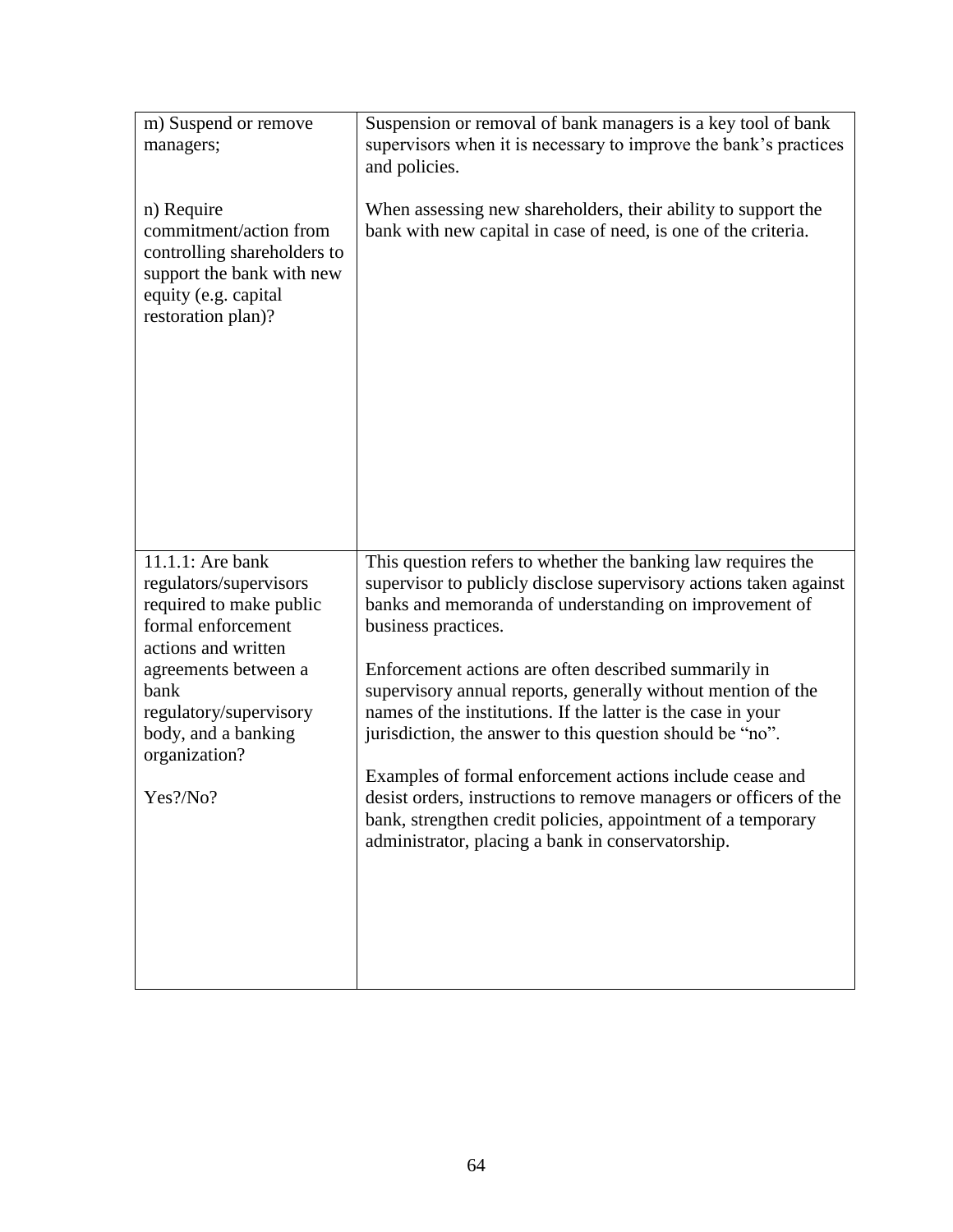| | |
|---|---|
| m) Suspend or remove managers;<br><br>n) Require commitment/action from controlling shareholders to support the bank with new equity (e.g. capital restoration plan)? | Suspension or removal of bank managers is a key tool of bank supervisors when it is necessary to improve the bank's practices and policies.<br><br>When assessing new shareholders, their ability to support the bank with new capital in case of need, is one of the criteria. |
| 11.1.1: Are bank regulators/supervisors required to make public formal enforcement actions and written agreements between a bank regulatory/supervisory body, and a banking organization?<br><br>Yes?/No? | This question refers to whether the banking law requires the supervisor to publicly disclose supervisory actions taken against banks and memoranda of understanding on improvement of business practices.<br><br>Enforcement actions are often described summarily in supervisory annual reports, generally without mention of the names of the institutions. If the latter is the case in your jurisdiction, the answer to this question should be "no".<br><br>Examples of formal enforcement actions include cease and desist orders, instructions to remove managers or officers of the bank, strengthen credit policies, appointment of a temporary administrator, placing a bank in conservatorship. |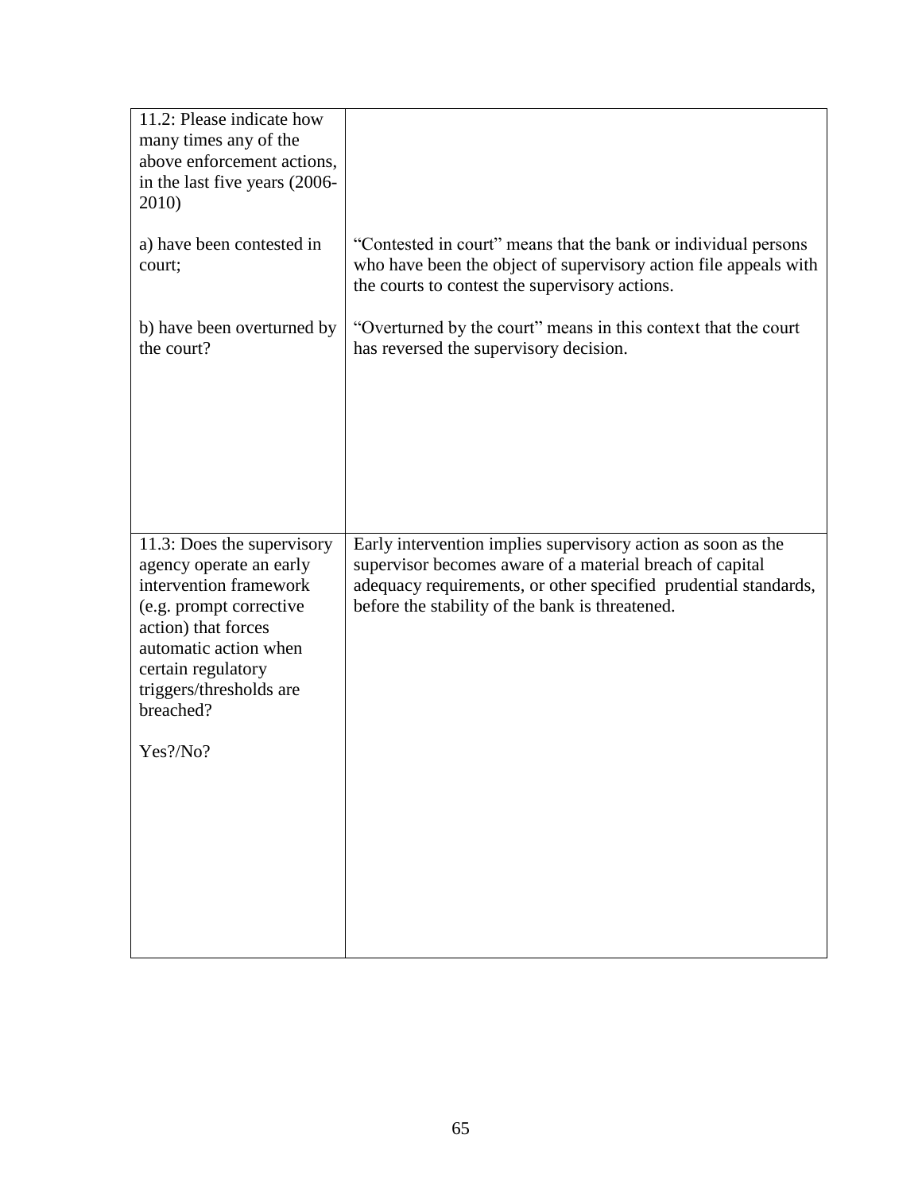| | |
|---|---|
| 11.2: Please indicate how many times any of the above enforcement actions, in the last five years (2006-2010)<br><br>a) have been contested in court;<br><br>b) have been overturned by the court? | <br><br><br><br>"Contested in court" means that the bank or individual persons who have been the object of supervisory action file appeals with the courts to contest the supervisory actions.<br><br>"Overturned by the court" means in this context that the court has reversed the supervisory decision. |
| 11.3: Does the supervisory agency operate an early intervention framework (e.g. prompt corrective action) that forces automatic action when certain regulatory triggers/thresholds are breached?<br><br>Yes?/No? | Early intervention implies supervisory action as soon as the supervisor becomes aware of a material breach of capital adequacy requirements, or other specified prudential standards, before the stability of the bank is threatened. |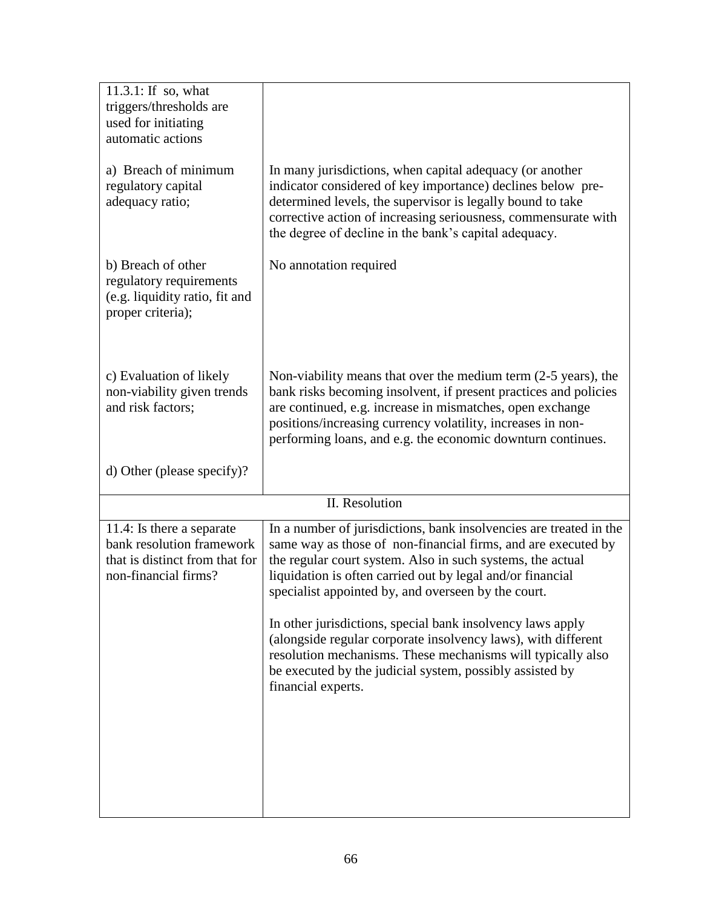| | |
|---|---|
| 11.3.1: If so, what triggers/thresholds are used for initiating automatic actions | |
| a) Breach of minimum regulatory capital adequacy ratio; | In many jurisdictions, when capital adequacy (or another indicator considered of key importance) declines below pre-determined levels, the supervisor is legally bound to take corrective action of increasing seriousness, commensurate with the degree of decline in the bank's capital adequacy. |
| b) Breach of other regulatory requirements (e.g. liquidity ratio, fit and proper criteria); | No annotation required |
| c) Evaluation of likely non-viability given trends and risk factors; | Non-viability means that over the medium term (2-5 years), the bank risks becoming insolvent, if present practices and policies are continued, e.g. increase in mismatches, open exchange positions/increasing currency volatility, increases in non-performing loans, and e.g. the economic downturn continues. |
| d) Other (please specify)? | |
| **II. Resolution** | |
| 11.4: Is there a separate bank resolution framework that is distinct from that for non-financial firms? | In a number of jurisdictions, bank insolvencies are treated in the same way as those of non-financial firms, and are executed by the regular court system. Also in such systems, the actual liquidation is often carried out by legal and/or financial specialist appointed by, and overseen by the court.<br><br>In other jurisdictions, special bank insolvency laws apply (alongside regular corporate insolvency laws), with different resolution mechanisms. These mechanisms will typically also be executed by the judicial system, possibly assisted by financial experts. |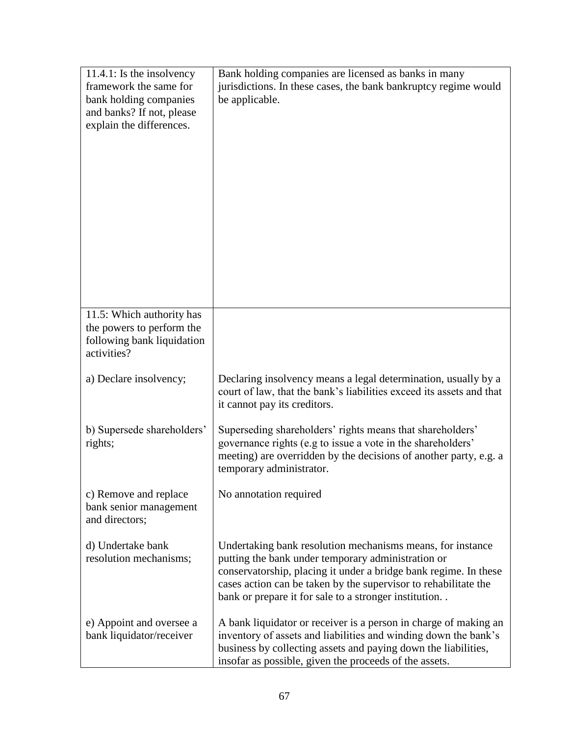| | |
|---|---|
| 11.4.1: Is the insolvency framework the same for bank holding companies and banks? If not, please explain the differences. | Bank holding companies are licensed as banks in many jurisdictions. In these cases, the bank bankruptcy regime would be applicable. |
| 11.5: Which authority has the powers to perform the following bank liquidation activities? | |
| a) Declare insolvency; | Declaring insolvency means a legal determination, usually by a court of law, that the bank's liabilities exceed its assets and that it cannot pay its creditors. |
| b) Supersede shareholders' rights; | Superseding shareholders' rights means that shareholders' governance rights (e.g to issue a vote in the shareholders' meeting) are overridden by the decisions of another party, e.g. a temporary administrator. |
| c) Remove and replace bank senior management and directors; | No annotation required |
| d) Undertake bank resolution mechanisms; | Undertaking bank resolution mechanisms means, for instance putting the bank under temporary administration or conservatorship, placing it under a bridge bank regime. In these cases action can be taken by the supervisor to rehabilitate the bank or prepare it for sale to a stronger institution. . |
| e) Appoint and oversee a bank liquidator/receiver | A bank liquidator or receiver is a person in charge of making an inventory of assets and liabilities and winding down the bank's business by collecting assets and paying down the liabilities, insofar as possible, given the proceeds of the assets. |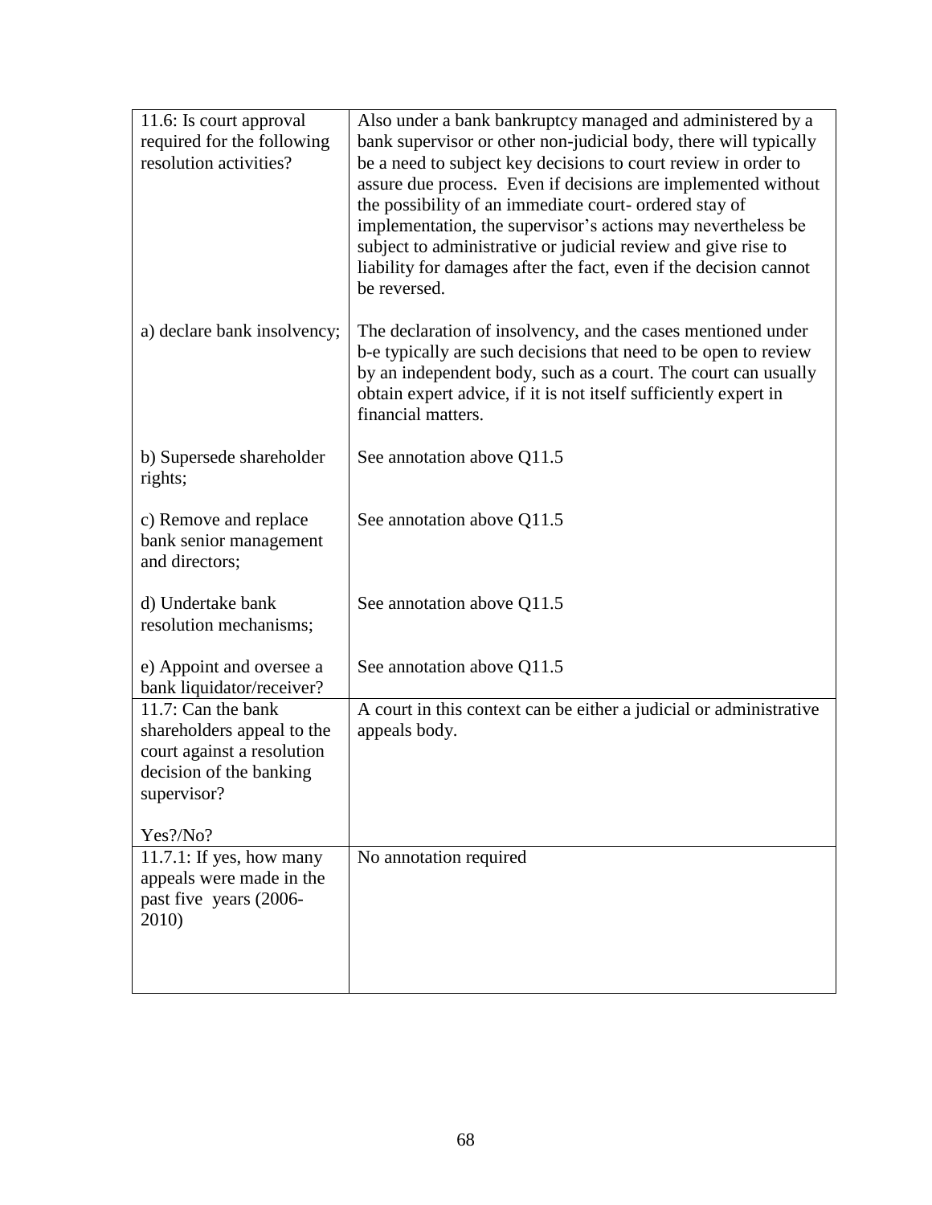| | |
|---|---|
| 11.6: Is court approval required for the following resolution activities? | Also under a bank bankruptcy managed and administered by a bank supervisor or other non-judicial body, there will typically be a need to subject key decisions to court review in order to assure due process. Even if decisions are implemented without the possibility of an immediate court- ordered stay of implementation, the supervisor's actions may nevertheless be subject to administrative or judicial review and give rise to liability for damages after the fact, even if the decision cannot be reversed. |
| a) declare bank insolvency; | The declaration of insolvency, and the cases mentioned under b-e typically are such decisions that need to be open to review by an independent body, such as a court. The court can usually obtain expert advice, if it is not itself sufficiently expert in financial matters. |
| b) Supersede shareholder rights; | See annotation above Q11.5 |
| c) Remove and replace bank senior management and directors; | See annotation above Q11.5 |
| d) Undertake bank resolution mechanisms; | See annotation above Q11.5 |
| e) Appoint and oversee a bank liquidator/receiver? | See annotation above Q11.5 |
| 11.7: Can the bank shareholders appeal to the court against a resolution decision of the banking supervisor?<br><br>Yes?/No? | A court in this context can be either a judicial or administrative appeals body. |
| 11.7.1: If yes, how many appeals were made in the past five years (2006-2010) | No annotation required |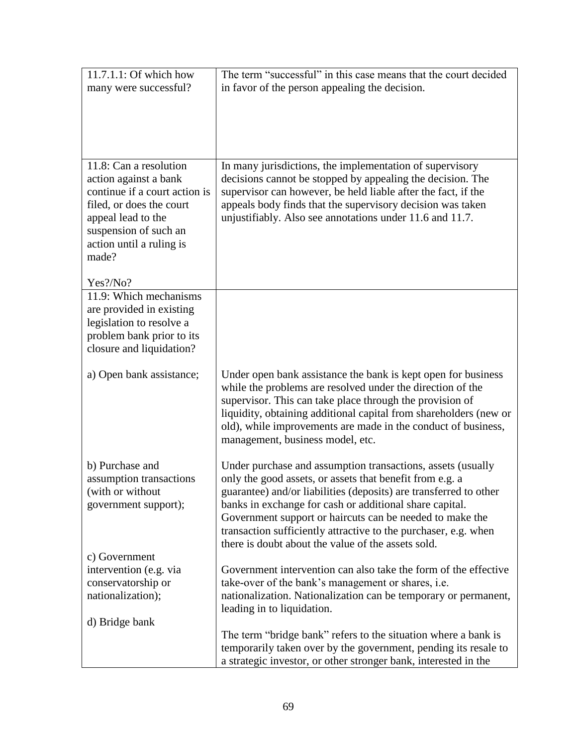| | |
|---|---|
| 11.7.1.1: Of which how many were successful? | The term "successful" in this case means that the court decided in favor of the person appealing the decision. |
| 11.8: Can a resolution action against a bank continue if a court action is filed, or does the court appeal lead to the suspension of such an action until a ruling is made?<br><br>Yes?/No? | In many jurisdictions, the implementation of supervisory decisions cannot be stopped by appealing the decision. The supervisor can however, be held liable after the fact, if the appeals body finds that the supervisory decision was taken unjustifiably. Also see annotations under 11.6 and 11.7. |
| 11.9: Which mechanisms are provided in existing legislation to resolve a problem bank prior to its closure and liquidation?<br><br>a) Open bank assistance;<br><br>b) Purchase and assumption transactions (with or without government support);<br><br>c) Government intervention (e.g. via conservatorship or nationalization);<br><br>d) Bridge bank | Under open bank assistance the bank is kept open for business while the problems are resolved under the direction of the supervisor. This can take place through the provision of liquidity, obtaining additional capital from shareholders (new or old), while improvements are made in the conduct of business, management, business model, etc.<br><br>Under purchase and assumption transactions, assets (usually only the good assets, or assets that benefit from e.g. a guarantee) and/or liabilities (deposits) are transferred to other banks in exchange for cash or additional share capital. Government support or haircuts can be needed to make the transaction sufficiently attractive to the purchaser, e.g. when there is doubt about the value of the assets sold.<br><br>Government intervention can also take the form of the effective take-over of the bank's management or shares, i.e. nationalization. Nationalization can be temporary or permanent, leading in to liquidation.<br><br>The term "bridge bank" refers to the situation where a bank is temporarily taken over by the government, pending its resale to a strategic investor, or other stronger bank, interested in the |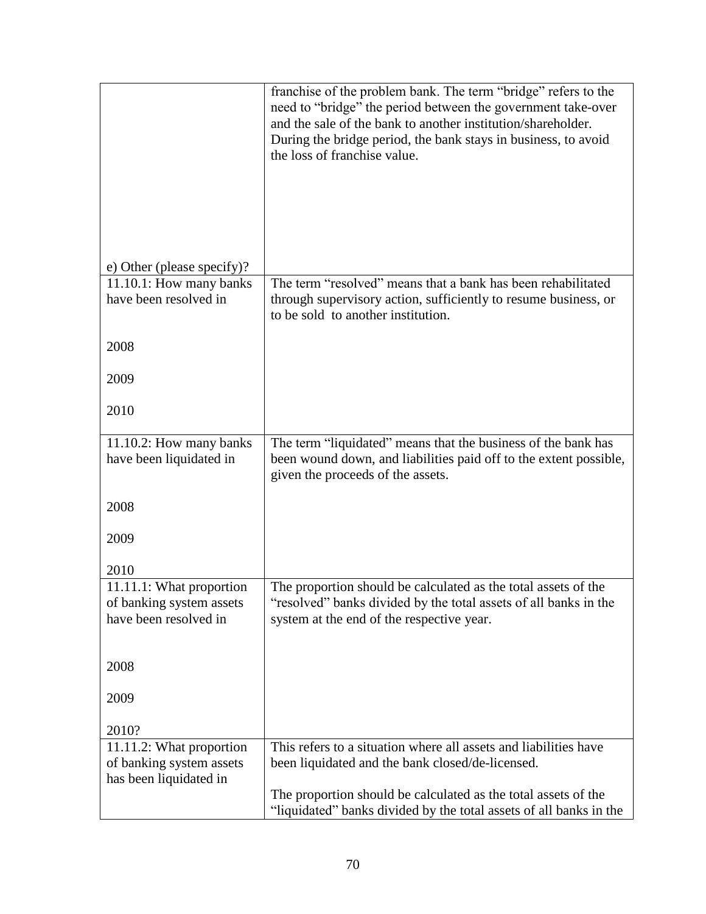| | |
|---|---|
| e) Other (please specify)? | franchise of the problem bank. The term "bridge" refers to the need to "bridge" the period between the government take-over and the sale of the bank to another institution/shareholder. During the bridge period, the bank stays in business, to avoid the loss of franchise value. |
| 11.10.1: How many banks have been resolved in<br><br>2008<br><br>2009<br><br>2010 | The term "resolved" means that a bank has been rehabilitated through supervisory action, sufficiently to resume business, or to be sold to another institution. |
| 11.10.2: How many banks have been liquidated in<br><br>2008<br><br>2009<br><br>2010 | The term "liquidated" means that the business of the bank has been wound down, and liabilities paid off to the extent possible, given the proceeds of the assets. |
| 11.11.1: What proportion of banking system assets have been resolved in<br><br>2008<br><br>2009<br><br>2010? | The proportion should be calculated as the total assets of the "resolved" banks divided by the total assets of all banks in the system at the end of the respective year. |
| 11.11.2: What proportion of banking system assets has been liquidated in | This refers to a situation where all assets and liabilities have been liquidated and the bank closed/de-licensed.<br><br>The proportion should be calculated as the total assets of the "liquidated" banks divided by the total assets of all banks in the |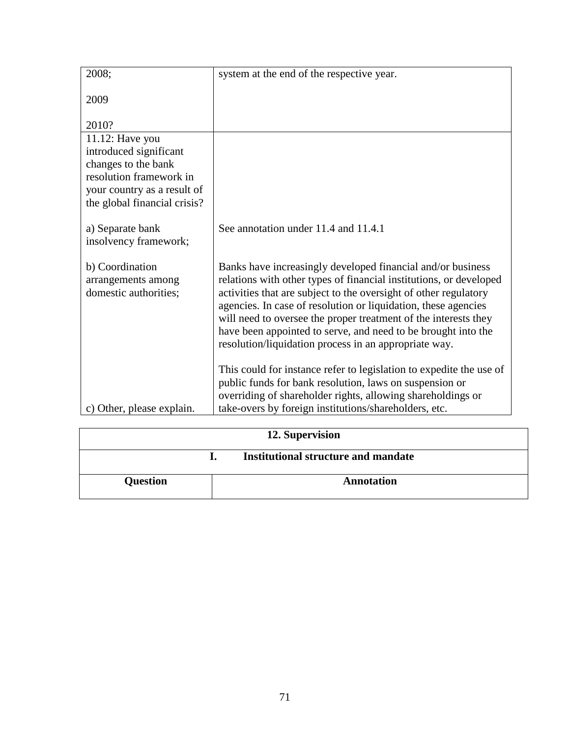| | |
|---|---|
| 2008;<br><br>2009<br><br>2010? | system at the end of the respective year. |
| 11.12: Have you introduced significant changes to the bank resolution framework in your country as a result of the global financial crisis?<br><br>a) Separate bank insolvency framework;<br><br>b) Coordination arrangements among domestic authorities;<br><br>c) Other, please explain. | <br><br><br><br>See annotation under 11.4 and 11.4.1<br><br>Banks have increasingly developed financial and/or business relations with other types of financial institutions, or developed activities that are subject to the oversight of other regulatory agencies. In case of resolution or liquidation, these agencies will need to oversee the proper treatment of the interests they have been appointed to serve, and need to be brought into the resolution/liquidation process in an appropriate way.<br><br>This could for instance refer to legislation to expedite the use of public funds for bank resolution, laws on suspension or overriding of shareholder rights, allowing shareholdings or take-overs by foreign institutions/shareholders, etc. |

| 12. Supervision | |
|---|---|
| **I. Institutional structure and mandate** | |
| **Question** | **Annotation** |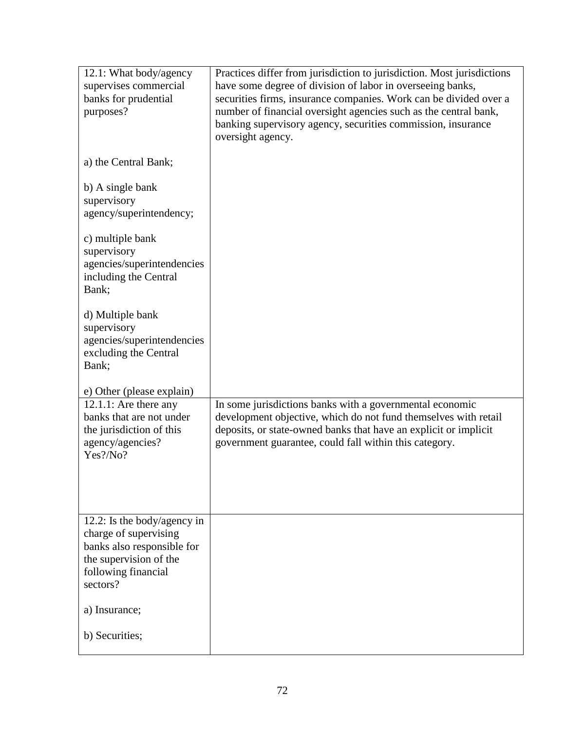| | |
|---|---|
| 12.1: What body/agency supervises commercial banks for prudential purposes?<br><br>a) the Central Bank;<br><br>b) A single bank supervisory agency/superintendency;<br><br>c) multiple bank supervisory agencies/superintendencies including the Central Bank;<br><br>d) Multiple bank supervisory agencies/superintendencies excluding the Central Bank;<br><br>e) Other (please explain) | Practices differ from jurisdiction to jurisdiction. Most jurisdictions have some degree of division of labor in overseeing banks, securities firms, insurance companies. Work can be divided over a number of financial oversight agencies such as the central bank, banking supervisory agency, securities commission, insurance oversight agency. |
| 12.1.1: Are there any banks that are not under the jurisdiction of this agency/agencies? Yes?/No? | In some jurisdictions banks with a governmental economic development objective, which do not fund themselves with retail deposits, or state-owned banks that have an explicit or implicit government guarantee, could fall within this category. |
| 12.2: Is the body/agency in charge of supervising banks also responsible for the supervision of the following financial sectors?<br><br>a) Insurance;<br><br>b) Securities; | |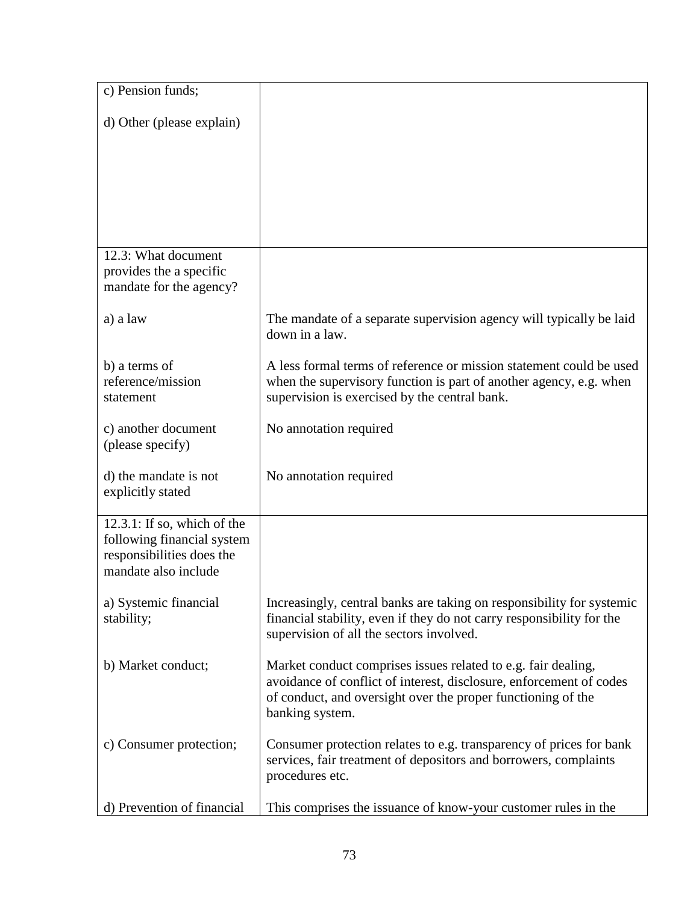| | |
|---|---|
| c) Pension funds;<br><br>d) Other (please explain) | |
| 12.3: What document provides the a specific mandate for the agency? | |
| a) a law | The mandate of a separate supervision agency will typically be laid down in a law. |
| b) a terms of reference/mission statement | A less formal terms of reference or mission statement could be used when the supervisory function is part of another agency, e.g. when supervision is exercised by the central bank. |
| c) another document (please specify) | No annotation required |
| d) the mandate is not explicitly stated | No annotation required |
| 12.3.1: If so, which of the following financial system responsibilities does the mandate also include | |
| a) Systemic financial stability; | Increasingly, central banks are taking on responsibility for systemic financial stability, even if they do not carry responsibility for the supervision of all the sectors involved. |
| b) Market conduct; | Market conduct comprises issues related to e.g. fair dealing, avoidance of conflict of interest, disclosure, enforcement of codes of conduct, and oversight over the proper functioning of the banking system. |
| c) Consumer protection; | Consumer protection relates to e.g. transparency of prices for bank services, fair treatment of depositors and borrowers, complaints procedures etc. |
| d) Prevention of financial | This comprises the issuance of know-your customer rules in the |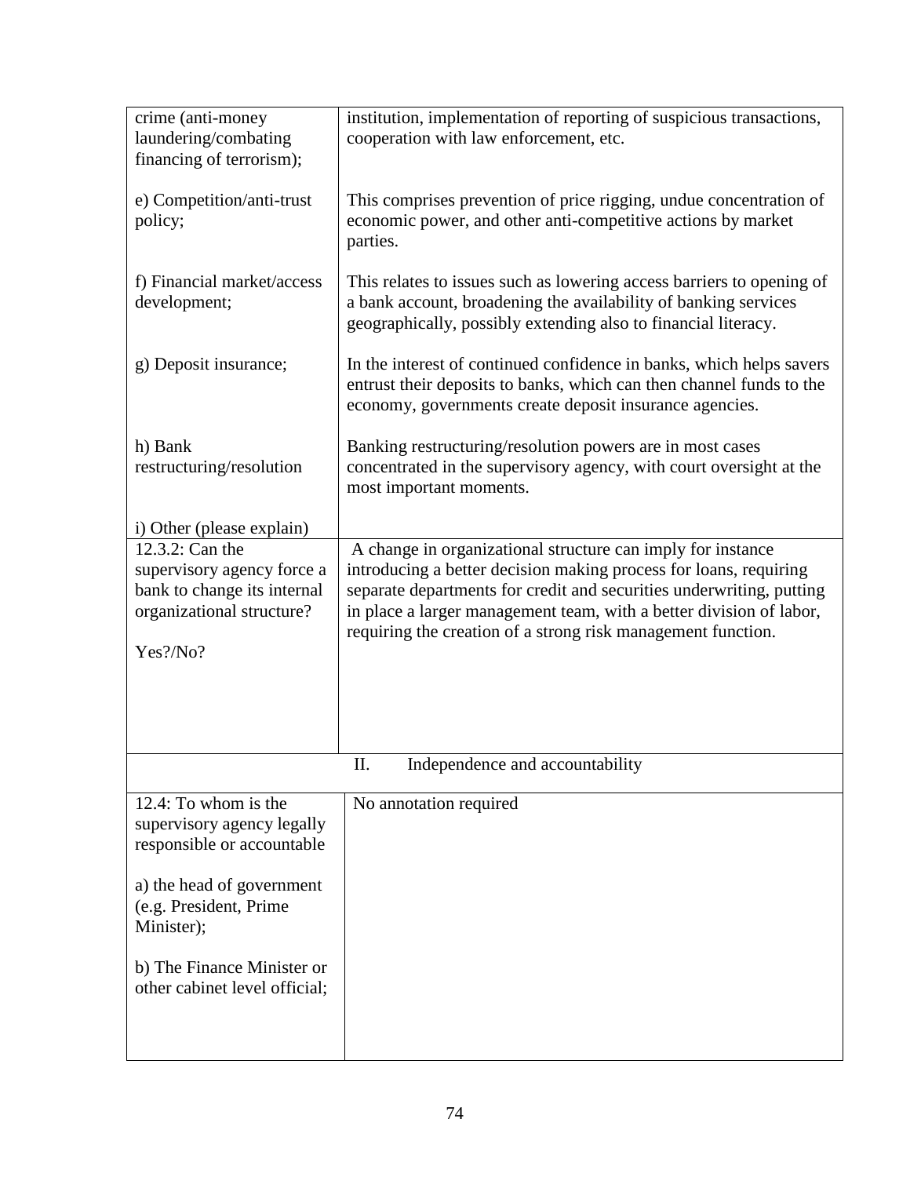| | |
|---|---|
| crime (anti-money laundering/combating financing of terrorism); | institution, implementation of reporting of suspicious transactions, cooperation with law enforcement, etc. |
| e) Competition/anti-trust policy; | This comprises prevention of price rigging, undue concentration of economic power, and other anti-competitive actions by market parties. |
| f) Financial market/access development; | This relates to issues such as lowering access barriers to opening of a bank account, broadening the availability of banking services geographically, possibly extending also to financial literacy. |
| g) Deposit insurance; | In the interest of continued confidence in banks, which helps savers entrust their deposits to banks, which can then channel funds to the economy, governments create deposit insurance agencies. |
| h) Bank restructuring/resolution | Banking restructuring/resolution powers are in most cases concentrated in the supervisory agency, with court oversight at the most important moments. |
| i) Other (please explain) | |
| 12.3.2: Can the supervisory agency force a bank to change its internal organizational structure?<br><br>Yes?/No? | A change in organizational structure can imply for instance introducing a better decision making process for loans, requiring separate departments for credit and securities underwriting, putting in place a larger management team, with a better division of labor, requiring the creation of a strong risk management function. |
| **II. Independence and accountability** | |
| 12.4: To whom is the supervisory agency legally responsible or accountable<br><br>a) the head of government (e.g. President, Prime Minister);<br><br>b) The Finance Minister or other cabinet level official; | No annotation required |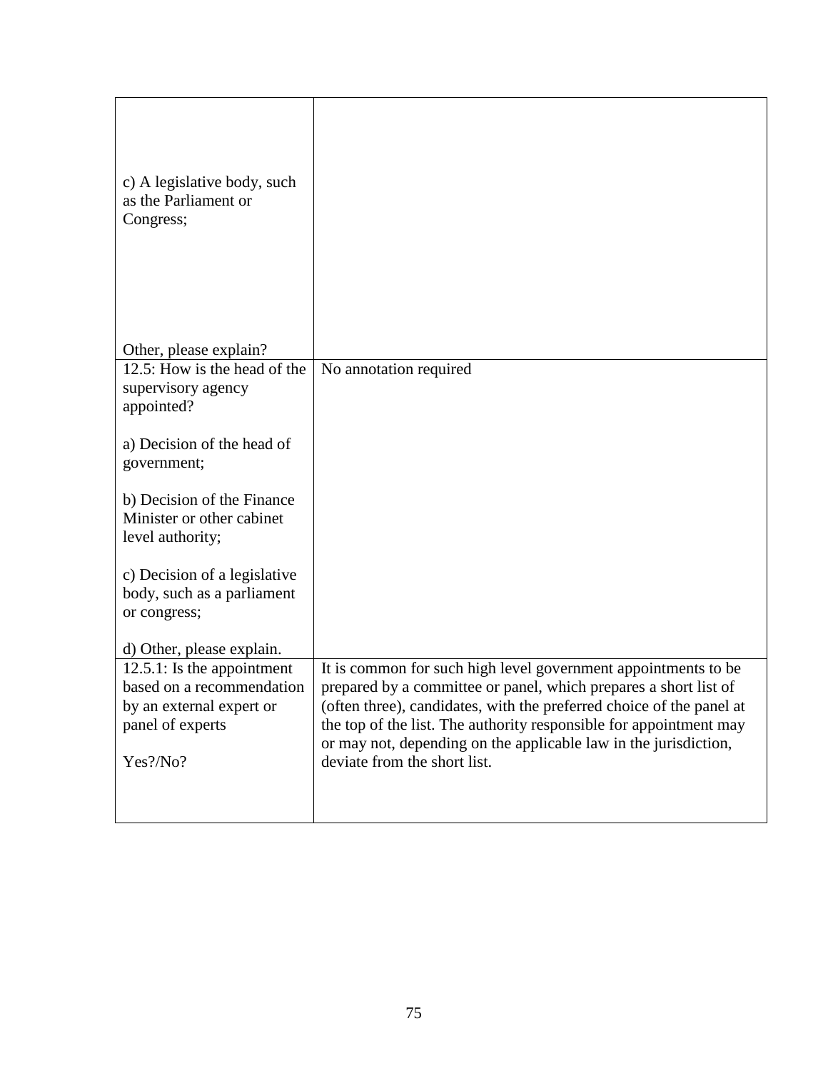| | |
|---|---|
| c) A legislative body, such as the Parliament or Congress;<br><br>Other, please explain? | |
| 12.5: How is the head of the supervisory agency appointed?<br><br>a) Decision of the head of government;<br><br>b) Decision of the Finance Minister or other cabinet level authority;<br><br>c) Decision of a legislative body, such as a parliament or congress;<br><br>d) Other, please explain. | No annotation required |
| 12.5.1: Is the appointment based on a recommendation by an external expert or panel of experts<br><br>Yes?/No? | It is common for such high level government appointments to be prepared by a committee or panel, which prepares a short list of (often three), candidates, with the preferred choice of the panel at the top of the list. The authority responsible for appointment may or may not, depending on the applicable law in the jurisdiction, deviate from the short list. |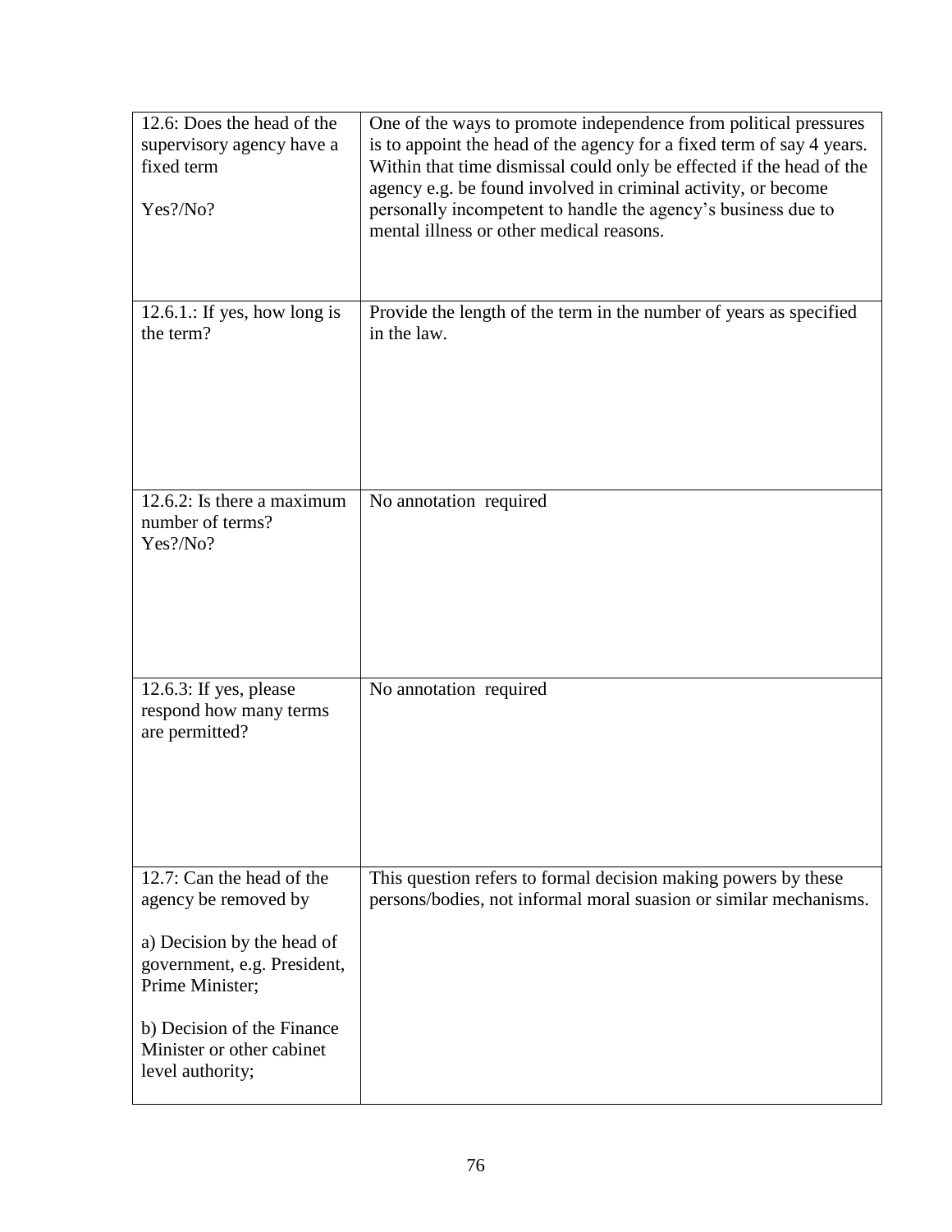| | |
|---|---|
| 12.6: Does the head of the supervisory agency have a fixed term<br><br>Yes?/No? | One of the ways to promote independence from political pressures is to appoint the head of the agency for a fixed term of say 4 years. Within that time dismissal could only be effected if the head of the agency e.g. be found involved in criminal activity, or become personally incompetent to handle the agency's business due to mental illness or other medical reasons. |
| 12.6.1.: If yes, how long is the term? | Provide the length of the term in the number of years as specified in the law. |
| 12.6.2: Is there a maximum number of terms?<br>Yes?/No? | No annotation required |
| 12.6.3: If yes, please respond how many terms are permitted? | No annotation required |
| 12.7: Can the head of the agency be removed by<br><br>a) Decision by the head of government, e.g. President, Prime Minister;<br><br>b) Decision of the Finance Minister or other cabinet level authority; | This question refers to formal decision making powers by these persons/bodies, not informal moral suasion or similar mechanisms. |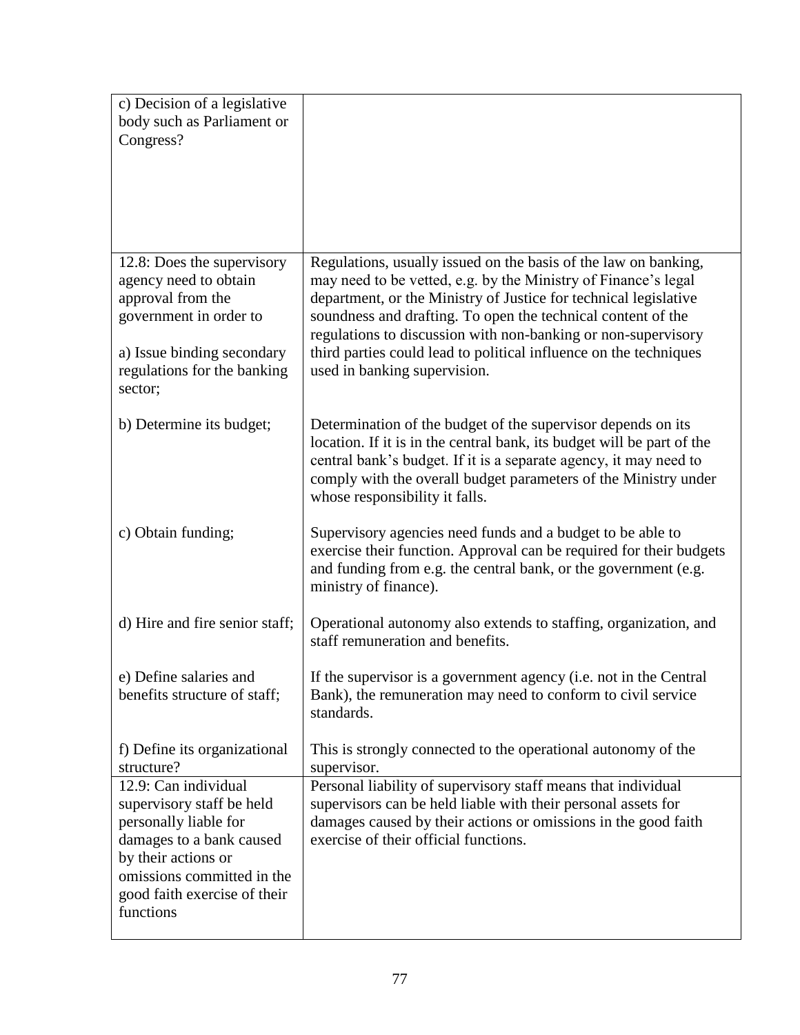| | |
|---|---|
| c) Decision of a legislative body such as Parliament or Congress? | |
| 12.8: Does the supervisory agency need to obtain approval from the government in order to<br><br>a) Issue binding secondary regulations for the banking sector; | Regulations, usually issued on the basis of the law on banking, may need to be vetted, e.g. by the Ministry of Finance's legal department, or the Ministry of Justice for technical legislative soundness and drafting. To open the technical content of the regulations to discussion with non-banking or non-supervisory third parties could lead to political influence on the techniques used in banking supervision. |
| b) Determine its budget; | Determination of the budget of the supervisor depends on its location. If it is in the central bank, its budget will be part of the central bank's budget. If it is a separate agency, it may need to comply with the overall budget parameters of the Ministry under whose responsibility it falls. |
| c) Obtain funding; | Supervisory agencies need funds and a budget to be able to exercise their function. Approval can be required for their budgets and funding from e.g. the central bank, or the government (e.g. ministry of finance). |
| d) Hire and fire senior staff; | Operational autonomy also extends to staffing, organization, and staff remuneration and benefits. |
| e) Define salaries and benefits structure of staff; | If the supervisor is a government agency (i.e. not in the Central Bank), the remuneration may need to conform to civil service standards. |
| f) Define its organizational structure? | This is strongly connected to the operational autonomy of the supervisor. |
| 12.9: Can individual supervisory staff be held personally liable for damages to a bank caused by their actions or omissions committed in the good faith exercise of their functions | Personal liability of supervisory staff means that individual supervisors can be held liable with their personal assets for damages caused by their actions or omissions in the good faith exercise of their official functions. |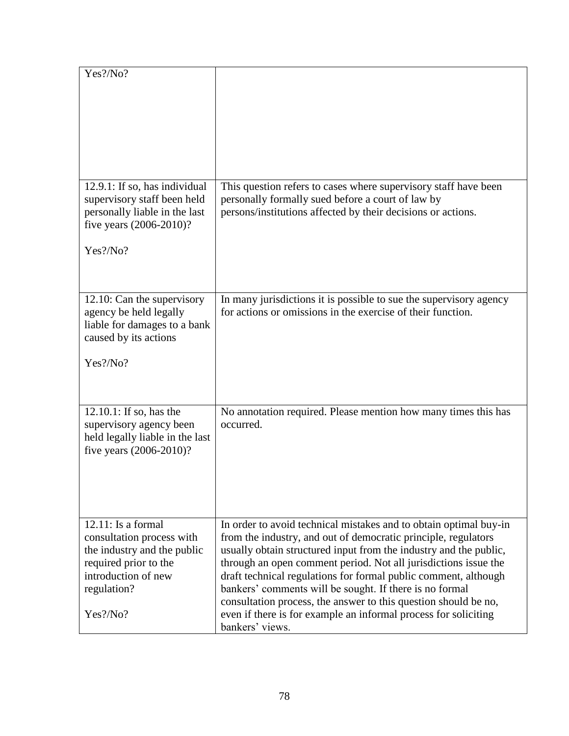| | |
|---|---|
| Yes?/No? | |
| 12.9.1: If so, has individual supervisory staff been held personally liable in the last five years (2006-2010)?<br><br>Yes?/No? | This question refers to cases where supervisory staff have been personally formally sued before a court of law by persons/institutions affected by their decisions or actions. |
| 12.10: Can the supervisory agency be held legally liable for damages to a bank caused by its actions<br><br>Yes?/No? | In many jurisdictions it is possible to sue the supervisory agency for actions or omissions in the exercise of their function. |
| 12.10.1: If so, has the supervisory agency been held legally liable in the last five years (2006-2010)? | No annotation required. Please mention how many times this has occurred. |
| 12.11: Is a formal consultation process with the industry and the public required prior to the introduction of new regulation?<br><br>Yes?/No? | In order to avoid technical mistakes and to obtain optimal buy-in from the industry, and out of democratic principle, regulators usually obtain structured input from the industry and the public, through an open comment period. Not all jurisdictions issue the draft technical regulations for formal public comment, although bankers' comments will be sought. If there is no formal consultation process, the answer to this question should be no, even if there is for example an informal process for soliciting bankers' views. |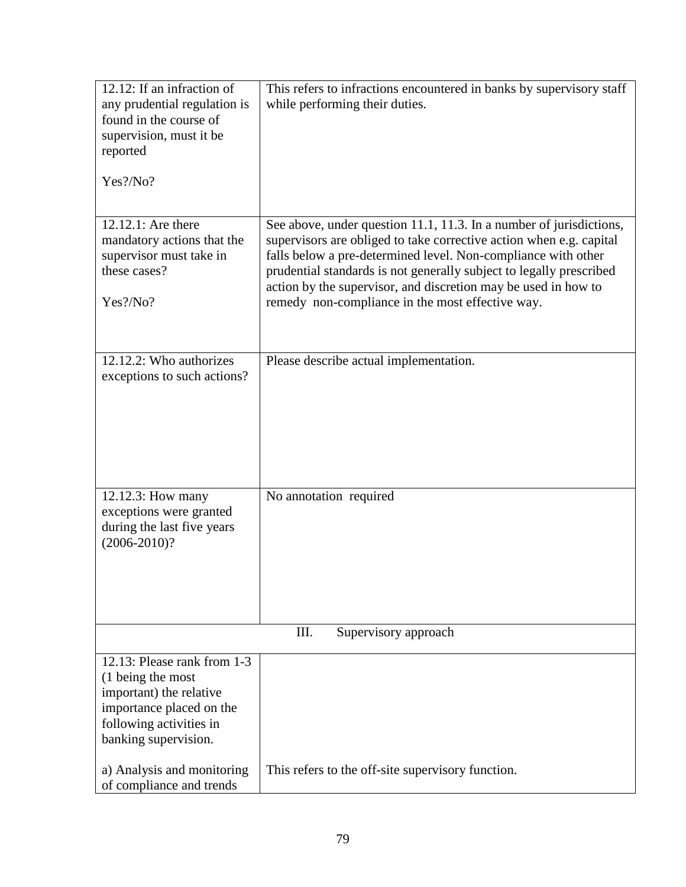| | |
|---|---|
| 12.12: If an infraction of any prudential regulation is found in the course of supervision, must it be reported<br><br>Yes?/No? | This refers to infractions encountered in banks by supervisory staff while performing their duties. |
| 12.12.1: Are there mandatory actions that the supervisor must take in these cases?<br><br>Yes?/No? | See above, under question 11.1, 11.3. In a number of jurisdictions, supervisors are obliged to take corrective action when e.g. capital falls below a pre-determined level. Non-compliance with other prudential standards is not generally subject to legally prescribed action by the supervisor, and discretion may be used in how to remedy non-compliance in the most effective way. |
| 12.12.2: Who authorizes exceptions to such actions? | Please describe actual implementation. |
| 12.12.3: How many exceptions were granted during the last five years (2006-2010)? | No annotation required |
| III. Supervisory approach | |
| 12.13: Please rank from 1-3 (1 being the most important) the relative importance placed on the following activities in banking supervision.<br><br>a) Analysis and monitoring of compliance and trends | <br><br><br><br><br><br>This refers to the off-site supervisory function. |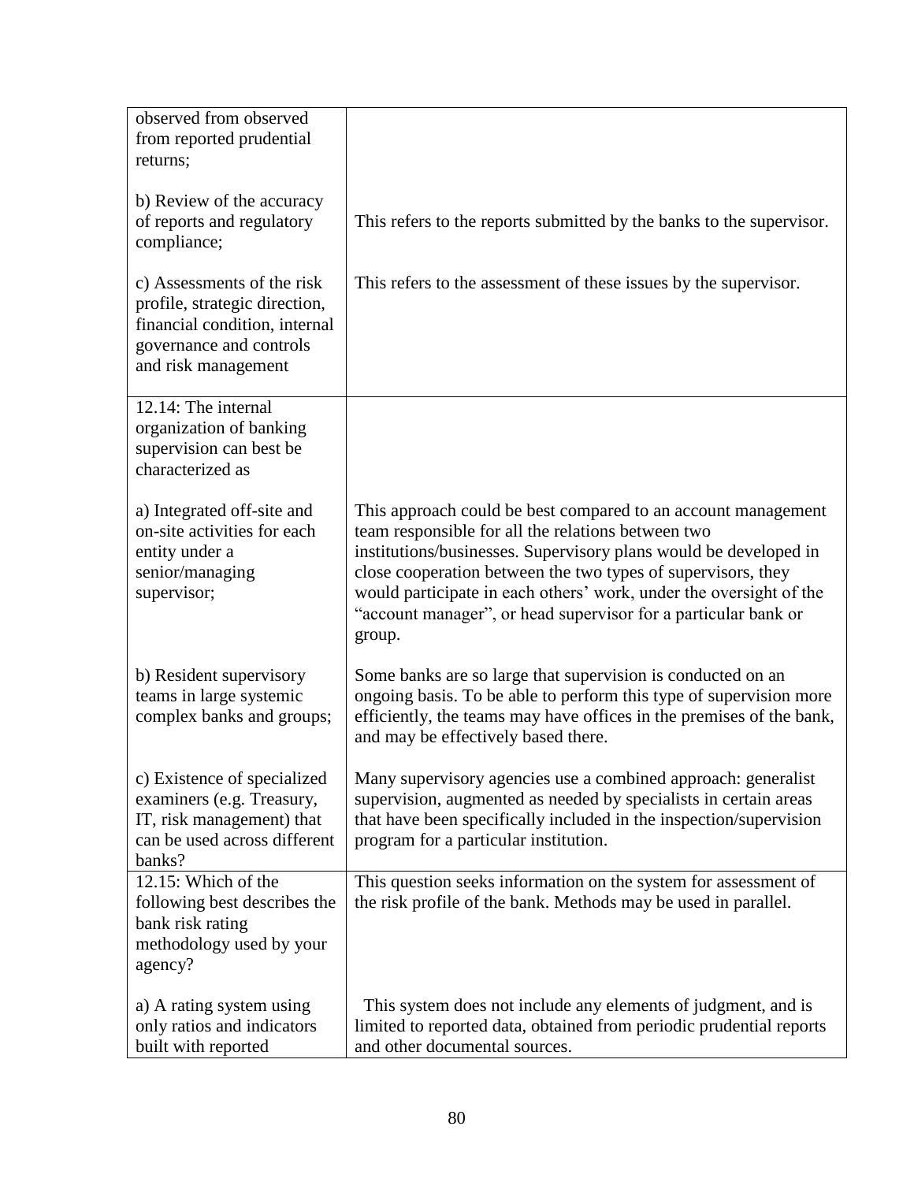| | |
|---|---|
| observed from observed from reported prudential returns; | |
| b) Review of the accuracy of reports and regulatory compliance; | This refers to the reports submitted by the banks to the supervisor. |
| c) Assessments of the risk profile, strategic direction, financial condition, internal governance and controls and risk management | This refers to the assessment of these issues by the supervisor. |
| 12.14: The internal organization of banking supervision can best be characterized as | |
| a) Integrated off-site and on-site activities for each entity under a senior/managing supervisor; | This approach could be best compared to an account management team responsible for all the relations between two institutions/businesses. Supervisory plans would be developed in close cooperation between the two types of supervisors, they would participate in each others' work, under the oversight of the "account manager", or head supervisor for a particular bank or group. |
| b) Resident supervisory teams in large systemic complex banks and groups; | Some banks are so large that supervision is conducted on an ongoing basis. To be able to perform this type of supervision more efficiently, the teams may have offices in the premises of the bank, and may be effectively based there. |
| c) Existence of specialized examiners (e.g. Treasury, IT, risk management) that can be used across different banks? | Many supervisory agencies use a combined approach: generalist supervision, augmented as needed by specialists in certain areas that have been specifically included in the inspection/supervision program for a particular institution. |
| 12.15: Which of the following best describes the bank risk rating methodology used by your agency? | This question seeks information on the system for assessment of the risk profile of the bank. Methods may be used in parallel. |
| a) A rating system using only ratios and indicators built with reported | This system does not include any elements of judgment, and is limited to reported data, obtained from periodic prudential reports and other documental sources. |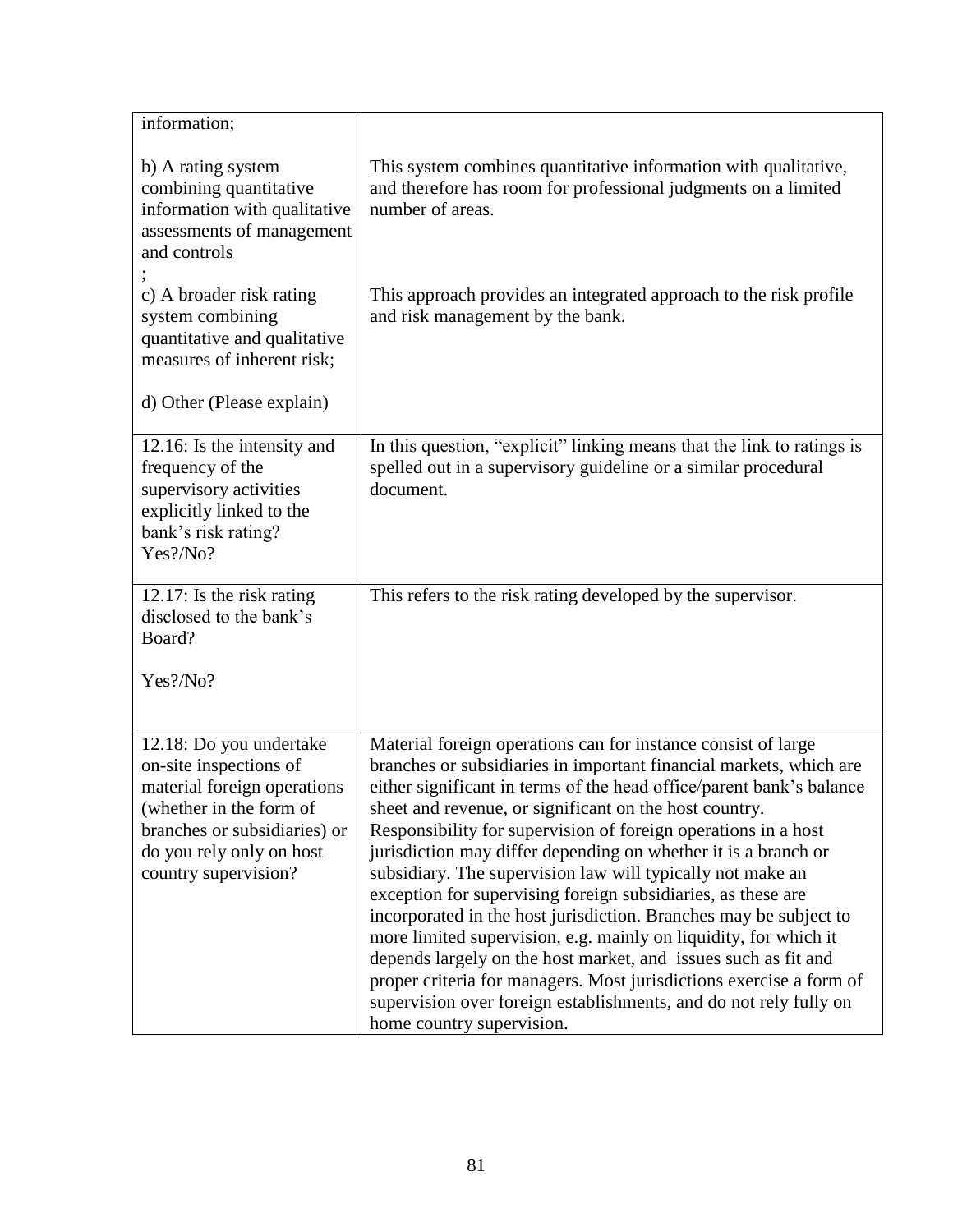| | |
|---|---|
| information;<br><br>b) A rating system combining quantitative information with qualitative assessments of management and controls<br>;<br>c) A broader risk rating system combining quantitative and qualitative measures of inherent risk;<br><br>d) Other (Please explain) | <br><br>This system combines quantitative information with qualitative, and therefore has room for professional judgments on a limited number of areas.<br><br>This approach provides an integrated approach to the risk profile and risk management by the bank. |
| 12.16: Is the intensity and frequency of the supervisory activities explicitly linked to the bank's risk rating? Yes?/No? | In this question, "explicit" linking means that the link to ratings is spelled out in a supervisory guideline or a similar procedural document. |
| 12.17: Is the risk rating disclosed to the bank's Board?<br><br>Yes?/No? | This refers to the risk rating developed by the supervisor. |
| 12.18: Do you undertake on-site inspections of material foreign operations (whether in the form of branches or subsidiaries) or do you rely only on host country supervision? | Material foreign operations can for instance consist of large branches or subsidiaries in important financial markets, which are either significant in terms of the head office/parent bank's balance sheet and revenue, or significant on the host country. Responsibility for supervision of foreign operations in a host jurisdiction may differ depending on whether it is a branch or subsidiary. The supervision law will typically not make an exception for supervising foreign subsidiaries, as these are incorporated in the host jurisdiction. Branches may be subject to more limited supervision, e.g. mainly on liquidity, for which it depends largely on the host market, and issues such as fit and proper criteria for managers. Most jurisdictions exercise a form of supervision over foreign establishments, and do not rely fully on home country supervision. |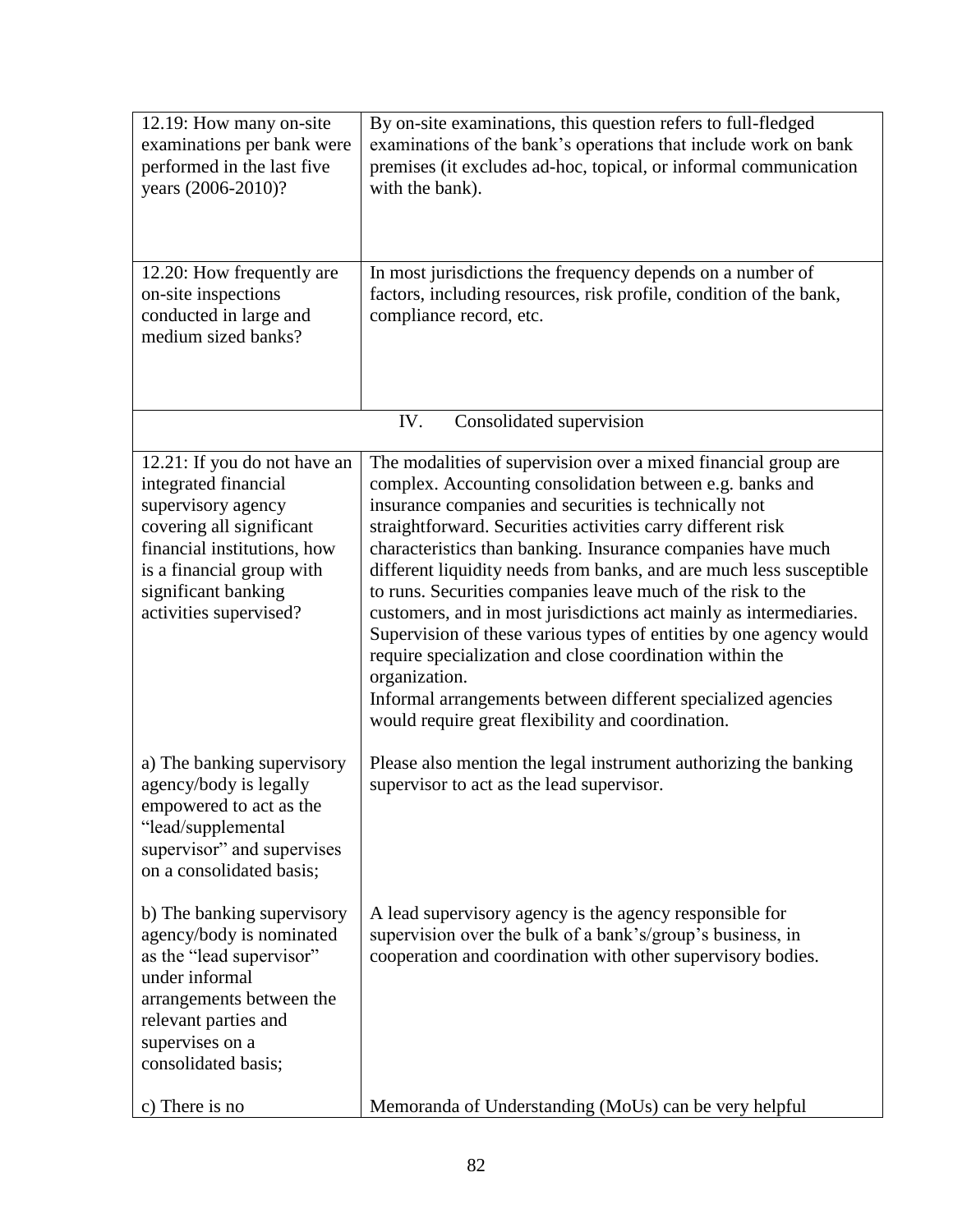| | |
|---|---|
| 12.19: How many on-site examinations per bank were performed in the last five years (2006-2010)? | By on-site examinations, this question refers to full-fledged examinations of the bank's operations that include work on bank premises (it excludes ad-hoc, topical, or informal communication with the bank). |
| 12.20: How frequently are on-site inspections conducted in large and medium sized banks? | In most jurisdictions the frequency depends on a number of factors, including resources, risk profile, condition of the bank, compliance record, etc. |
| IV. Consolidated supervision | |
| 12.21: If you do not have an integrated financial supervisory agency covering all significant financial institutions, how is a financial group with significant banking activities supervised? | The modalities of supervision over a mixed financial group are complex. Accounting consolidation between e.g. banks and insurance companies and securities is technically not straightforward. Securities activities carry different risk characteristics than banking. Insurance companies have much different liquidity needs from banks, and are much less susceptible to runs. Securities companies leave much of the risk to the customers, and in most jurisdictions act mainly as intermediaries. Supervision of these various types of entities by one agency would require specialization and close coordination within the organization.<br>Informal arrangements between different specialized agencies would require great flexibility and coordination. |
| a) The banking supervisory agency/body is legally empowered to act as the "lead/supplemental supervisor" and supervises on a consolidated basis; | Please also mention the legal instrument authorizing the banking supervisor to act as the lead supervisor. |
| b) The banking supervisory agency/body is nominated as the "lead supervisor" under informal arrangements between the relevant parties and supervises on a consolidated basis; | A lead supervisory agency is the agency responsible for supervision over the bulk of a bank's/group's business, in cooperation and coordination with other supervisory bodies. |
| c) There is no | Memoranda of Understanding (MoUs) can be very helpful |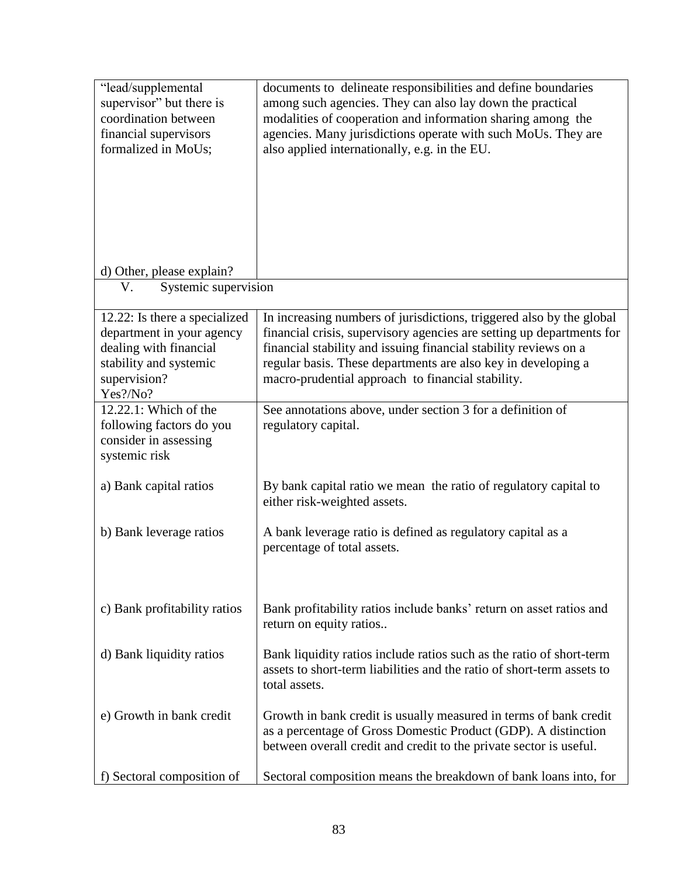| | |
|---|---|
| "lead/supplemental supervisor" but there is coordination between financial supervisors formalized in MoUs;<br><br>d) Other, please explain? | documents to delineate responsibilities and define boundaries among such agencies. They can also lay down the practical modalities of cooperation and information sharing among the agencies. Many jurisdictions operate with such MoUs. They are also applied internationally, e.g. in the EU. |
| V. Systemic supervision | |
| 12.22: Is there a specialized department in your agency dealing with financial stability and systemic supervision?<br>Yes?/No? | In increasing numbers of jurisdictions, triggered also by the global financial crisis, supervisory agencies are setting up departments for financial stability and issuing financial stability reviews on a regular basis. These departments are also key in developing a macro-prudential approach to financial stability. |
| 12.22.1: Which of the following factors do you consider in assessing systemic risk | See annotations above, under section 3 for a definition of regulatory capital. |
| a) Bank capital ratios | By bank capital ratio we mean the ratio of regulatory capital to either risk-weighted assets. |
| b) Bank leverage ratios | A bank leverage ratio is defined as regulatory capital as a percentage of total assets. |
| c) Bank profitability ratios | Bank profitability ratios include banks' return on asset ratios and return on equity ratios.. |
| d) Bank liquidity ratios | Bank liquidity ratios include ratios such as the ratio of short-term assets to short-term liabilities and the ratio of short-term assets to total assets. |
| e) Growth in bank credit | Growth in bank credit is usually measured in terms of bank credit as a percentage of Gross Domestic Product (GDP). A distinction between overall credit and credit to the private sector is useful. |
| f) Sectoral composition of | Sectoral composition means the breakdown of bank loans into, for |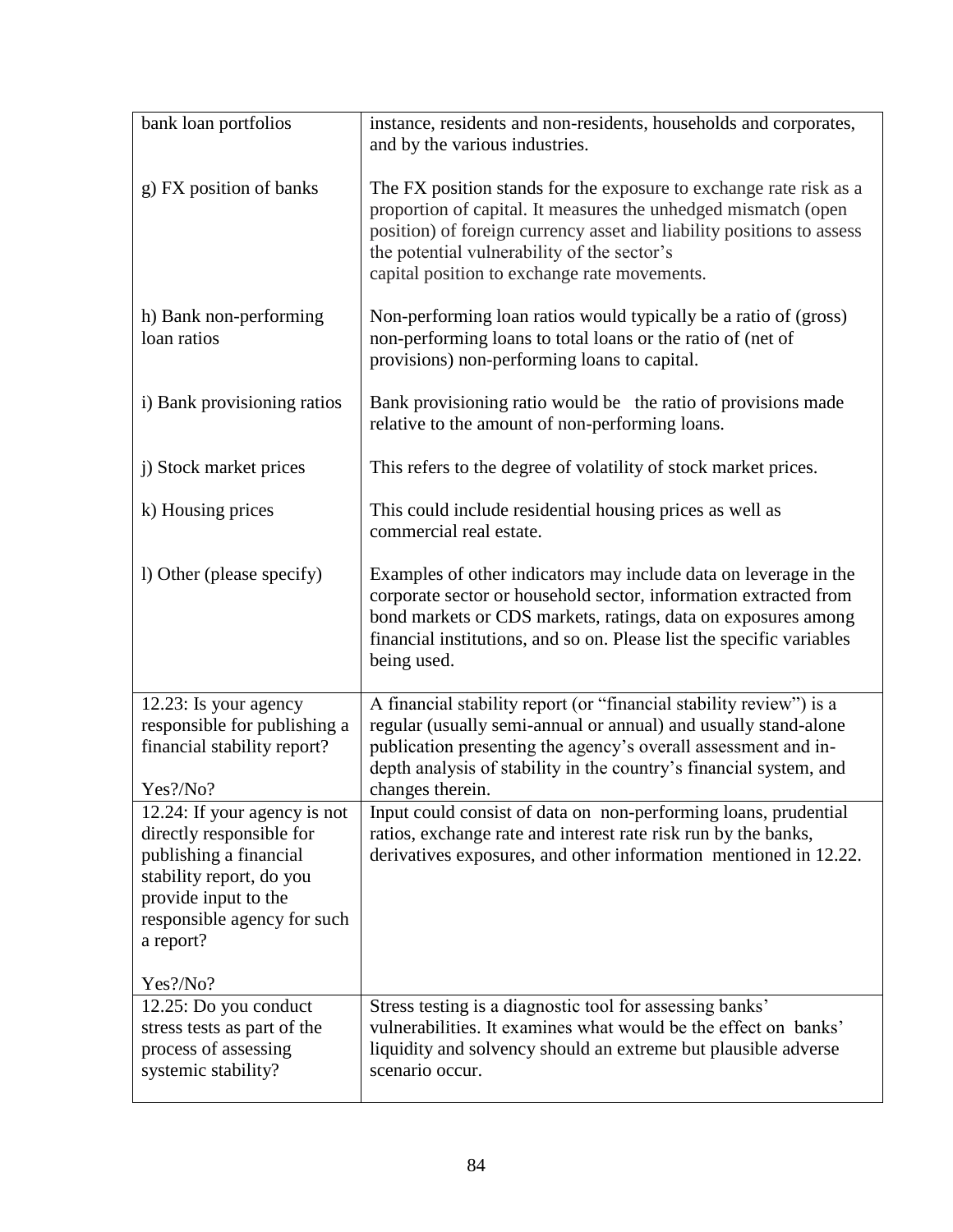| | |
|---|---|
| bank loan portfolios | instance, residents and non-residents, households and corporates, and by the various industries. |
| g) FX position of banks | The FX position stands for the exposure to exchange rate risk as a proportion of capital. It measures the unhedged mismatch (open position) of foreign currency asset and liability positions to assess the potential vulnerability of the sector's capital position to exchange rate movements. |
| h) Bank non-performing loan ratios | Non-performing loan ratios would typically be a ratio of (gross) non-performing loans to total loans or the ratio of (net of provisions) non-performing loans to capital. |
| i) Bank provisioning ratios | Bank provisioning ratio would be the ratio of provisions made relative to the amount of non-performing loans. |
| j) Stock market prices | This refers to the degree of volatility of stock market prices. |
| k) Housing prices | This could include residential housing prices as well as commercial real estate. |
| l) Other (please specify) | Examples of other indicators may include data on leverage in the corporate sector or household sector, information extracted from bond markets or CDS markets, ratings, data on exposures among financial institutions, and so on. Please list the specific variables being used. |
| 12.23: Is your agency responsible for publishing a financial stability report?<br><br>Yes?/No? | A financial stability report (or "financial stability review") is a regular (usually semi-annual or annual) and usually stand-alone publication presenting the agency's overall assessment and in-depth analysis of stability in the country's financial system, and changes therein. |
| 12.24: If your agency is not directly responsible for publishing a financial stability report, do you provide input to the responsible agency for such a report?<br><br>Yes?/No? | Input could consist of data on non-performing loans, prudential ratios, exchange rate and interest rate risk run by the banks, derivatives exposures, and other information mentioned in 12.22. |
| 12.25: Do you conduct stress tests as part of the process of assessing systemic stability? | Stress testing is a diagnostic tool for assessing banks' vulnerabilities. It examines what would be the effect on banks' liquidity and solvency should an extreme but plausible adverse scenario occur. |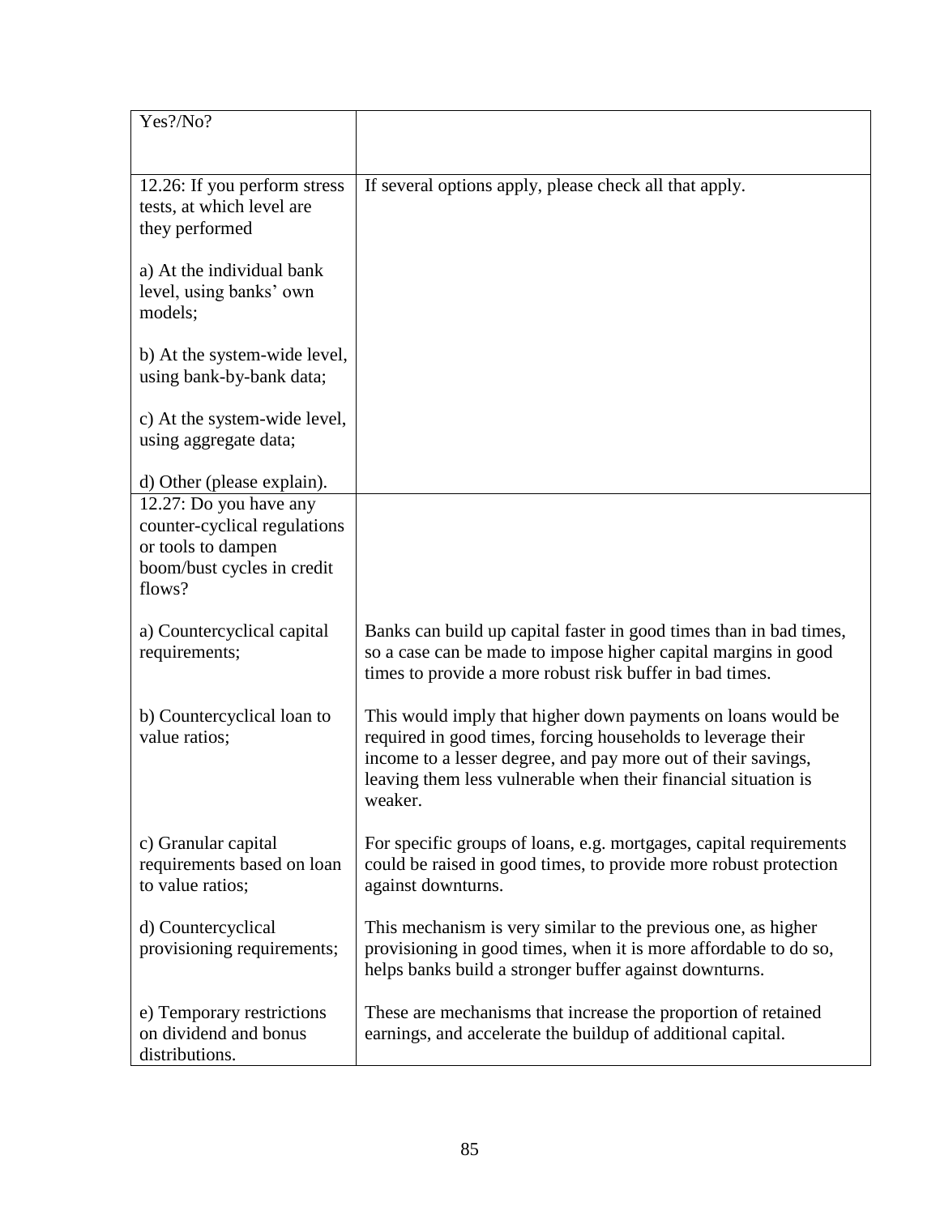| Yes?/No? | |
|---|---|
| 12.26: If you perform stress tests, at which level are they performed<br><br>a) At the individual bank level, using banks' own models;<br><br>b) At the system-wide level, using bank-by-bank data;<br><br>c) At the system-wide level, using aggregate data;<br><br>d) Other (please explain). | If several options apply, please check all that apply. |
| 12.27: Do you have any counter-cyclical regulations or tools to dampen boom/bust cycles in credit flows? | |
| a) Countercyclical capital requirements; | Banks can build up capital faster in good times than in bad times, so a case can made to impose higher capital margins in good times to provide a more robust risk buffer in bad times. |
| b) Countercyclical loan to value ratios; | This would imply that higher down payments on loans would be required in good times, forcing households to leverage their income to a lesser degree, and pay more out of their savings, leaving them less vulnerable when their financial situation is weaker. |
| c) Granular capital requirements based on loan to value ratios; | For specific groups of loans, e.g. mortgages, capital requirements could be raised in good times, to provide more robust protection against downturns. |
| d) Countercyclical provisioning requirements; | This mechanism is very similar to the previous one, as higher provisioning in good times, when it is more affordable to do so, helps banks build a stronger buffer against downturns. |
| e) Temporary restrictions on dividend and bonus distributions. | These are mechanisms that increase the proportion of retained earnings, and accelerate the buildup of additional capital. |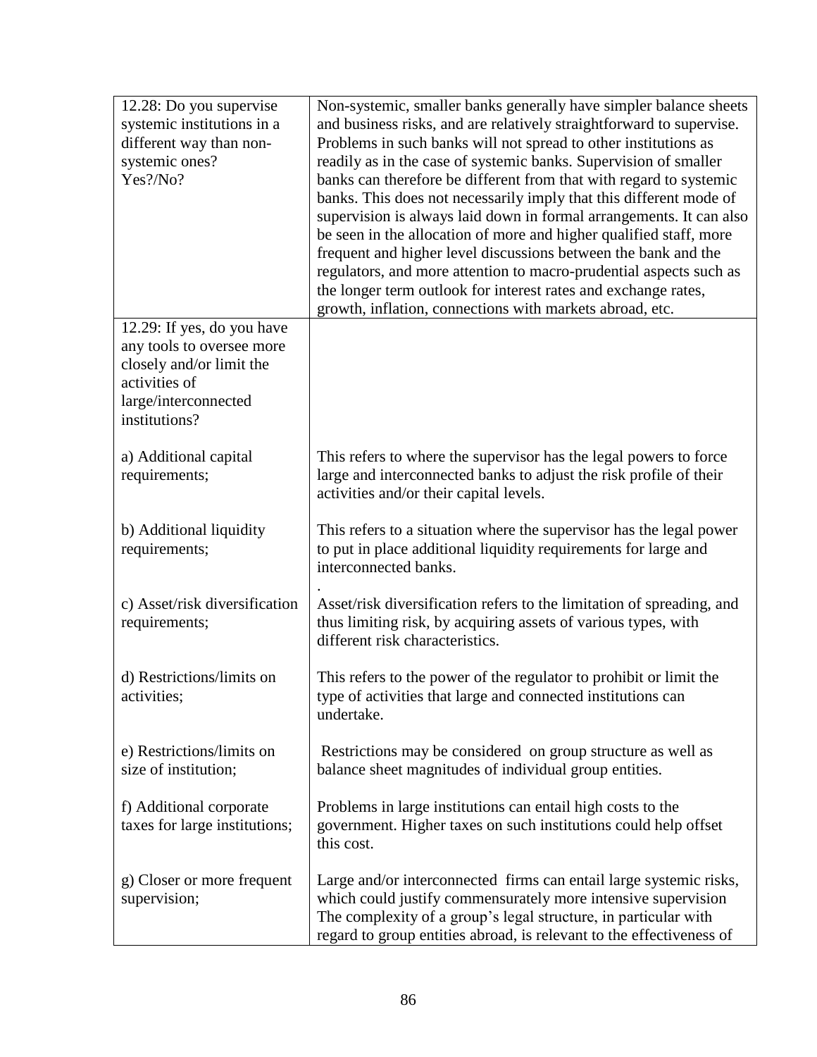| 12.28: Do you supervise systemic institutions in a different way than non-systemic ones? Yes?/No? | Non-systemic, smaller banks generally have simpler balance sheets and business risks, and are relatively straightforward to supervise. Problems in such banks will not spread to other institutions as readily as in the case of systemic banks. Supervision of smaller banks can therefore be different from that with regard to systemic banks. This does not necessarily imply that this different mode of supervision is always laid down in formal arrangements. It can also be seen in the allocation of more and higher qualified staff, more frequent and higher level discussions between the bank and the regulators, and more attention to macro-prudential aspects such as the longer term outlook for interest rates and exchange rates, growth, inflation, connections with markets abroad, etc. |
|---|---|
| 12.29: If yes, do you have any tools to oversee more closely and/or limit the activities of large/interconnected institutions? | |
| a) Additional capital requirements; | This refers to where the supervisor has the legal powers to force large and interconnected banks to adjust the risk profile of their activities and/or their capital levels. |
| b) Additional liquidity requirements; | This refers to a situation where the supervisor has the legal power to put in place additional liquidity requirements for large and interconnected banks. . |
| c) Asset/risk diversification requirements; | Asset/risk diversification refers to the limitation of spreading, and thus limiting risk, by acquiring assets of various types, with different risk characteristics. |
| d) Restrictions/limits on activities; | This refers to the power of the regulator to prohibit or limit the type of activities that large and connected institutions can undertake. |
| e) Restrictions/limits on size of institution; | Restrictions may be considered on group structure as well as balance sheet magnitudes of individual group entities. |
| f) Additional corporate taxes for large institutions; | Problems in large institutions can entail high costs to the government. Higher taxes on such institutions could help offset this cost. |
| g) Closer or more frequent supervision; | Large and/or interconnected firms can entail large systemic risks, which could justify commensurately more intensive supervision The complexity of a group's legal structure, in particular with regard to group entities abroad, is relevant to the effectiveness of |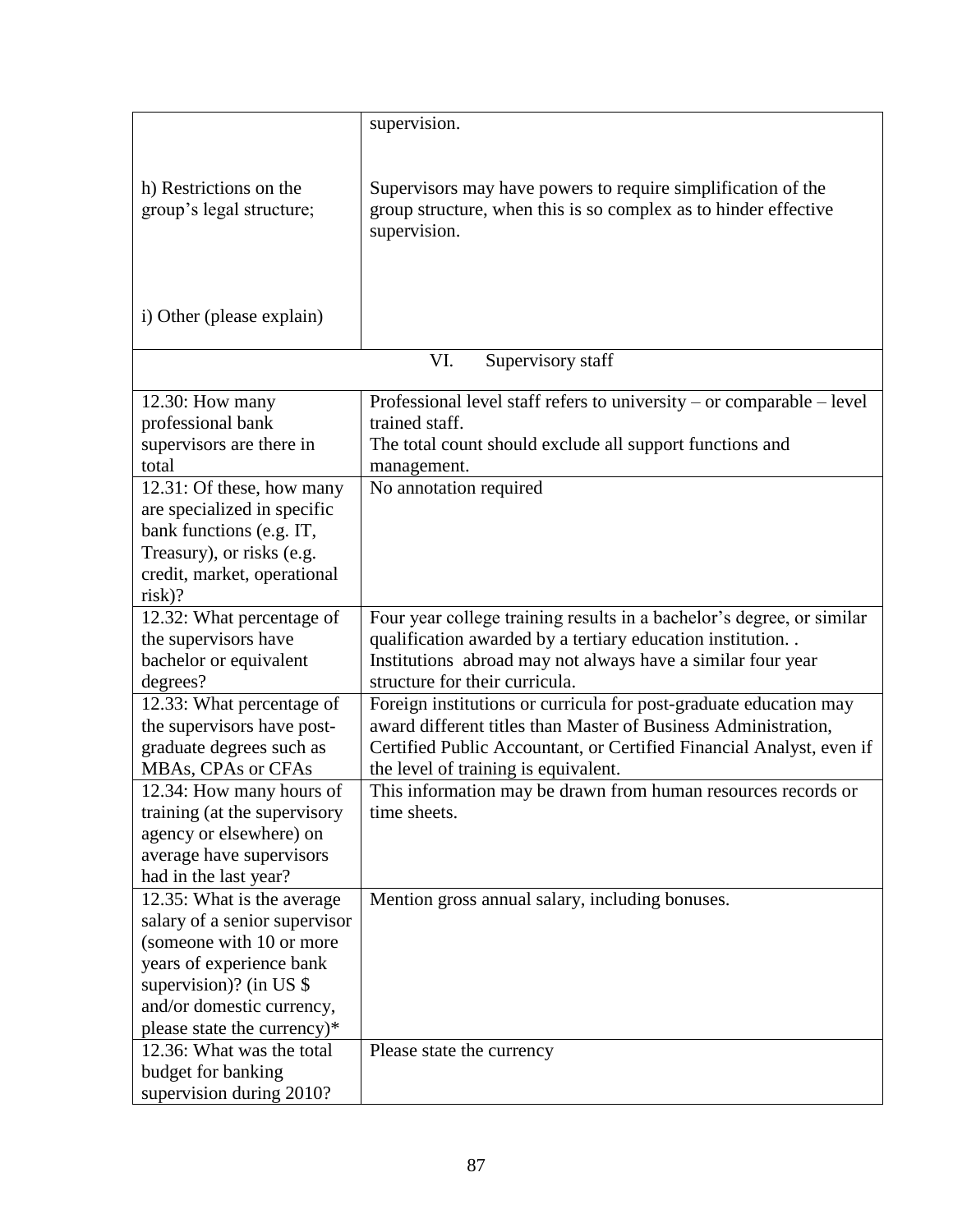| | |
|---|---|
| | supervision. |
| h) Restrictions on the group's legal structure; | Supervisors may have powers to require simplification of the group structure, when this is so complex as to hinder effective supervision. |
| i) Other (please explain) | |
| VI. Supervisory staff | |
| 12.30: How many professional bank supervisors are there in total | Professional level staff refers to university – or comparable – level trained staff.<br>The total count should exclude all support functions and management. |
| 12.31: Of these, how many are specialized in specific bank functions (e.g. IT, Treasury), or risks (e.g. credit, market, operational risk)? | No annotation required |
| 12.32: What percentage of the supervisors have bachelor or equivalent degrees? | Four year college training results in a bachelor's degree, or similar qualification awarded by a tertiary education institution. . Institutions abroad may not always have a similar four year structure for their curricula. |
| 12.33: What percentage of the supervisors have post-graduate degrees such as MBAs, CPAs or CFAs | Foreign institutions or curricula for post-graduate education may award different titles than Master of Business Administration, Certified Public Accountant, or Certified Financial Analyst, even if the level of training is equivalent. |
| 12.34: How many hours of training (at the supervisory agency or elsewhere) on average have supervisors had in the last year? | This information may be drawn from human resources records or time sheets. |
| 12.35: What is the average salary of a senior supervisor (someone with 10 or more years of experience bank supervision)? (in US $ and/or domestic currency, please state the currency)* | Mention gross annual salary, including bonuses. |
| 12.36: What was the total budget for banking supervision during 2010? | Please state the currency |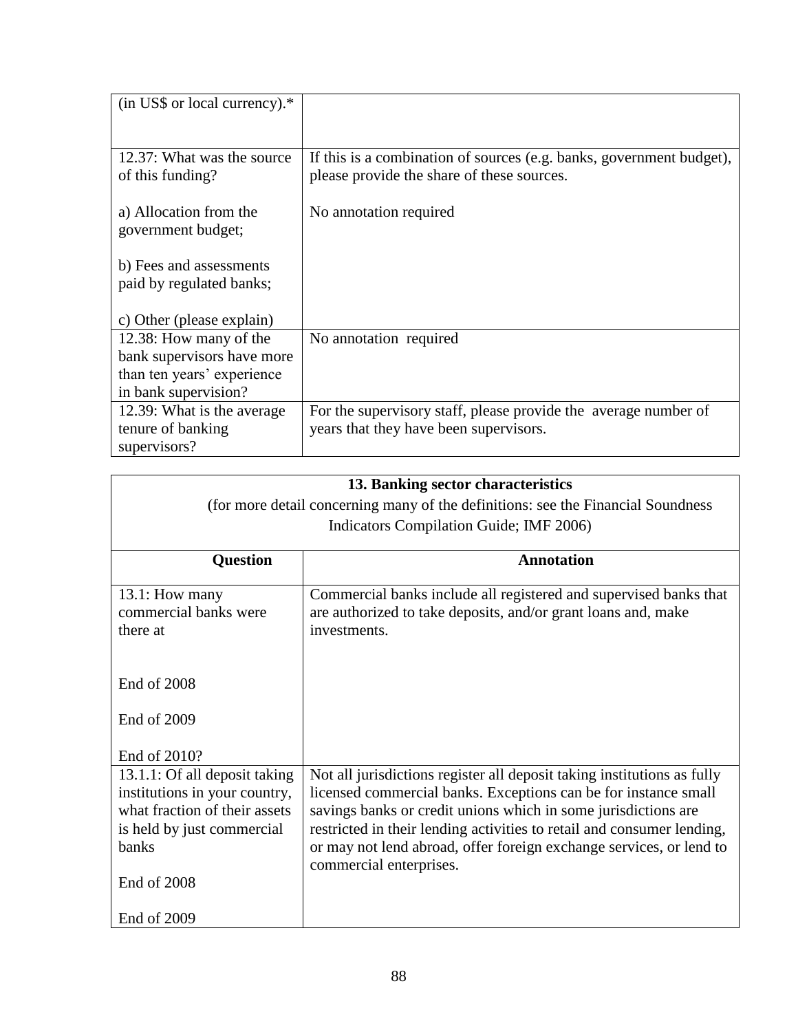| | |
|---|---|
| (in US$ or local currency).* | |
| 12.37: What was the source of this funding?<br><br>a) Allocation from the government budget;<br><br>b) Fees and assessments paid by regulated banks;<br><br>c) Other (please explain) | If this is a combination of sources (e.g. banks, government budget), please provide the share of these sources.<br><br>No annotation required |
| 12.38: How many of the bank supervisors have more than ten years' experience in bank supervision? | No annotation required |
| 12.39: What is the average tenure of banking supervisors? | For the supervisory staff, please provide the average number of years that they have been supervisors. |

**13. Banking sector characteristics**

(for more detail concerning many of the definitions: see the Financial Soundness Indicators Compilation Guide; IMF 2006)

| Question | Annotation |
|---|---|
| 13.1: How many commercial banks were there at<br><br>End of 2008<br><br>End of 2009<br><br>End of 2010? | Commercial banks include all registered and supervised banks that are authorized to take deposits, and/or grant loans and, make investments. |
| 13.1.1: Of all deposit taking institutions in your country, what fraction of their assets is held by just commercial banks<br><br>End of 2008<br><br>End of 2009 | Not all jurisdictions register all deposit taking institutions as fully licensed commercial banks. Exceptions can be for instance small savings banks or credit unions which in some jurisdictions are restricted in their lending activities to retail and consumer lending, or may not lend abroad, offer foreign exchange services, or lend to commercial enterprises. |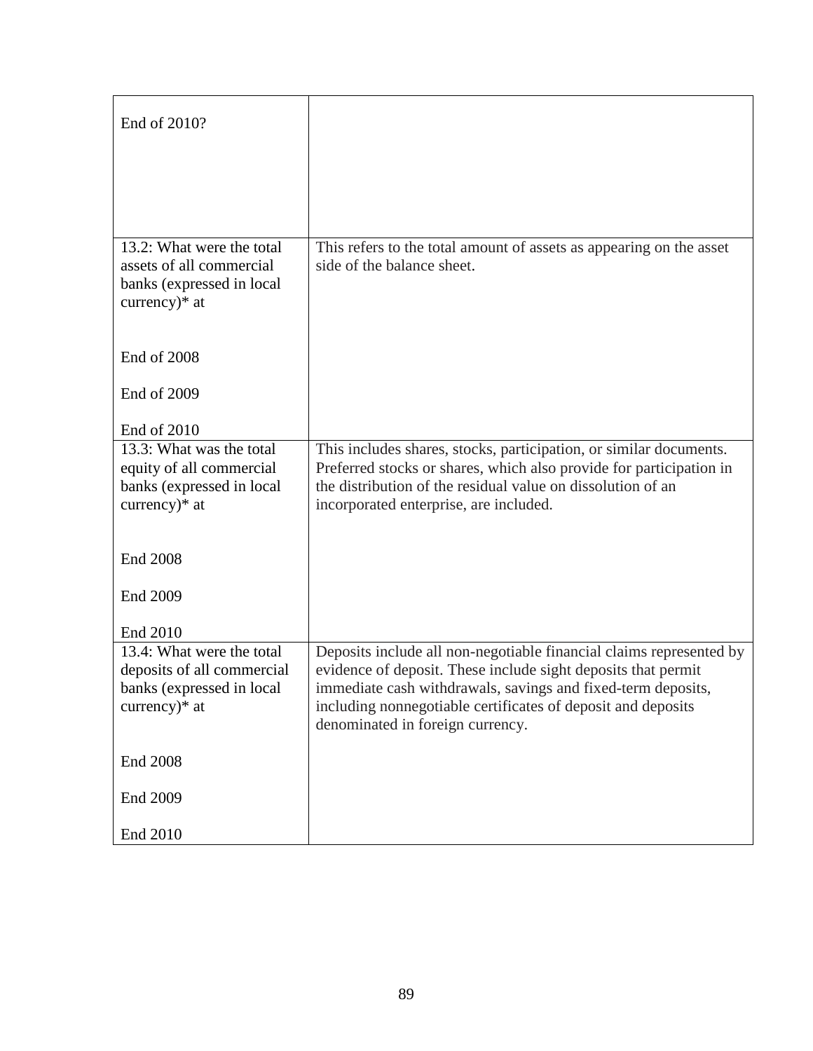| | |
|---|---|
| End of 2010? | |
| 13.2: What were the total assets of all commercial banks (expressed in local currency)* at<br><br>End of 2008<br><br>End of 2009<br><br>End of 2010 | This refers to the total amount of assets as appearing on the asset side of the balance sheet. |
| 13.3: What was the total equity of all commercial banks (expressed in local currency)* at<br><br>End 2008<br><br>End 2009<br><br>End 2010 | This includes shares, stocks, participation, or similar documents. Preferred stocks or shares, which also provide for participation in the distribution of the residual value on dissolution of an incorporated enterprise, are included. |
| 13.4: What were the total deposits of all commercial banks (expressed in local currency)* at<br><br>End 2008<br><br>End 2009<br><br>End 2010 | Deposits include all non-negotiable financial claims represented by evidence of deposit. These include sight deposits that permit immediate cash withdrawals, savings and fixed-term deposits, including nonnegotiable certificates of deposit and deposits denominated in foreign currency. |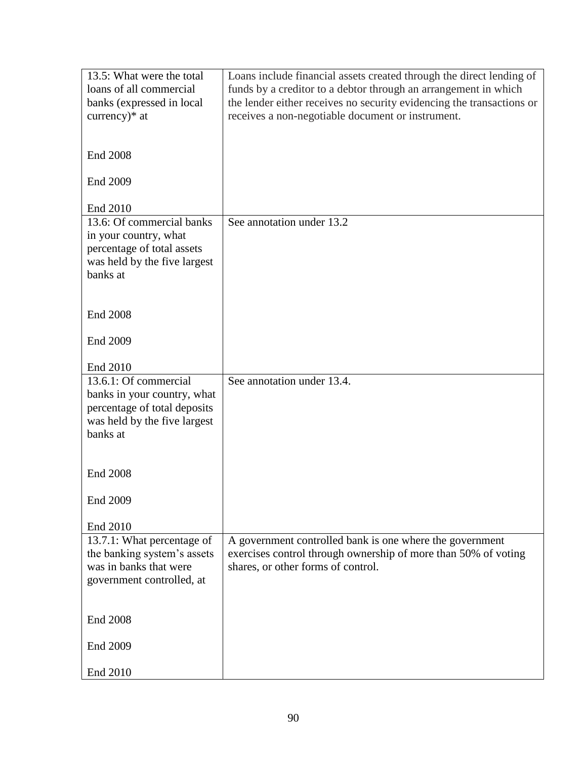| | |
|---|---|
| 13.5: What were the total loans of all commercial banks (expressed in local currency)* at<br><br>End 2008<br><br>End 2009<br><br>End 2010 | Loans include financial assets created through the direct lending of funds by a creditor to a debtor through an arrangement in which the lender either receives no security evidencing the transactions or receives a non-negotiable document or instrument. |
| 13.6: Of commercial banks in your country, what percentage of total assets was held by the five largest banks at<br><br>End 2008<br><br>End 2009<br><br>End 2010 | See annotation under 13.2 |
| 13.6.1: Of commercial banks in your country, what percentage of total deposits was held by the five largest banks at<br><br>End 2008<br><br>End 2009<br><br>End 2010 | See annotation under 13.4. |
| 13.7.1: What percentage of the banking system's assets was in banks that were government controlled, at<br><br>End 2008<br><br>End 2009<br><br>End 2010 | A government controlled bank is one where the government exercises control through ownership of more than 50% of voting shares, or other forms of control. |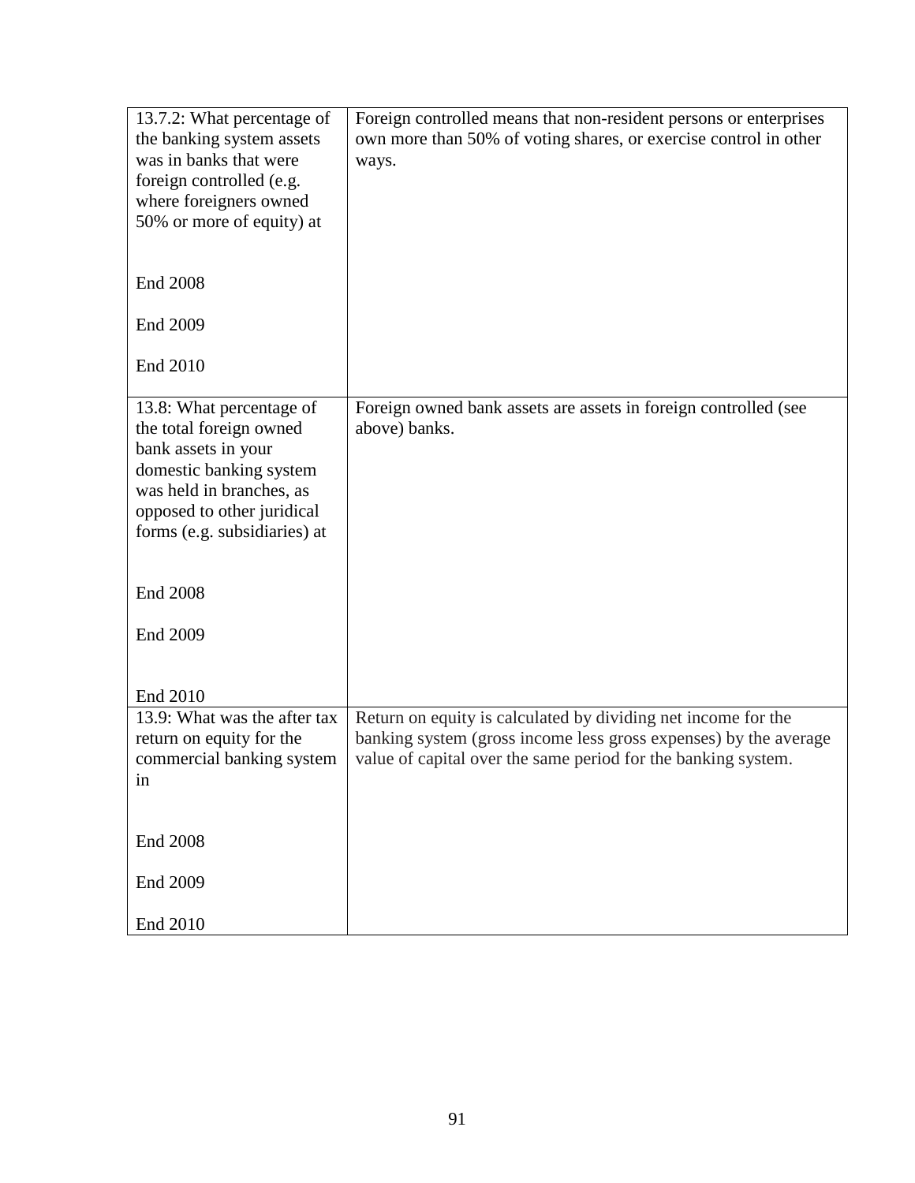| | |
|---|---|
| 13.7.2: What percentage of the banking system assets was in banks that were foreign controlled (e.g. where foreigners owned 50% or more of equity) at<br><br>End 2008<br><br>End 2009<br><br>End 2010 | Foreign controlled means that non-resident persons or enterprises own more than 50% of voting shares, or exercise control in other ways. |
| 13.8: What percentage of the total foreign owned bank assets in your domestic banking system was held in branches, as opposed to other juridical forms (e.g. subsidiaries) at<br><br>End 2008<br><br>End 2009<br><br>End 2010 | Foreign owned bank assets are assets in foreign controlled (see above) banks. |
| 13.9: What was the after tax return on equity for the commercial banking system in<br><br>End 2008<br><br>End 2009<br><br>End 2010 | Return on equity is calculated by dividing net income for the banking system (gross income less gross expenses) by the average value of capital over the same period for the banking system. |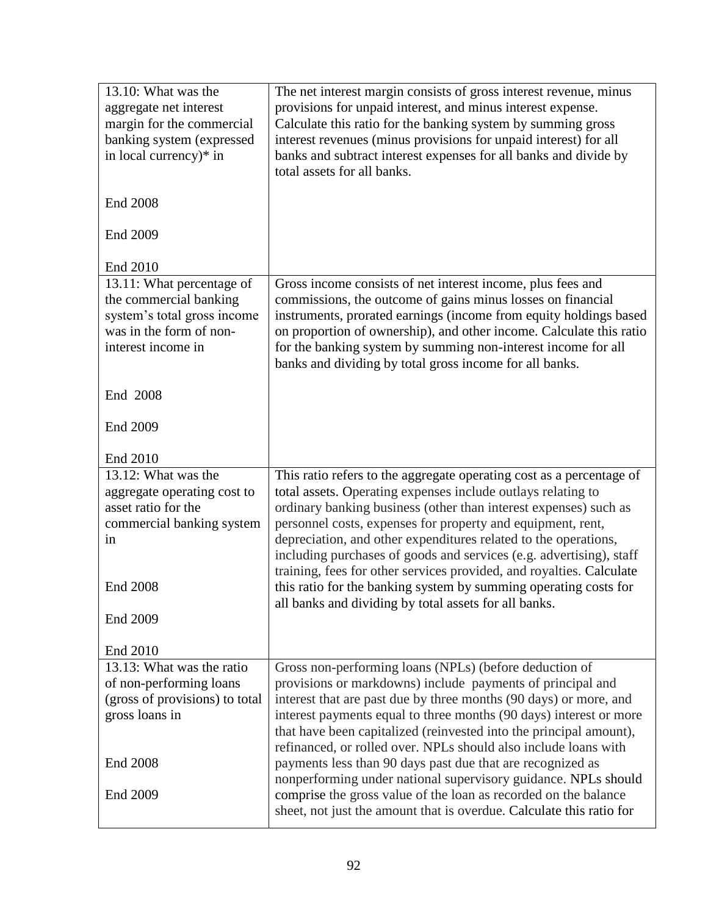| | |
|---|---|
| 13.10: What was the aggregate net interest margin for the commercial banking system (expressed in local currency)* in<br><br>End 2008<br><br>End 2009<br><br>End 2010 | The net interest margin consists of gross interest revenue, minus provisions for unpaid interest, and minus interest expense. Calculate this ratio for the banking system by summing gross interest revenues (minus provisions for unpaid interest) for all banks and subtract interest expenses for all banks and divide by total assets for all banks. |
| 13.11: What percentage of the commercial banking system's total gross income was in the form of non-interest income in<br><br>End 2008<br><br>End 2009<br><br>End 2010 | Gross income consists of net interest income, plus fees and commissions, the outcome of gains minus losses on financial instruments, prorated earnings (income from equity holdings based on proportion of ownership), and other income. Calculate this ratio for the banking system by summing non-interest income for all banks and dividing by total gross income for all banks. |
| 13.12: What was the aggregate operating cost to asset ratio for the commercial banking system in<br><br>End 2008<br><br>End 2009<br><br>End 2010 | This ratio refers to the aggregate operating cost as a percentage of total assets. Operating expenses include outlays relating to ordinary banking business (other than interest expenses) such as personnel costs, expenses for property and equipment, rent, depreciation, and other expenditures related to the operations, including purchases of goods and services (e.g. advertising), staff training, fees for other services provided, and royalties. Calculate this ratio for the banking system by summing operating costs for all banks and dividing by total assets for all banks. |
| 13.13: What was the ratio of non-performing loans (gross of provisions) to total gross loans in<br><br>End 2008<br><br>End 2009 | Gross non-performing loans (NPLs) (before deduction of provisions or markdowns) include payments of principal and interest that are past due by three months (90 days) or more, and interest payments equal to three months (90 days) interest or more that have been capitalized (reinvested into the principal amount), refinanced, or rolled over. NPLs should also include loans with payments less than 90 days past due that are recognized as nonperforming under national supervisory guidance. NPLs should comprise the gross value of the loan as recorded on the balance sheet, not just the amount that is overdue. Calculate this ratio for |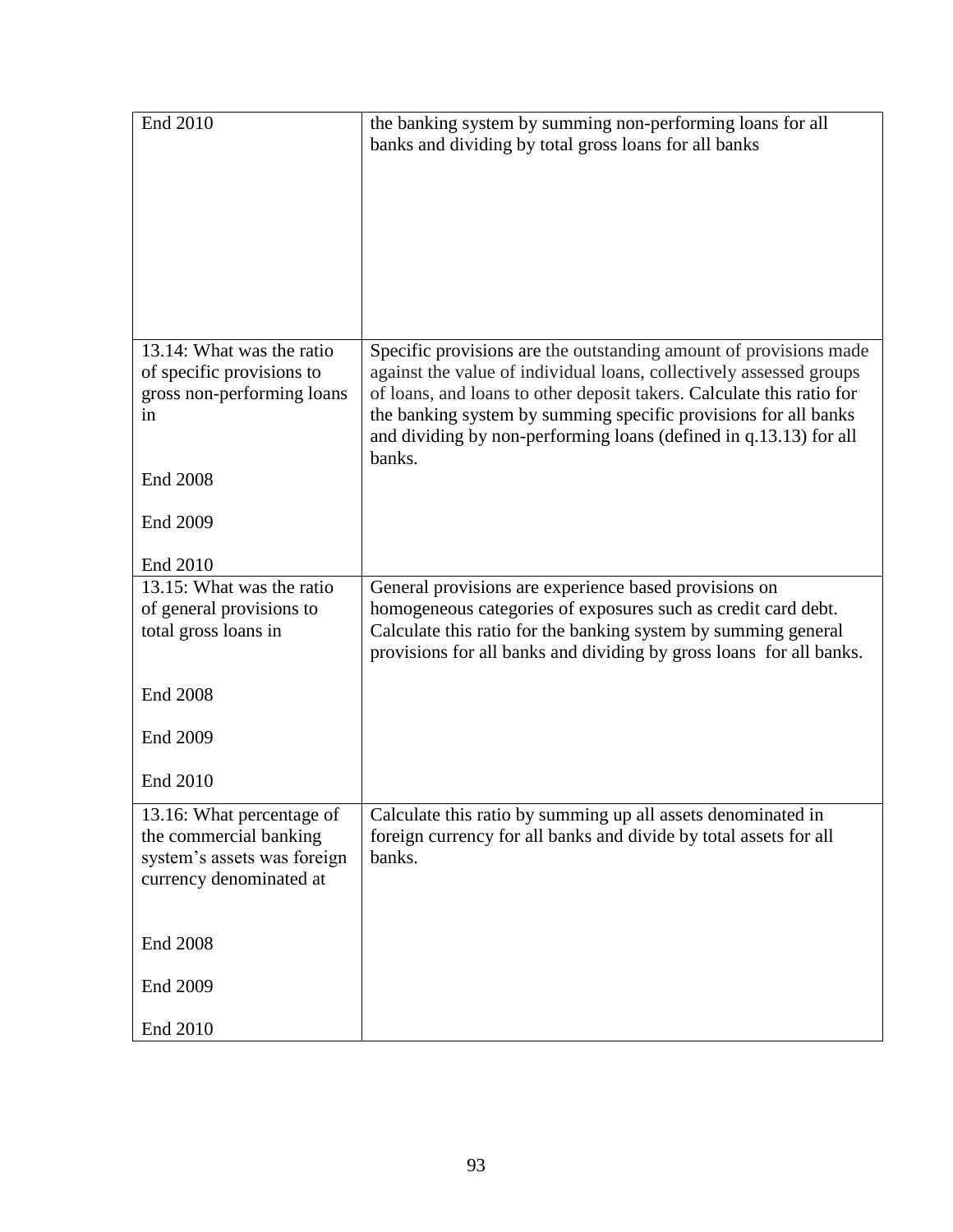| | |
|---|---|
| End 2010 | the banking system by summing non-performing loans for all banks and dividing by total gross loans for all banks |
| 13.14: What was the ratio of specific provisions to gross non-performing loans in<br><br>End 2008<br><br>End 2009<br><br>End 2010 | Specific provisions are the outstanding amount of provisions made against the value of individual loans, collectively assessed groups of loans, and loans to other deposit takers. Calculate this ratio for the banking system by summing specific provisions for all banks and dividing by non-performing loans (defined in q.13.13) for all banks. |
| 13.15: What was the ratio of general provisions to total gross loans in<br><br>End 2008<br><br>End 2009<br><br>End 2010 | General provisions are experience based provisions on homogeneous categories of exposures such as credit card debt. Calculate this ratio for the banking system by summing general provisions for all banks and dividing by gross loans for all banks. |
| 13.16: What percentage of the commercial banking system's assets was foreign currency denominated at<br><br>End 2008<br><br>End 2009<br><br>End 2010 | Calculate this ratio by summing up all assets denominated in foreign currency for all banks and divide by total assets for all banks. |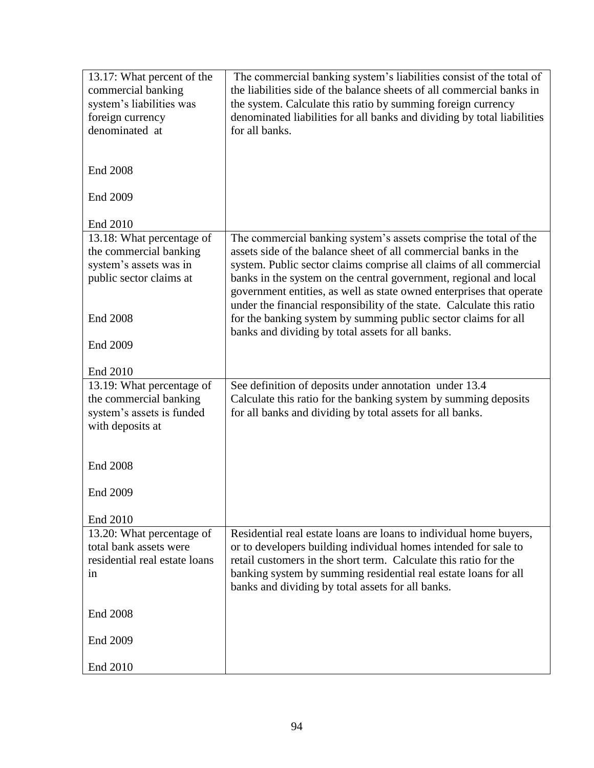| | |
|---|---|
| 13.17: What percent of the commercial banking system's liabilities was foreign currency denominated at<br><br>End 2008<br><br>End 2009<br><br>End 2010 | The commercial banking system's liabilities consist of the total of the liabilities side of the balance sheets of all commercial banks in the system. Calculate this ratio by summing foreign currency denominated liabilities for all banks and dividing by total liabilities for all banks. |
| 13.18: What percentage of the commercial banking system's assets was in public sector claims at<br><br>End 2008<br><br>End 2009<br><br>End 2010 | The commercial banking system's assets comprise the total of the assets side of the balance sheet of all commercial banks in the system. Public sector claims comprise all claims of all commercial banks in the system on the central government, regional and local government entities, as well as state owned enterprises that operate under the financial responsibility of the state. Calculate this ratio for the banking system by summing public sector claims for all banks and dividing by total assets for all banks. |
| 13.19: What percentage of the commercial banking system's assets is funded with deposits at<br><br>End 2008<br><br>End 2009<br><br>End 2010 | See definition of deposits under annotation under 13.4<br>Calculate this ratio for the banking system by summing deposits for all banks and dividing by total assets for all banks. |
| 13.20: What percentage of total bank assets were residential real estate loans in<br><br>End 2008<br><br>End 2009<br><br>End 2010 | Residential real estate loans are loans to individual home buyers, or to developers building individual homes intended for sale to retail customers in the short term. Calculate this ratio for the banking system by summing residential real estate loans for all banks and dividing by total assets for all banks. |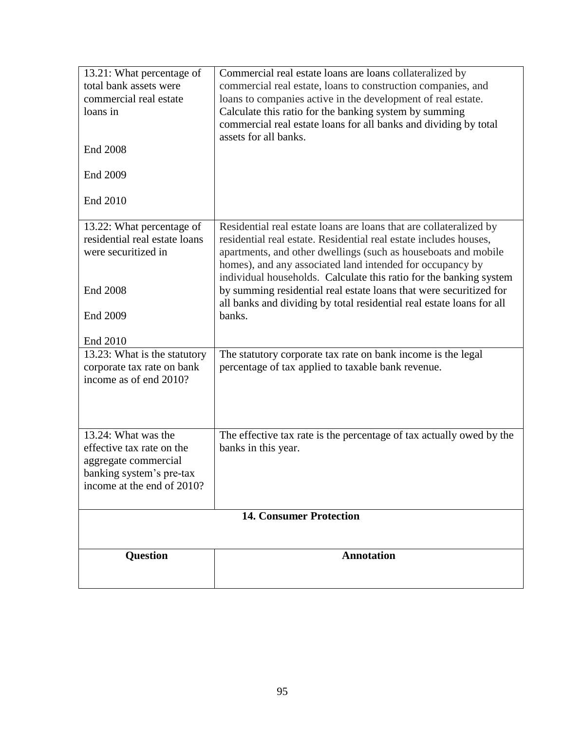| | |
|---|---|
| 13.21: What percentage of total bank assets were commercial real estate loans in<br><br>End 2008<br><br>End 2009<br><br>End 2010 | Commercial real estate loans are loans collateralized by commercial real estate, loans to construction companies, and loans to companies active in the development of real estate. Calculate this ratio for the banking system by summing commercial real estate loans for all banks and dividing by total assets for all banks. |
| 13.22: What percentage of residential real estate loans were securitized in<br><br>End 2008<br><br>End 2009<br><br>End 2010 | Residential real estate loans are loans that are collateralized by residential real estate. Residential real estate includes houses, apartments, and other dwellings (such as houseboats and mobile homes), and any associated land intended for occupancy by individual households. Calculate this ratio for the banking system by summing residential real estate loans that were securitized for all banks and dividing by total residential real estate loans for all banks. |
| 13.23: What is the statutory corporate tax rate on bank income as of end 2010? | The statutory corporate tax rate on bank income is the legal percentage of tax applied to taxable bank revenue. |
| 13.24: What was the effective tax rate on the aggregate commercial banking system's pre-tax income at the end of 2010? | The effective tax rate is the percentage of tax actually owed by the banks in this year. |

**14. Consumer Protection**

| Question | Annotation |
|---|---|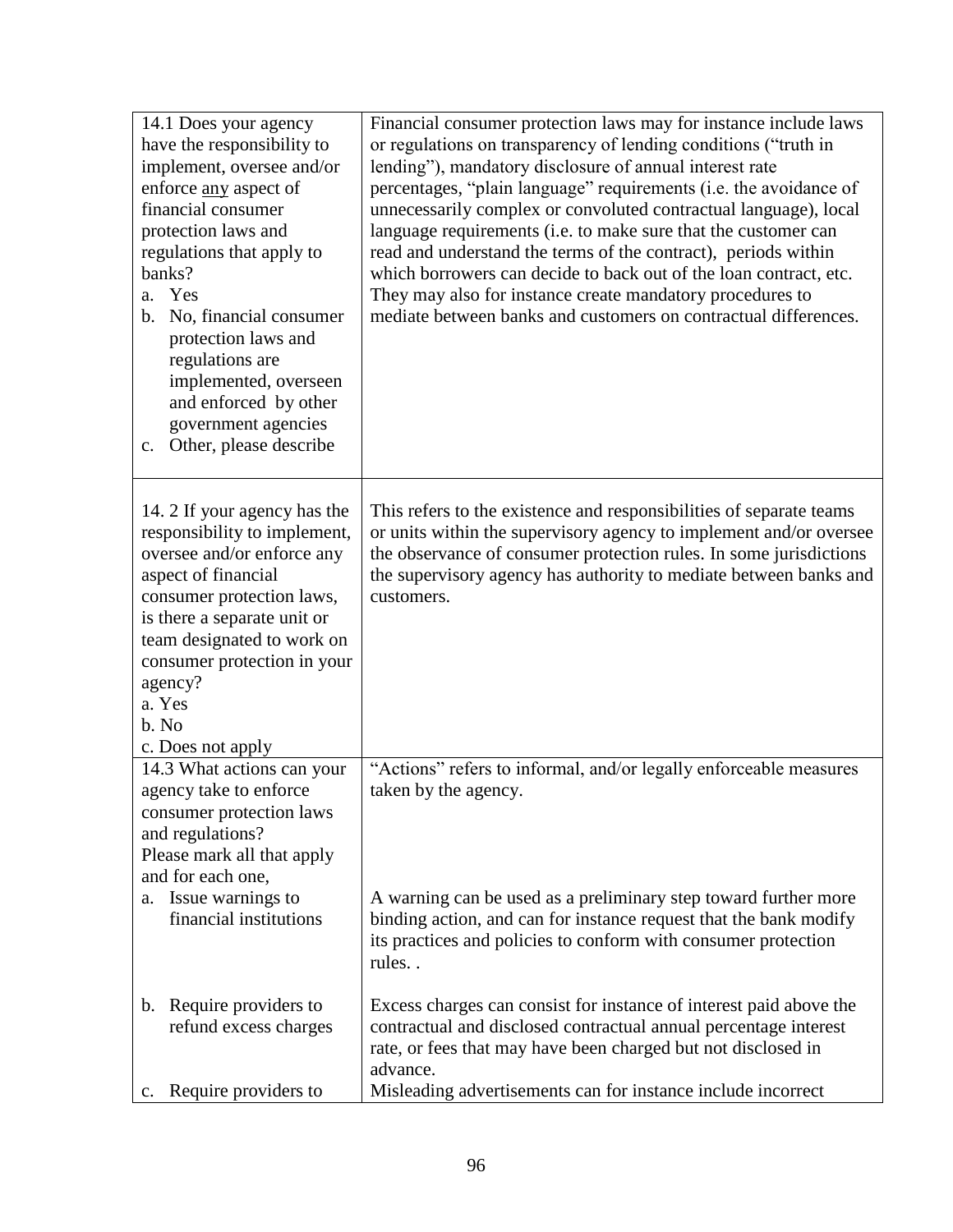| | |
|---|---|
| 14.1 Does your agency have the responsibility to implement, oversee and/or enforce <u>any</u> aspect of financial consumer protection laws and regulations that apply to banks?<br>a. Yes<br>b. No, financial consumer protection laws and regulations are implemented, overseen and enforced by other government agencies<br>c. Other, please describe | Financial consumer protection laws may for instance include laws or regulations on transparency of lending conditions ("truth in lending"), mandatory disclosure of annual interest rate percentages, "plain language" requirements (i.e. the avoidance of unnecessarily complex or convoluted contractual language), local language requirements (i.e. to make sure that the customer can read and understand the terms of the contract), periods within which borrowers can decide to back out of the loan contract, etc. They may also for instance create mandatory procedures to mediate between banks and customers on contractual differences. |
| 14. 2 If your agency has the responsibility to implement, oversee and/or enforce any aspect of financial consumer protection laws, is there a separate unit or team designated to work on consumer protection in your agency?<br>a. Yes<br>b. No<br>c. Does not apply | This refers to the existence and responsibilities of separate teams or units within the supervisory agency to implement and/or oversee the observance of consumer protection rules. In some jurisdictions the supervisory agency has authority to mediate between banks and customers. |
| 14.3 What actions can your agency take to enforce consumer protection laws and regulations?<br>Please mark all that apply and for each one, | "Actions" refers to informal, and/or legally enforceable measures taken by the agency. |
| a. Issue warnings to financial institutions | A warning can be used as a preliminary step toward further more binding action, and can for instance request that the bank modify its practices and policies to conform with consumer protection rules. . |
| b. Require providers to refund excess charges | Excess charges can consist for instance of interest paid above the contractual and disclosed contractual annual percentage interest rate, or fees that may have been charged but not disclosed in advance. |
| c. Require providers to | Misleading advertisements can for instance include incorrect |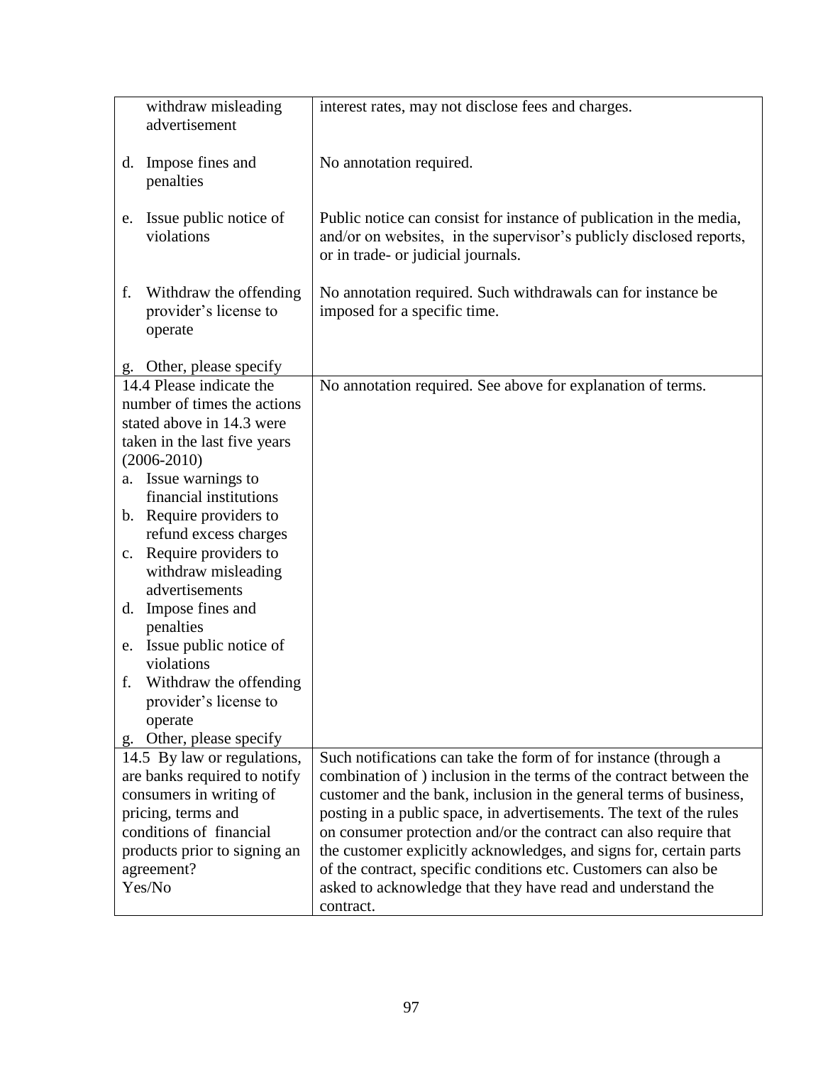| | |
|---|---|
| withdraw misleading advertisement | interest rates, may not disclose fees and charges. |
| d. Impose fines and penalties | No annotation required. |
| e. Issue public notice of violations | Public notice can consist for instance of publication in the media, and/or on websites, in the supervisor's publicly disclosed reports, or in trade- or judicial journals. |
| f. Withdraw the offending provider's license to operate | No annotation required. Such withdrawals can for instance be imposed for a specific time. |
| g. Other, please specify | |
| 14.4 Please indicate the number of times the actions stated above in 14.3 were taken in the last five years (2006-2010)<br>a. Issue warnings to financial institutions<br>b. Require providers to refund excess charges<br>c. Require providers to withdraw misleading advertisements<br>d. Impose fines and penalties<br>e. Issue public notice of violations<br>f. Withdraw the offending provider's license to operate<br>g. Other, please specify | No annotation required. See above for explanation of terms. |
| 14.5 By law or regulations, are banks required to notify consumers in writing of pricing, terms and conditions of financial products prior to signing an agreement?<br>Yes/No | Such notifications can take the form of for instance (through a combination of ) inclusion in the terms of the contract between the customer and the bank, inclusion in the general terms of business, posting in a public space, in advertisements. The text of the rules on consumer protection and/or the contract can also require that the customer explicitly acknowledges, and signs for, certain parts of the contract, specific conditions etc. Customers can also be asked to acknowledge that they have read and understand the contract. |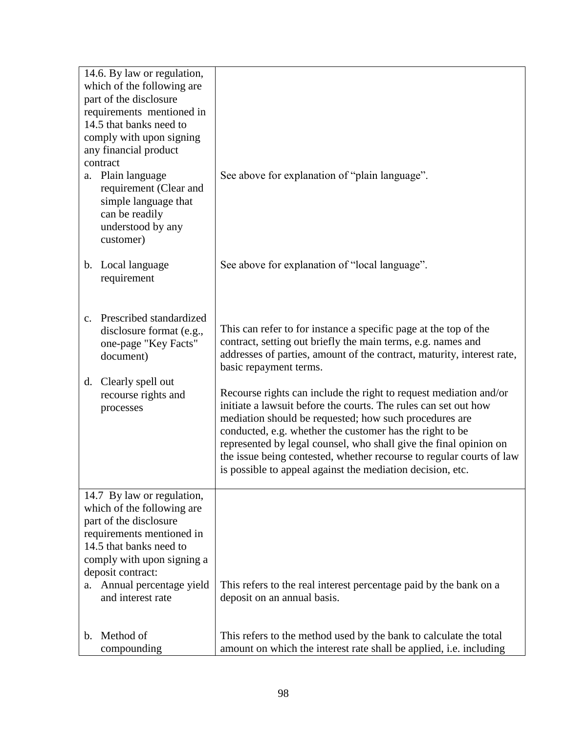| | |
|---|---|
| 14.6. By law or regulation, which of the following are part of the disclosure requirements mentioned in 14.5 that banks need to comply with upon signing any financial product contract | |
| a. Plain language requirement (Clear and simple language that can be readily understood by any customer) | See above for explanation of "plain language". |
| b. Local language requirement | See above for explanation of "local language". |
| c. Prescribed standardized disclosure format (e.g., one-page "Key Facts" document) | This can refer to for instance a specific page at the top of the contract, setting out briefly the main terms, e.g. names and addresses of parties, amount of the contract, maturity, interest rate, basic repayment terms. |
| d. Clearly spell out recourse rights and processes | Recourse rights can include the right to request mediation and/or initiate a lawsuit before the courts. The rules can set out how mediation should be requested; how such procedures are conducted, e.g. whether the customer has the right to be represented by legal counsel, who shall give the final opinion on the issue being contested, whether recourse to regular courts of law is possible to appeal against the mediation decision, etc. |
| 14.7 By law or regulation, which of the following are part of the disclosure requirements mentioned in 14.5 that banks need to comply with upon signing a deposit contract: | |
| a. Annual percentage yield and interest rate | This refers to the real interest percentage paid by the bank on a deposit on an annual basis. |
| b. Method of compounding | This refers to the method used by the bank to calculate the total amount on which the interest rate shall be applied, i.e. including |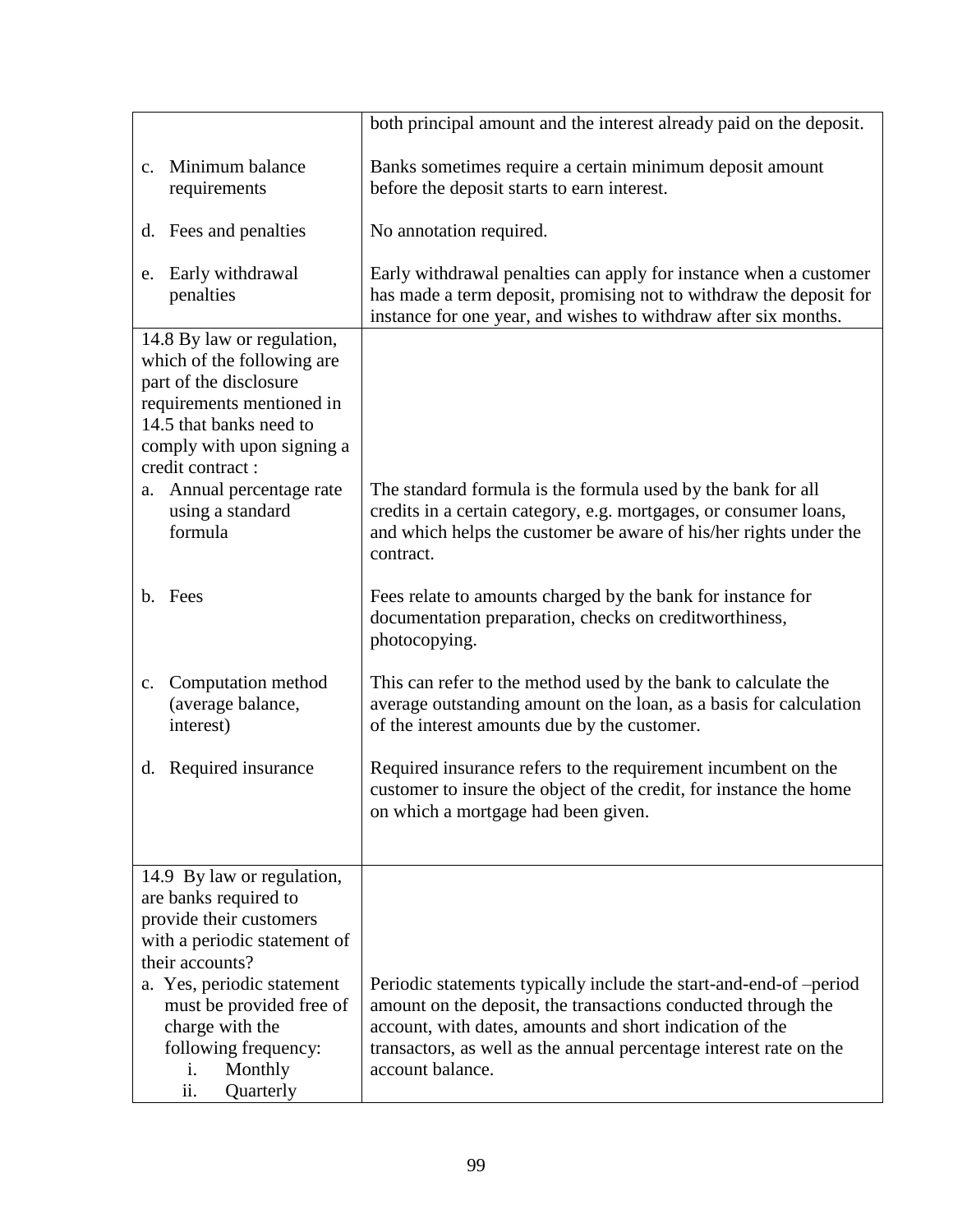| | |
|---|---|
| | both principal amount and the interest already paid on the deposit. |
| c. Minimum balance requirements | Banks sometimes require a certain minimum deposit amount before the deposit starts to earn interest. |
| d. Fees and penalties | No annotation required. |
| e. Early withdrawal penalties | Early withdrawal penalties can apply for instance when a customer has made a term deposit, promising not to withdraw the deposit for instance for one year, and wishes to withdraw after six months. |
| 14.8 By law or regulation, which of the following are part of the disclosure requirements mentioned in 14.5 that banks need to comply with upon signing a credit contract : | |
| a. Annual percentage rate using a standard formula | The standard formula is the formula used by the bank for all credits in a certain category, e.g. mortgages, or consumer loans, and which helps the customer be aware of his/her rights under the contract. |
| b. Fees | Fees relate to amounts charged by the bank for instance for documentation preparation, checks on creditworthiness, photocopying. |
| c. Computation method (average balance, interest) | This can refer to the method used by the bank to calculate the average outstanding amount on the loan, as a basis for calculation of the interest amounts due by the customer. |
| d. Required insurance | Required insurance refers to the requirement incumbent on the customer to insure the object of the credit, for instance the home on which a mortgage had been given. |
| 14.9 By law or regulation, are banks required to provide their customers with a periodic statement of their accounts? | |
| a. Yes, periodic statement must be provided free of charge with the following frequency: i. Monthly ii. Quarterly | Periodic statements typically include the start-and-end-of –period amount on the deposit, the transactions conducted through the account, with dates, amounts and short indication of the transactors, as well as the annual percentage interest rate on the account balance. |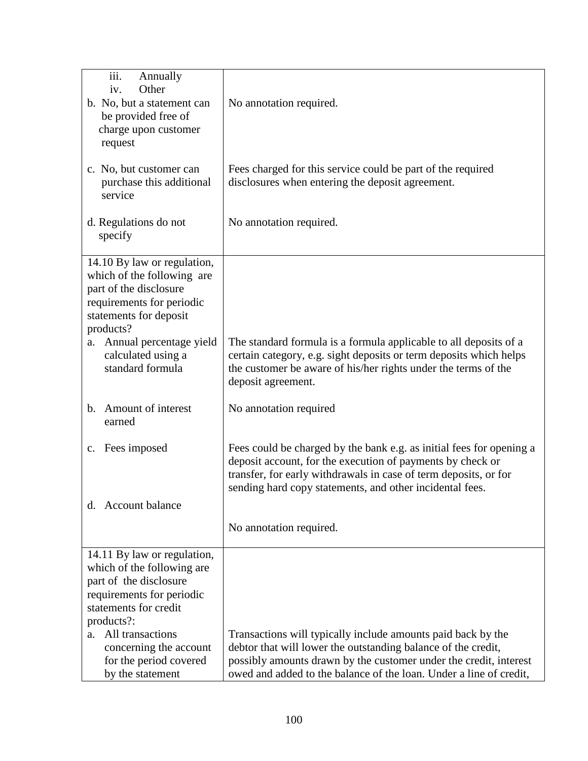| | |
|---|---|
| iii. Annually<br>iv. Other | |
| b. No, but a statement can be provided free of charge upon customer request | No annotation required. |
| c. No, but customer can purchase this additional service | Fees charged for this service could be part of the required disclosures when entering the deposit agreement. |
| d. Regulations do not specify | No annotation required. |
| 14.10 By law or regulation, which of the following are part of the disclosure requirements for periodic statements for deposit products? | |
| a. Annual percentage yield calculated using a standard formula | The standard formula is a formula applicable to all deposits of a certain category, e.g. sight deposits or term deposits which helps the customer be aware of his/her rights under the terms of the deposit agreement. |
| b. Amount of interest earned | No annotation required |
| c. Fees imposed | Fees could be charged by the bank e.g. as initial fees for opening a deposit account, for the execution of payments by check or transfer, for early withdrawals in case of term deposits, or for sending hard copy statements, and other incidental fees. |
| d. Account balance | No annotation required. |
| 14.11 By law or regulation, which of the following are part of the disclosure requirements for periodic statements for credit products?: | |
| a. All transactions concerning the account for the period covered by the statement | Transactions will typically include amounts paid back by the debtor that will lower the outstanding balance of the credit, possibly amounts drawn by the customer under the credit, interest owed and added to the balance of the loan. Under a line of credit, |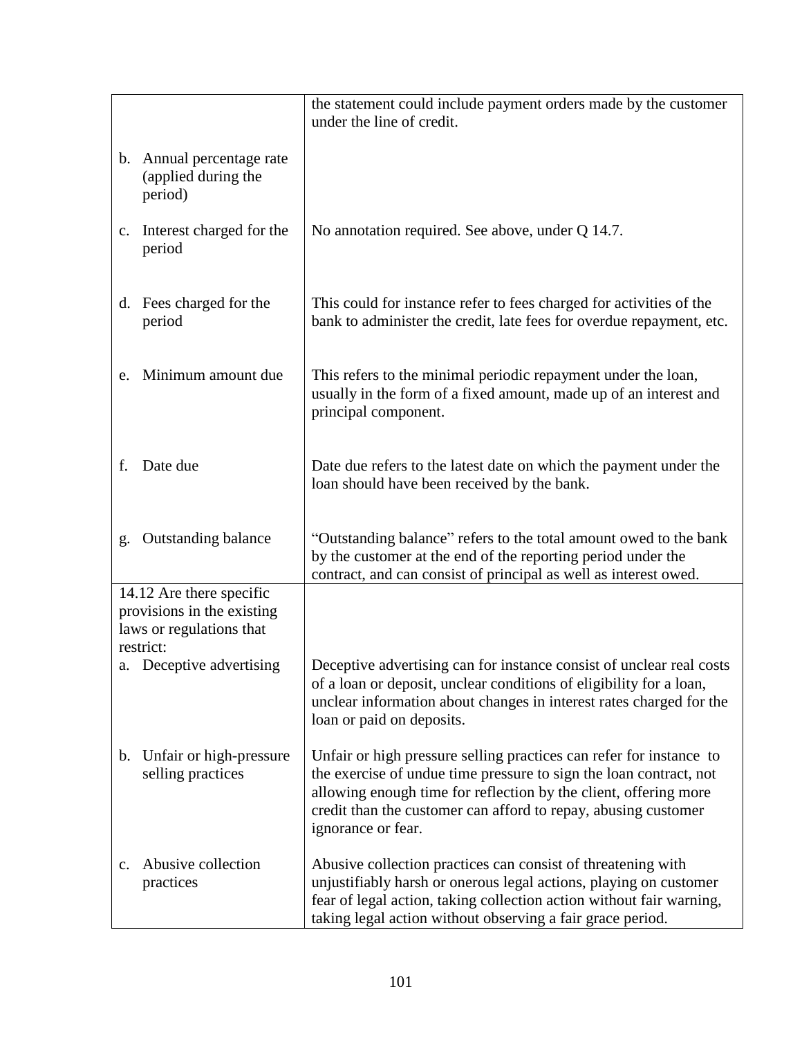| | |
|---|---|
| | the statement could include payment orders made by the customer under the line of credit. |
| b. Annual percentage rate (applied during the period) | |
| c. Interest charged for the period | No annotation required. See above, under Q 14.7. |
| d. Fees charged for the period | This could for instance refer to fees charged for activities of the bank to administer the credit, late fees for overdue repayment, etc. |
| e. Minimum amount due | This refers to the minimal periodic repayment under the loan, usually in the form of a fixed amount, made up of an interest and principal component. |
| f. Date due | Date due refers to the latest date on which the payment under the loan should have been received by the bank. |
| g. Outstanding balance | "Outstanding balance" refers to the total amount owed to the bank by the customer at the end of the reporting period under the contract, and can consist of principal as well as interest owed. |
| 14.12 Are there specific provisions in the existing laws or regulations that restrict: | |
| a. Deceptive advertising | Deceptive advertising can for instance consist of unclear real costs of a loan or deposit, unclear conditions of eligibility for a loan, unclear information about changes in interest rates charged for the loan or paid on deposits. |
| b. Unfair or high-pressure selling practices | Unfair or high pressure selling practices can refer for instance to the exercise of undue time pressure to sign the loan contract, not allowing enough time for reflection by the client, offering more credit than the customer can afford to repay, abusing customer ignorance or fear. |
| c. Abusive collection practices | Abusive collection practices can consist of threatening with unjustifiably harsh or onerous legal actions, playing on customer fear of legal action, taking collection action without fair warning, taking legal action without observing a fair grace period. |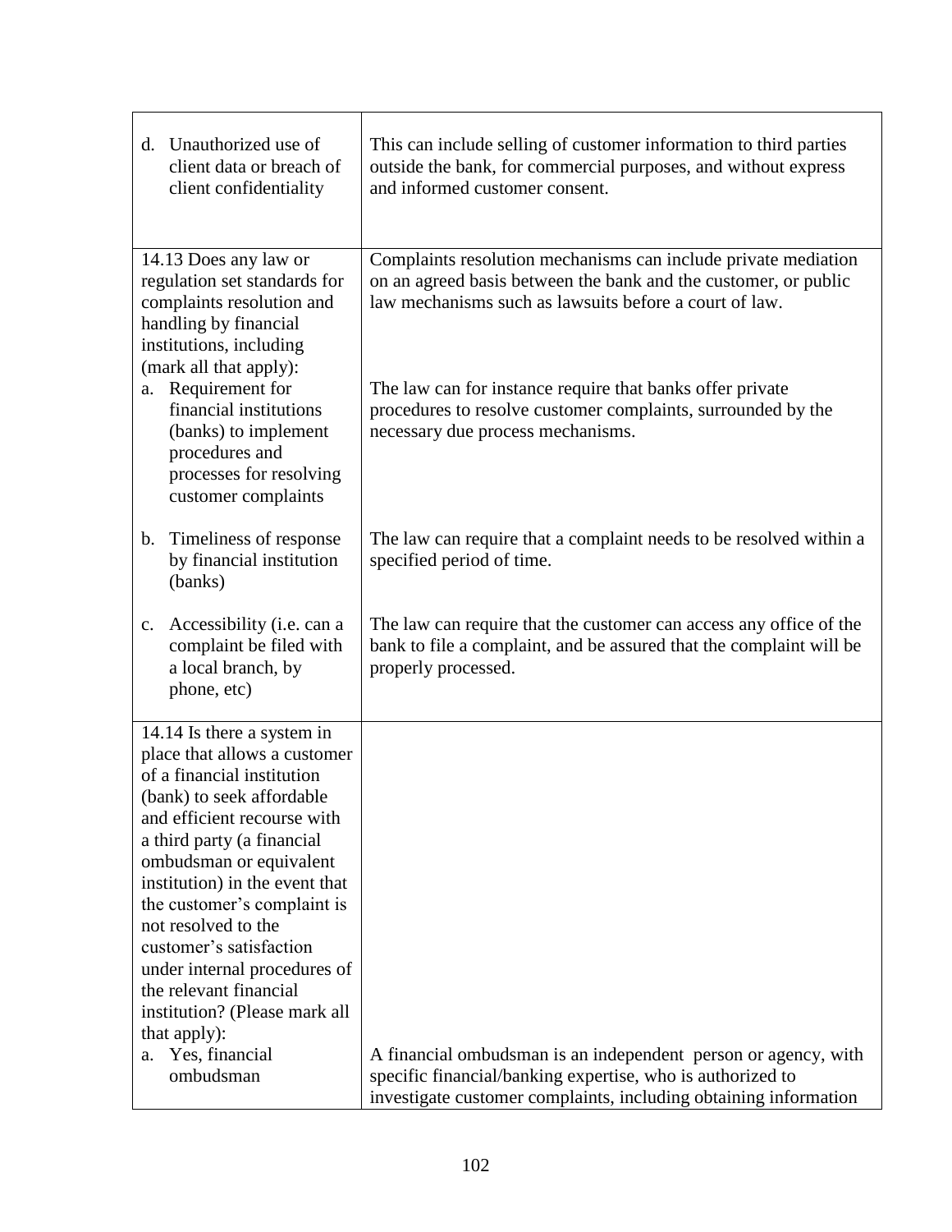| | |
|---|---|
| d. Unauthorized use of client data or breach of client confidentiality | This can include selling of customer information to third parties outside the bank, for commercial purposes, and without express and informed customer consent. |
| 14.13 Does any law or regulation set standards for complaints resolution and handling by financial institutions, including (mark all that apply): | Complaints resolution mechanisms can include private mediation on an agreed basis between the bank and the customer, or public law mechanisms such as lawsuits before a court of law. |
| a. Requirement for financial institutions (banks) to implement procedures and processes for resolving customer complaints | The law can for instance require that banks offer private procedures to resolve customer complaints, surrounded by the necessary due process mechanisms. |
| b. Timeliness of response by financial institution (banks) | The law can require that a complaint needs to be resolved within a specified period of time. |
| c. Accessibility (i.e. can a complaint be filed with a local branch, by phone, etc) | The law can require that the customer can access any office of the bank to file a complaint, and be assured that the complaint will be properly processed. |
| 14.14 Is there a system in place that allows a customer of a financial institution (bank) to seek affordable and efficient recourse with a third party (a financial ombudsman or equivalent institution) in the event that the customer's complaint is not resolved to the customer's satisfaction under internal procedures of the relevant financial institution? (Please mark all that apply): | |
| a. Yes, financial ombudsman | A financial ombudsman is an independent person or agency, with specific financial/banking expertise, who is authorized to investigate customer complaints, including obtaining information |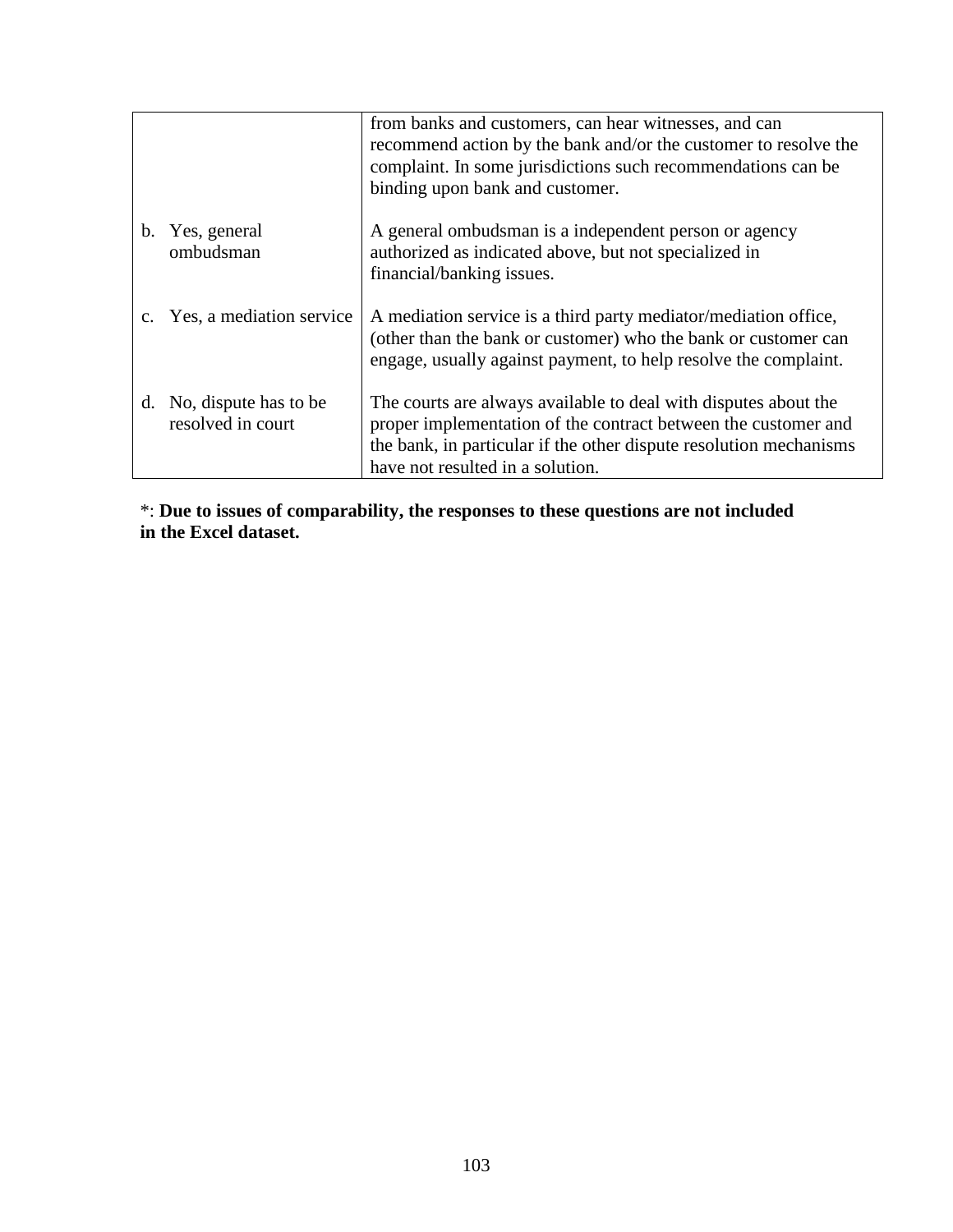| | |
|---|---|
| | from banks and customers, can hear witnesses, and can recommend action by the bank and/or the customer to resolve the complaint. In some jurisdictions such recommendations can be binding upon bank and customer. |
| b. Yes, general ombudsman | A general ombudsman is a independent person or agency authorized as indicated above, but not specialized in financial/banking issues. |
| c. Yes, a mediation service | A mediation service is a third party mediator/mediation office, (other than the bank or customer) who the bank or customer can engage, usually against payment, to help resolve the complaint. |
| d. No, dispute has to be resolved in court | The courts are always available to deal with disputes about the proper implementation of the contract between the customer and the bank, in particular if the other dispute resolution mechanisms have not resulted in a solution. |

*: **Due to issues of comparability, the responses to these questions are not included in the Excel dataset.**